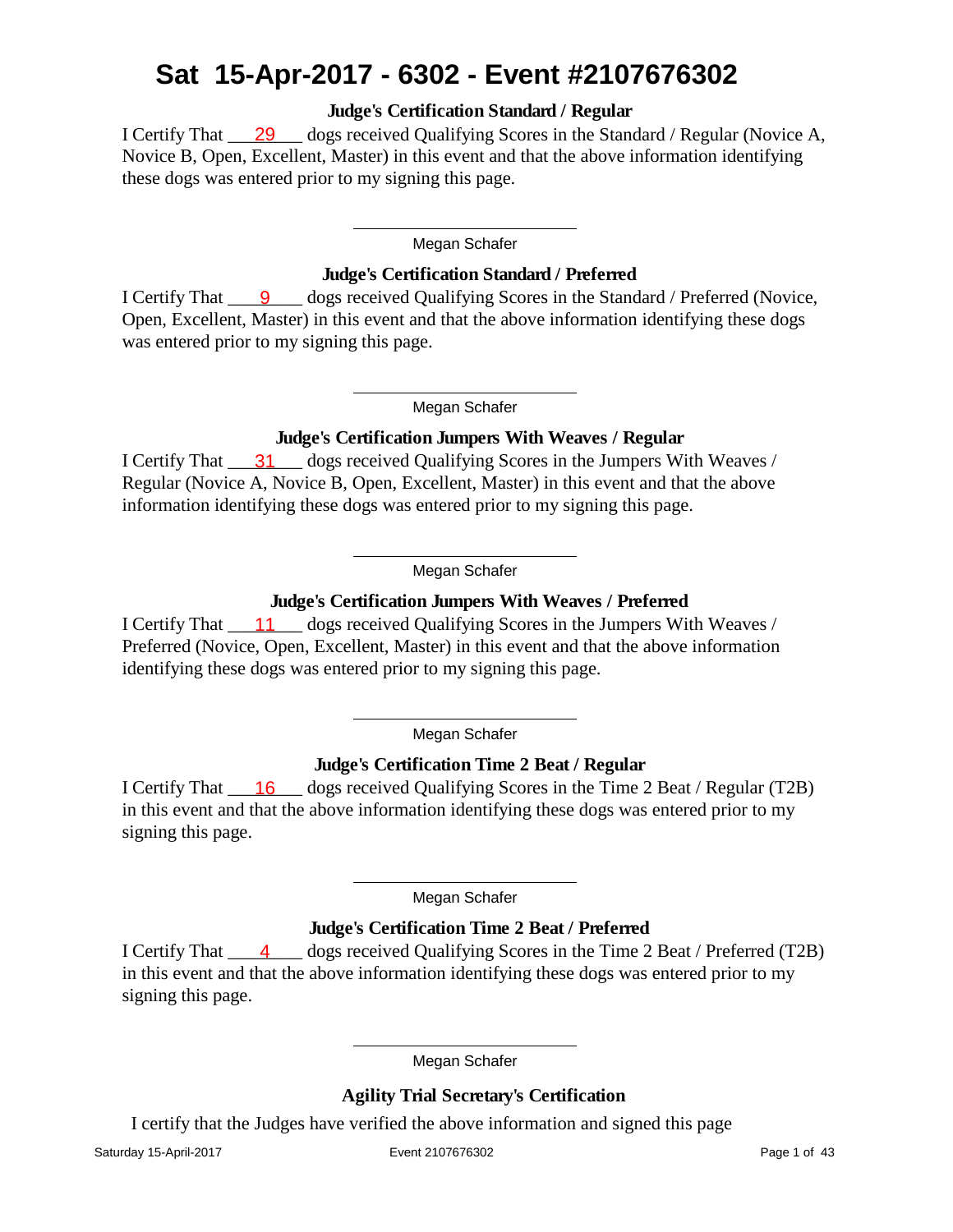# Sat 15-Apr-2017 - 6302 - Event #2107676302

### Judge's Certification Standard / Regular

I Certify That \_\_\_29\_\_\_\_ dogs received Qualifying Scores in the Standard / Regular (Novice A, Novice B, Open, Excellent, Master) in this event and that the above information identifying these dogs was entered prior to my signing this page.

\_\_\_\_\_\_\_\_\_\_\_\_\_\_\_\_\_\_\_\_\_\_\_\_\_\_\_\_
Megan Schafer

### Judge's Certification Standard / Preferred

I Certify That \_\_\_\_9\_\_\_\_ dogs received Qualifying Scores in the Standard / Preferred (Novice, Open, Excellent, Master) in this event and that the above information identifying these dogs was entered prior to my signing this page.

\_\_\_\_\_\_\_\_\_\_\_\_\_\_\_\_\_\_\_\_\_\_\_\_\_\_\_\_
Megan Schafer

### Judge's Certification Jumpers With Weaves / Regular

I Certify That \_\_\_31\_\_\_\_ dogs received Qualifying Scores in the Jumpers With Weaves / Regular (Novice A, Novice B, Open, Excellent, Master) in this event and that the above information identifying these dogs was entered prior to my signing this page.

\_\_\_\_\_\_\_\_\_\_\_\_\_\_\_\_\_\_\_\_\_\_\_\_\_\_\_\_
Megan Schafer

### Judge's Certification Jumpers With Weaves / Preferred

I Certify That \_\_\_11\_\_\_\_ dogs received Qualifying Scores in the Jumpers With Weaves / Preferred (Novice, Open, Excellent, Master) in this event and that the above information identifying these dogs was entered prior to my signing this page.

\_\_\_\_\_\_\_\_\_\_\_\_\_\_\_\_\_\_\_\_\_\_\_\_\_\_\_\_
Megan Schafer

### Judge's Certification Time 2 Beat / Regular

I Certify That \_\_\_16\_\_\_\_ dogs received Qualifying Scores in the Time 2 Beat / Regular (T2B) in this event and that the above information identifying these dogs was entered prior to my signing this page.

\_\_\_\_\_\_\_\_\_\_\_\_\_\_\_\_\_\_\_\_\_\_\_\_\_\_\_\_
Megan Schafer

### Judge's Certification Time 2 Beat / Preferred

I Certify That \_\_\_\_4\_\_\_\_ dogs received Qualifying Scores in the Time 2 Beat / Preferred (T2B) in this event and that the above information identifying these dogs was entered prior to my signing this page.

\_\_\_\_\_\_\_\_\_\_\_\_\_\_\_\_\_\_\_\_\_\_\_\_\_\_\_\_
Megan Schafer

### Agility Trial Secretary's Certification

I certify that the Judges have verified the above information and signed this page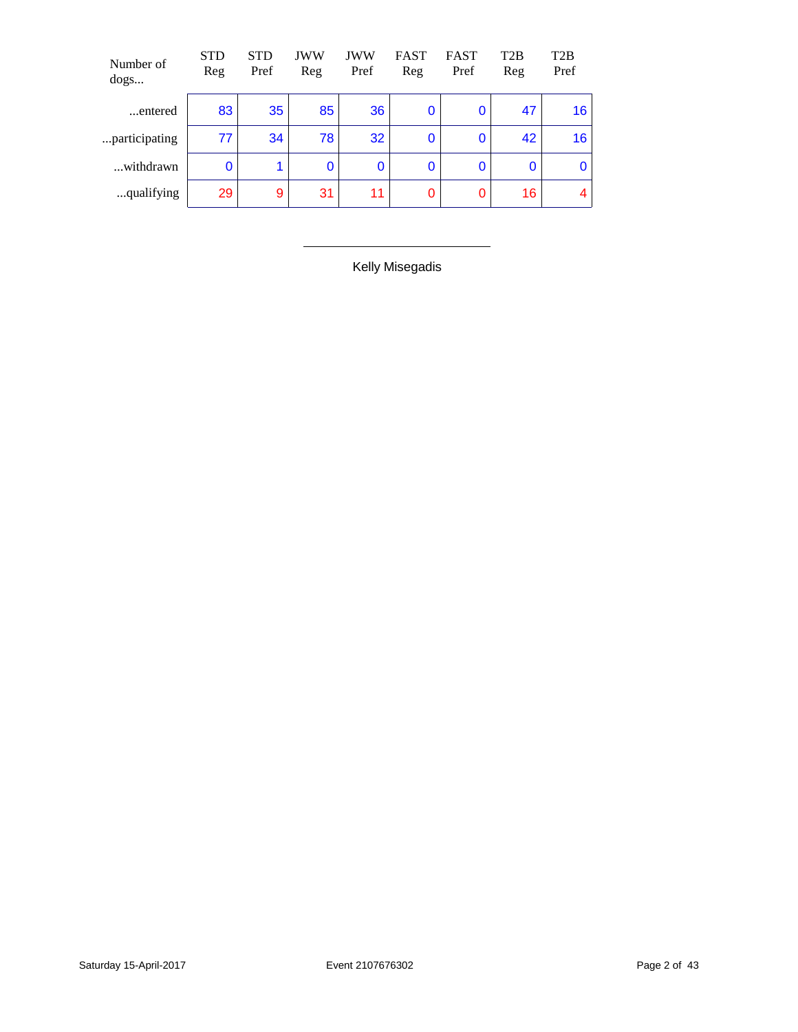| Number of dogs... | STD Reg | STD Pref | JWW Reg | JWW Pref | FAST Reg | FAST Pref | T2B Reg | T2B Pref |
|---|---|---|---|---|---|---|---|---|
| ...entered | 83 | 35 | 85 | 36 | 0 | 0 | 47 | 16 |
| ...participating | 77 | 34 | 78 | 32 | 0 | 0 | 42 | 16 |
| ...withdrawn | 0 | 1 | 0 | 0 | 0 | 0 | 0 | 0 |
| ...qualifying | 29 | 9 | 31 | 11 | 0 | 0 | 16 | 4 |

Kelly Misegadis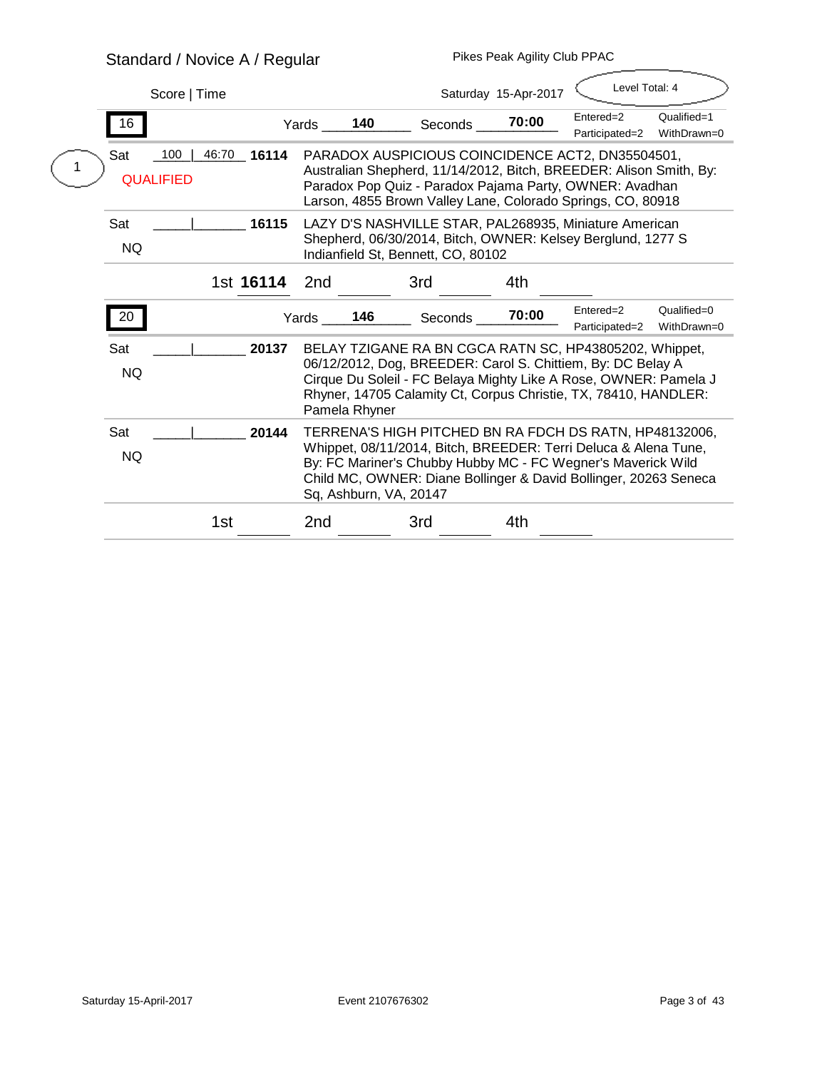## Standard / Novice A / Regular

Pikes Peak Agility Club PPAC

Score | Time — Saturday 15-Apr-2017 — Level Total: 4

**16** — Yards **140** — Seconds **70:00** — Entered=2, Qualified=1, Participated=2, WithDrawn=0

| Place | Day / Result | Score \| Time | Armband | Dog |
|---|---|---|---|---|
| 1 | Sat QUALIFIED | 100 \| 46:70 | **16114** | PARADOX AUSPICIOUS COINCIDENCE ACT2, DN35504501, Australian Shepherd, 11/14/2012, Bitch, BREEDER: Alison Smith, By: Paradox Pop Quiz - Paradox Pajama Party, OWNER: Avadhan Larson, 4855 Brown Valley Lane, Colorado Springs, CO, 80918 |
| | Sat NQ | \| | **16115** | LAZY D'S NASHVILLE STAR, PAL268935, Miniature American Shepherd, 06/30/2014, Bitch, OWNER: Kelsey Berglund, 1277 S Indianfield St, Bennett, CO, 80102 |

1st **16114** 2nd ______ 3rd ______ 4th ______

**20** — Yards **146** — Seconds **70:00** — Entered=2, Qualified=0, Participated=2, WithDrawn=0

| Place | Day / Result | Score \| Time | Armband | Dog |
|---|---|---|---|---|
| | Sat NQ | \| | **20137** | BELAY TZIGANE RA BN CGCA RATN SC, HP43805202, Whippet, 06/12/2012, Dog, BREEDER: Carol S. Chittiem, By: DC Belay A Cirque Du Soleil - FC Belaya Mighty Like A Rose, OWNER: Pamela J Rhyner, 14705 Calamity Ct, Corpus Christie, TX, 78410, HANDLER: Pamela Rhyner |
| | Sat NQ | \| | **20144** | TERRENA'S HIGH PITCHED BN RA FDCH DS RATN, HP48132006, Whippet, 08/11/2014, Bitch, BREEDER: Terri Deluca & Alena Tune, By: FC Mariner's Chubby Hubby MC - FC Wegner's Maverick Wild Child MC, OWNER: Diane Bollinger & David Bollinger, 20263 Seneca Sq, Ashburn, VA, 20147 |

1st ______ 2nd ______ 3rd ______ 4th ______

Saturday 15-April-2017 — Event 2107676302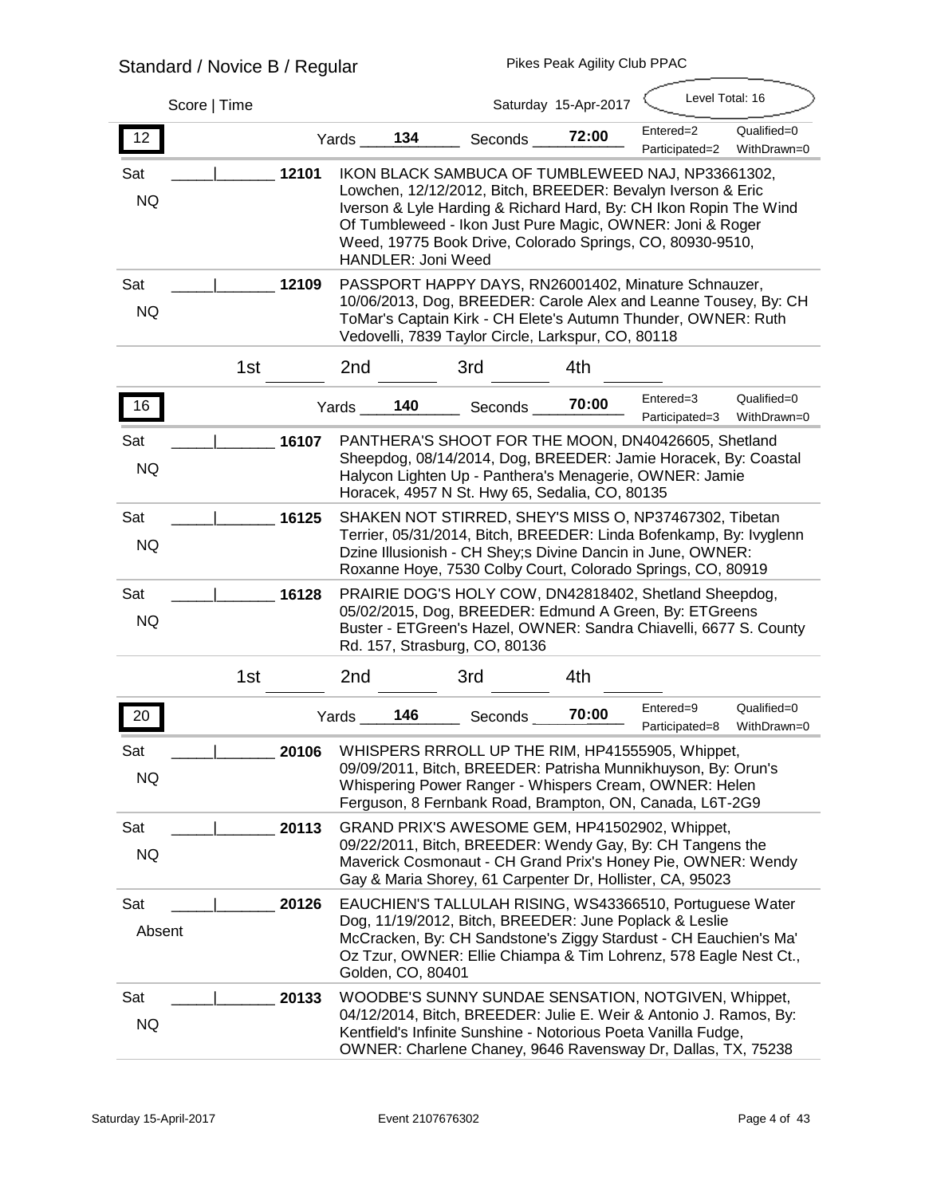Standard / Novice B / Regular

Pikes Peak Agility Club PPAC

Score | Time

Saturday 15-Apr-2017

Level Total: 16

**12** Yards **134** Seconds **72:00** Entered=2 Qualified=0 Participated=2 WithDrawn=0

Sat NQ _____|_______ **12101** IKON BLACK SAMBUCA OF TUMBLEWEED NAJ, NP33661302, Lowchen, 12/12/2012, Bitch, BREEDER: Bevalyn Iverson & Eric Iverson & Lyle Harding & Richard Hard, By: CH Ikon Ropin The Wind Of Tumbleweed - Ikon Just Pure Magic, OWNER: Joni & Roger Weed, 19775 Book Drive, Colorado Springs, CO, 80930-9510, HANDLER: Joni Weed

Sat NQ _____|_______ **12109** PASSPORT HAPPY DAYS, RN26001402, Minature Schnauzer, 10/06/2013, Dog, BREEDER: Carole Alex and Leanne Tousey, By: CH ToMar's Captain Kirk - CH Elete's Autumn Thunder, OWNER: Ruth Vedovelli, 7839 Taylor Circle, Larkspur, CO, 80118

1st _______ 2nd _______ 3rd _______ 4th _______

**16** Yards **140** Seconds **70:00** Entered=3 Qualified=0 Participated=3 WithDrawn=0

Sat NQ _____|_______ **16107** PANTHERA'S SHOOT FOR THE MOON, DN40426605, Shetland Sheepdog, 08/14/2014, Dog, BREEDER: Jamie Horacek, By: Coastal Halycon Lighten Up - Panthera's Menagerie, OWNER: Jamie Horacek, 4957 N St. Hwy 65, Sedalia, CO, 80135

Sat NQ _____|_______ **16125** SHAKEN NOT STIRRED, SHEY'S MISS O, NP37467302, Tibetan Terrier, 05/31/2014, Bitch, BREEDER: Linda Bofenkamp, By: Ivyglenn Dzine Illusionish - CH Shey;s Divine Dancin in June, OWNER: Roxanne Hoye, 7530 Colby Court, Colorado Springs, CO, 80919

Sat NQ _____|_______ **16128** PRAIRIE DOG'S HOLY COW, DN42818402, Shetland Sheepdog, 05/02/2015, Dog, BREEDER: Edmund A Green, By: ETGreens Buster - ETGreen's Hazel, OWNER: Sandra Chiavelli, 6677 S. County Rd. 157, Strasburg, CO, 80136

1st _______ 2nd _______ 3rd _______ 4th _______

**20** Yards **146** Seconds **70:00** Entered=9 Qualified=0 Participated=8 WithDrawn=0

Sat NQ _____|_______ **20106** WHISPERS RRROLL UP THE RIM, HP41555905, Whippet, 09/09/2011, Bitch, BREEDER: Patrisha Munnikhuyson, By: Orun's Whispering Power Ranger - Whispers Cream, OWNER: Helen Ferguson, 8 Fernbank Road, Brampton, ON, Canada, L6T-2G9

Sat NQ _____|_______ **20113** GRAND PRIX'S AWESOME GEM, HP41502902, Whippet, 09/22/2011, Bitch, BREEDER: Wendy Gay, By: CH Tangens the Maverick Cosmonaut - CH Grand Prix's Honey Pie, OWNER: Wendy Gay & Maria Shorey, 61 Carpenter Dr, Hollister, CA, 95023

Sat Absent _____|_______ **20126** EAUCHIEN'S TALLULAH RISING, WS43366510, Portuguese Water Dog, 11/19/2012, Bitch, BREEDER: June Poplack & Leslie McCracken, By: CH Sandstone's Ziggy Stardust - CH Eauchien's Ma' Oz Tzur, OWNER: Ellie Chiampa & Tim Lohrenz, 578 Eagle Nest Ct., Golden, CO, 80401

Sat NQ _____|_______ **20133** WOODBE'S SUNNY SUNDAE SENSATION, NOTGIVEN, Whippet, 04/12/2014, Bitch, BREEDER: Julie E. Weir & Antonio J. Ramos, By: Kentfield's Infinite Sunshine - Notorious Poeta Vanilla Fudge, OWNER: Charlene Chaney, 9646 Ravensway Dr, Dallas, TX, 75238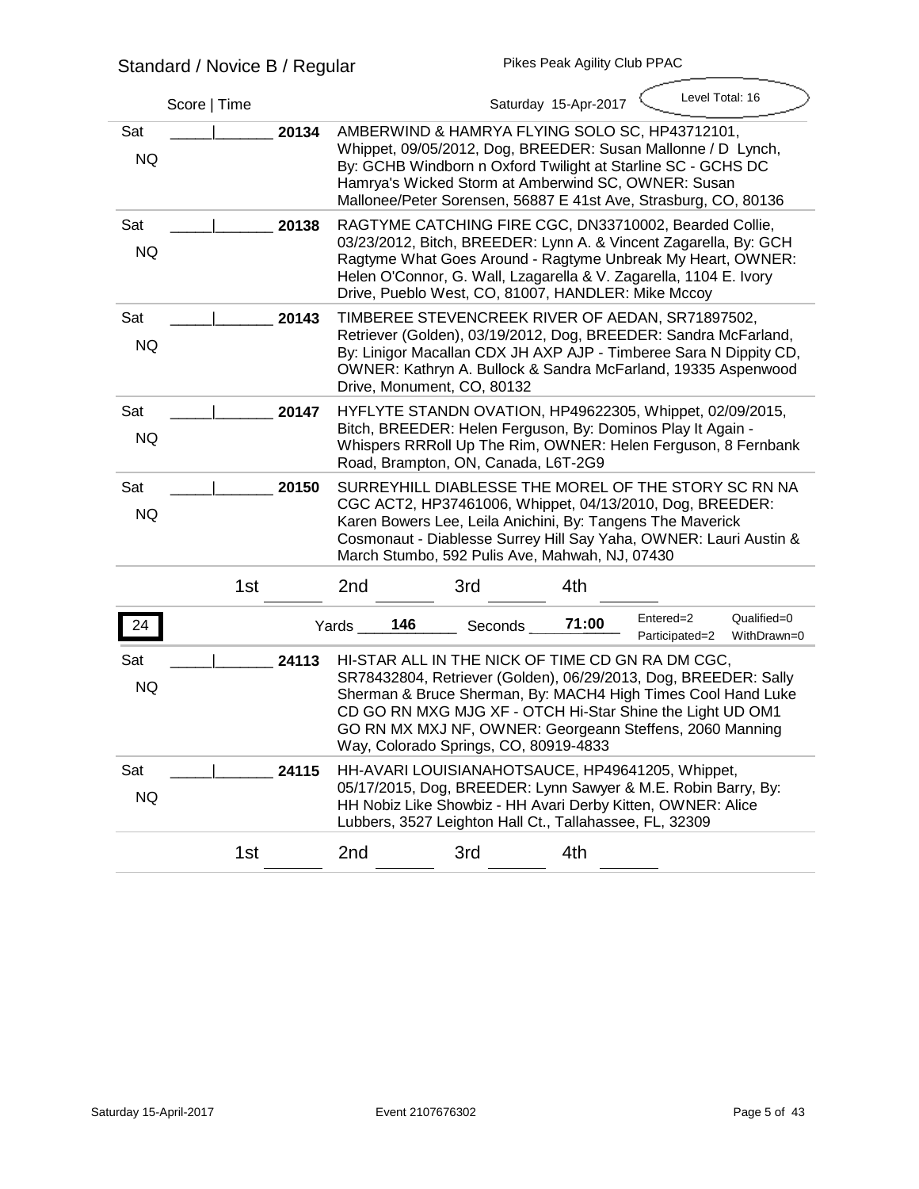Standard / Novice B / Regular

Pikes Peak Agility Club PPAC

Score | Time

Saturday 15-Apr-2017

Level Total: 16

| | Score / Time | Armband | Entry |
|---|---|---|---|
| Sat NQ | _____\|_______ | 20134 | AMBERWIND & HAMRYA FLYING SOLO SC, HP43712101, Whippet, 09/05/2012, Dog, BREEDER: Susan Mallonne / D Lynch, By: GCHB Windborn n Oxford Twilight at Starline SC - GCHS DC Hamrya's Wicked Storm at Amberwind SC, OWNER: Susan Mallonee/Peter Sorensen, 56887 E 41st Ave, Strasburg, CO, 80136 |
| Sat NQ | _____\|_______ | 20138 | RAGTYME CATCHING FIRE CGC, DN33710002, Bearded Collie, 03/23/2012, Bitch, BREEDER: Lynn A. & Vincent Zagarella, By: GCH Ragtyme What Goes Around - Ragtyme Unbreak My Heart, OWNER: Helen O'Connor, G. Wall, Lzagarella & V. Zagarella, 1104 E. Ivory Drive, Pueblo West, CO, 81007, HANDLER: Mike Mccoy |
| Sat NQ | _____\|_______ | 20143 | TIMBEREE STEVENCREEK RIVER OF AEDAN, SR71897502, Retriever (Golden), 03/19/2012, Dog, BREEDER: Sandra McFarland, By: Linigor Macallan CDX JH AXP AJP - Timberee Sara N Dippity CD, OWNER: Kathryn A. Bullock & Sandra McFarland, 19335 Aspenwood Drive, Monument, CO, 80132 |
| Sat NQ | _____\|_______ | 20147 | HYFLYTE STANDN OVATION, HP49622305, Whippet, 02/09/2015, Bitch, BREEDER: Helen Ferguson, By: Dominos Play It Again - Whispers RRRoll Up The Rim, OWNER: Helen Ferguson, 8 Fernbank Road, Brampton, ON, Canada, L6T-2G9 |
| Sat NQ | _____\|_______ | 20150 | SURREYHILL DIABLESSE THE MOREL OF THE STORY SC RN NA CGC ACT2, HP37461006, Whippet, 04/13/2010, Dog, BREEDER: Karen Bowers Lee, Leila Anichini, By: Tangens The Maverick Cosmonaut - Diablesse Surrey Hill Say Yaha, OWNER: Lauri Austin & March Stumbo, 592 Pulis Ave, Mahwah, NJ, 07430 |

1st _______ 2nd _______ 3rd _______ 4th _______

**24** Yards **146** Seconds **71:00** Entered=2 Participated=2 Qualified=0 WithDrawn=0

| | Score / Time | Armband | Entry |
|---|---|---|---|
| Sat NQ | _____\|_______ | 24113 | HI-STAR ALL IN THE NICK OF TIME CD GN RA DM CGC, SR78432804, Retriever (Golden), 06/29/2013, Dog, BREEDER: Sally Sherman & Bruce Sherman, By: MACH4 High Times Cool Hand Luke CD GO RN MXG MJG XF - OTCH Hi-Star Shine the Light UD OM1 GO RN MX MXJ NF, OWNER: Georgeann Steffens, 2060 Manning Way, Colorado Springs, CO, 80919-4833 |
| Sat NQ | _____\|_______ | 24115 | HH-AVARI LOUISIANAHOTSAUCE, HP49641205, Whippet, 05/17/2015, Dog, BREEDER: Lynn Sawyer & M.E. Robin Barry, By: HH Nobiz Like Showbiz - HH Avari Derby Kitten, OWNER: Alice Lubbers, 3527 Leighton Hall Ct., Tallahassee, FL, 32309 |

1st _______ 2nd _______ 3rd _______ 4th _______

Saturday 15-April-2017 Event 2107676302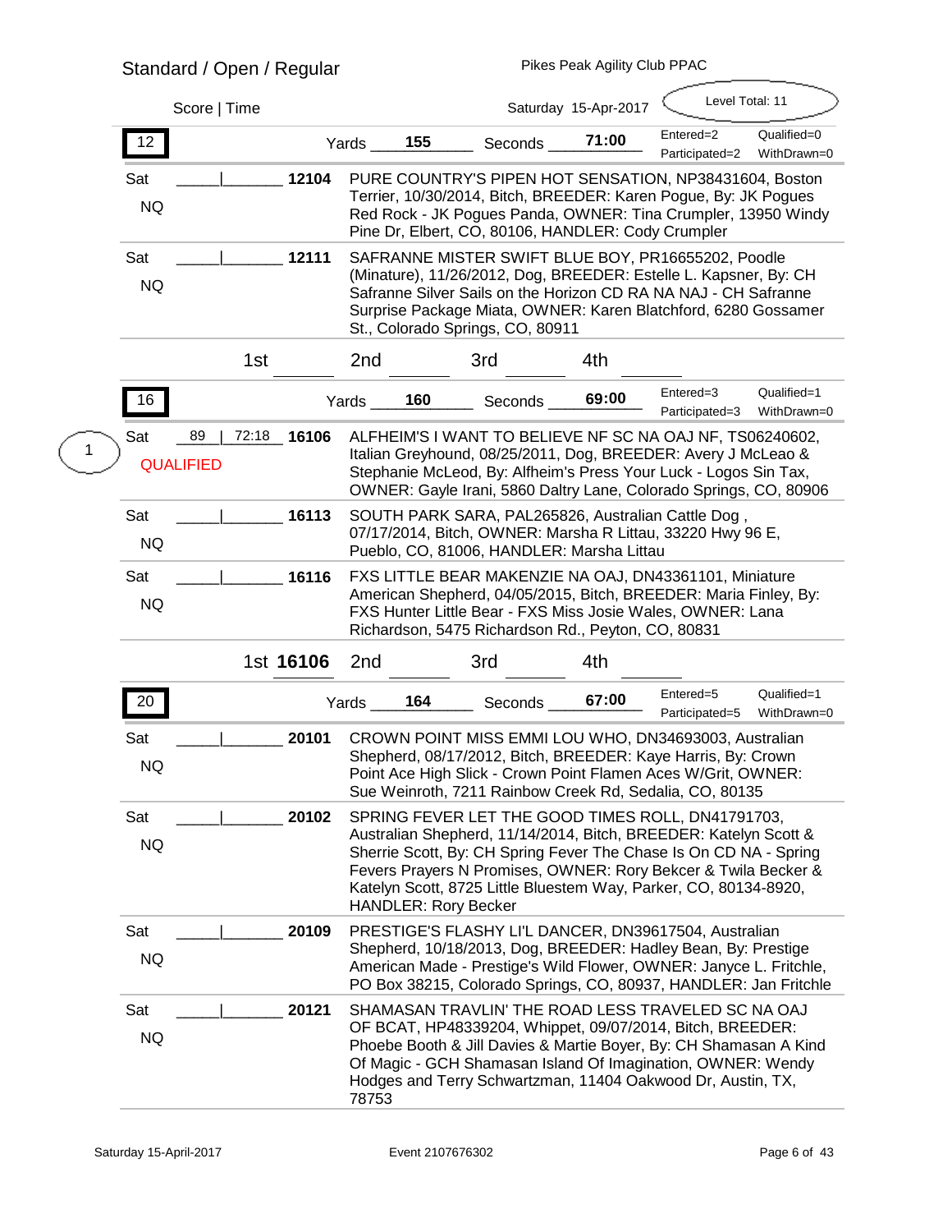## Standard / Open / Regular

Pikes Peak Agility Club PPAC

Score | Time

Saturday 15-Apr-2017

Level Total: 11

### 12

Yards 155 Seconds 71:00

Entered=2 Qualified=0 Participated=2 WithDrawn=0

| Day / Result | Score | Time | Armband | Entry |
|---|---|---|---|---|
| Sat NQ | | | 12104 | PURE COUNTRY'S PIPEN HOT SENSATION, NP38431604, Boston Terrier, 10/30/2014, Bitch, BREEDER: Karen Pogue, By: JK Pogues Red Rock - JK Pogues Panda, OWNER: Tina Crumpler, 13950 Windy Pine Dr, Elbert, CO, 80106, HANDLER: Cody Crumpler |
| Sat NQ | | | 12111 | SAFRANNE MISTER SWIFT BLUE BOY, PR16655202, Poodle (Miniature), 11/26/2012, Dog, BREEDER: Estelle L. Kapsner, By: CH Safranne Silver Sails on the Horizon CD RA NA NAJ - CH Safranne Surprise Package Miata, OWNER: Karen Blatchford, 6280 Gossamer St., Colorado Springs, CO, 80911 |

1st ______ 2nd ______ 3rd ______ 4th ______

### 16

Yards 160 Seconds 69:00

Entered=3 Qualified=1 Participated=3 WithDrawn=0

| Place | Day / Result | Score | Time | Armband | Entry |
|---|---|---|---|---|---|
| 1 | Sat QUALIFIED | 89 | 72:18 | 16106 | ALFHEIM'S I WANT TO BELIEVE NF SC NA OAJ NF, TS06240602, Italian Greyhound, 08/25/2011, Dog, BREEDER: Avery J McLeao & Stephanie McLeod, By: Alfheim's Press Your Luck - Logos Sin Tax, OWNER: Gayle Irani, 5860 Daltry Lane, Colorado Springs, CO, 80906 |
| | Sat NQ | | | 16113 | SOUTH PARK SARA, PAL265826, Australian Cattle Dog , 07/17/2014, Bitch, OWNER: Marsha R Littau, 33220 Hwy 96 E, Pueblo, CO, 81006, HANDLER: Marsha Littau |
| | Sat NQ | | | 16116 | FXS LITTLE BEAR MAKENZIE NA OAJ, DN43361101, Miniature American Shepherd, 04/05/2015, Bitch, BREEDER: Maria Finley, By: FXS Hunter Little Bear - FXS Miss Josie Wales, OWNER: Lana Richardson, 5475 Richardson Rd., Peyton, CO, 80831 |

1st **16106** 2nd ______ 3rd ______ 4th ______

### 20

Yards 164 Seconds 67:00

Entered=5 Qualified=1 Participated=5 WithDrawn=0

| Day / Result | Score | Time | Armband | Entry |
|---|---|---|---|---|
| Sat NQ | | | 20101 | CROWN POINT MISS EMMI LOU WHO, DN34693003, Australian Shepherd, 08/17/2012, Bitch, BREEDER: Kaye Harris, By: Crown Point Ace High Slick - Crown Point Flamen Aces W/Grit, OWNER: Sue Weinroth, 7211 Rainbow Creek Rd, Sedalia, CO, 80135 |
| Sat NQ | | | 20102 | SPRING FEVER LET THE GOOD TIMES ROLL, DN41791703, Australian Shepherd, 11/14/2014, Bitch, BREEDER: Katelyn Scott & Sherrie Scott, By: CH Spring Fever The Chase Is On CD NA - Spring Fevers Prayers N Promises, OWNER: Rory Bekcer & Twila Becker & Katelyn Scott, 8725 Little Bluestem Way, Parker, CO, 80134-8920, HANDLER: Rory Becker |
| Sat NQ | | | 20109 | PRESTIGE'S FLASHY LI'L DANCER, DN39617504, Australian Shepherd, 10/18/2013, Dog, BREEDER: Hadley Bean, By: Prestige American Made - Prestige's Wild Flower, OWNER: Janyce L. Fritchle, PO Box 38215, Colorado Springs, CO, 80937, HANDLER: Jan Fritchle |
| Sat NQ | | | 20121 | SHAMASAN TRAVLIN' THE ROAD LESS TRAVELED SC NA OAJ OF BCAT, HP48339204, Whippet, 09/07/2014, Bitch, BREEDER: Phoebe Booth & Jill Davies & Martie Boyer, By: CH Shamasan A Kind Of Magic - GCH Shamasan Island Of Imagination, OWNER: Wendy Hodges and Terry Schwartzman, 11404 Oakwood Dr, Austin, TX, 78753 |

Saturday 15-April-2017 Event 2107676302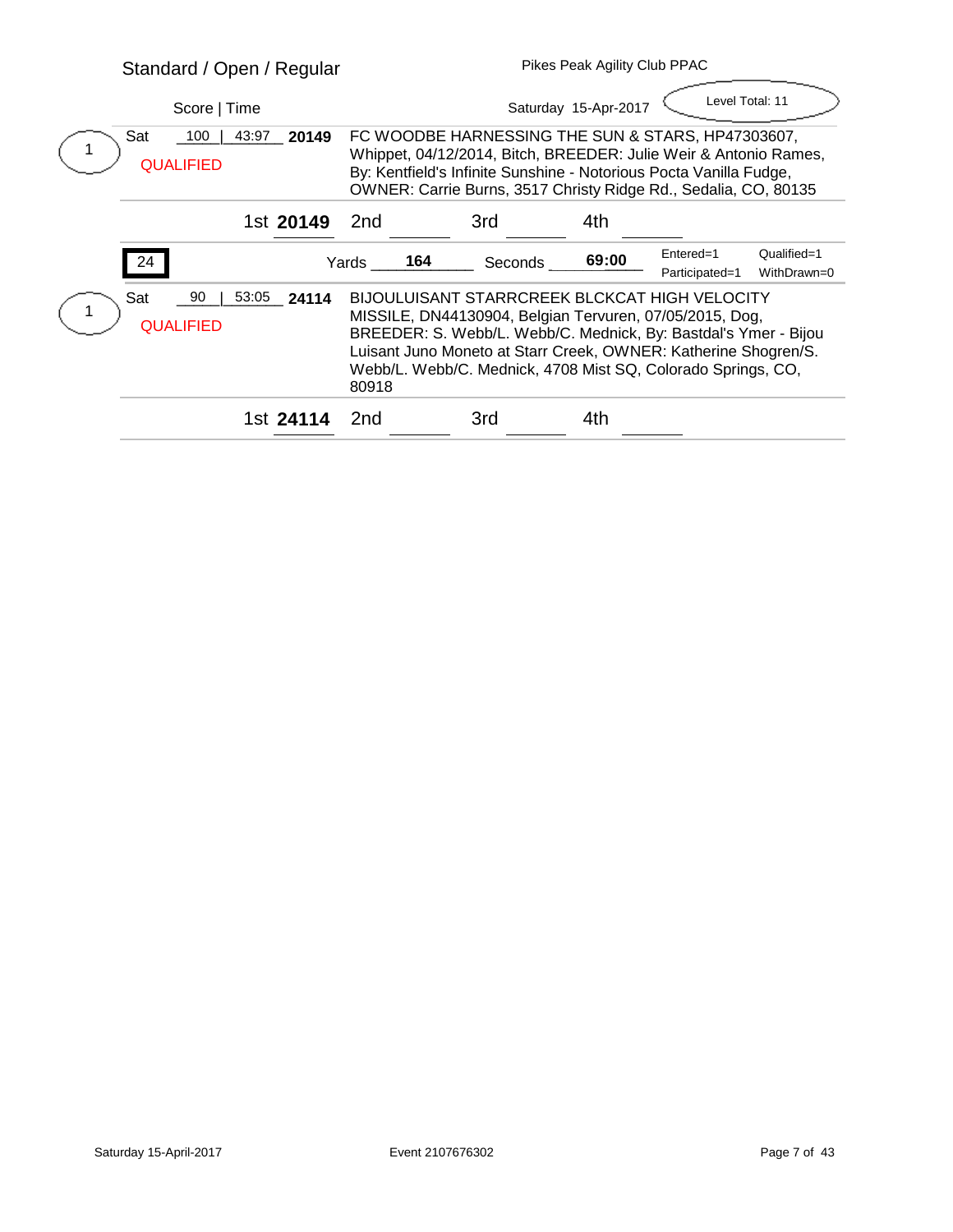## Standard / Open / Regular

Pikes Peak Agility Club PPAC

Score | Time — Saturday 15-Apr-2017 — Level Total: 11

**1** — Sat 100 | 43:97 **20149** — QUALIFIED

FC WOODBE HARNESSING THE SUN & STARS, HP47303607, Whippet, 04/12/2014, Bitch, BREEDER: Julie Weir & Antonio Rames, By: Kentfield's Infinite Sunshine - Notorious Pocta Vanilla Fudge, OWNER: Carrie Burns, 3517 Christy Ridge Rd., Sedalia, CO, 80135

1st **20149** 2nd ______ 3rd ______ 4th ______

**24** — Yards **164** — Seconds **69:00** — Entered=1, Qualified=1, Participated=1, WithDrawn=0

**1** — Sat 90 | 53:05 **24114** — QUALIFIED

BIJOULUISANT STARRCREEK BLCKCAT HIGH VELOCITY MISSILE, DN44130904, Belgian Tervuren, 07/05/2015, Dog, BREEDER: S. Webb/L. Webb/C. Mednick, By: Bastdal's Ymer - Bijou Luisant Juno Moneto at Starr Creek, OWNER: Katherine Shogren/S. Webb/L. Webb/C. Mednick, 4708 Mist SQ, Colorado Springs, CO, 80918

1st **24114** 2nd ______ 3rd ______ 4th ______

Saturday 15-April-2017 — Event 2107676302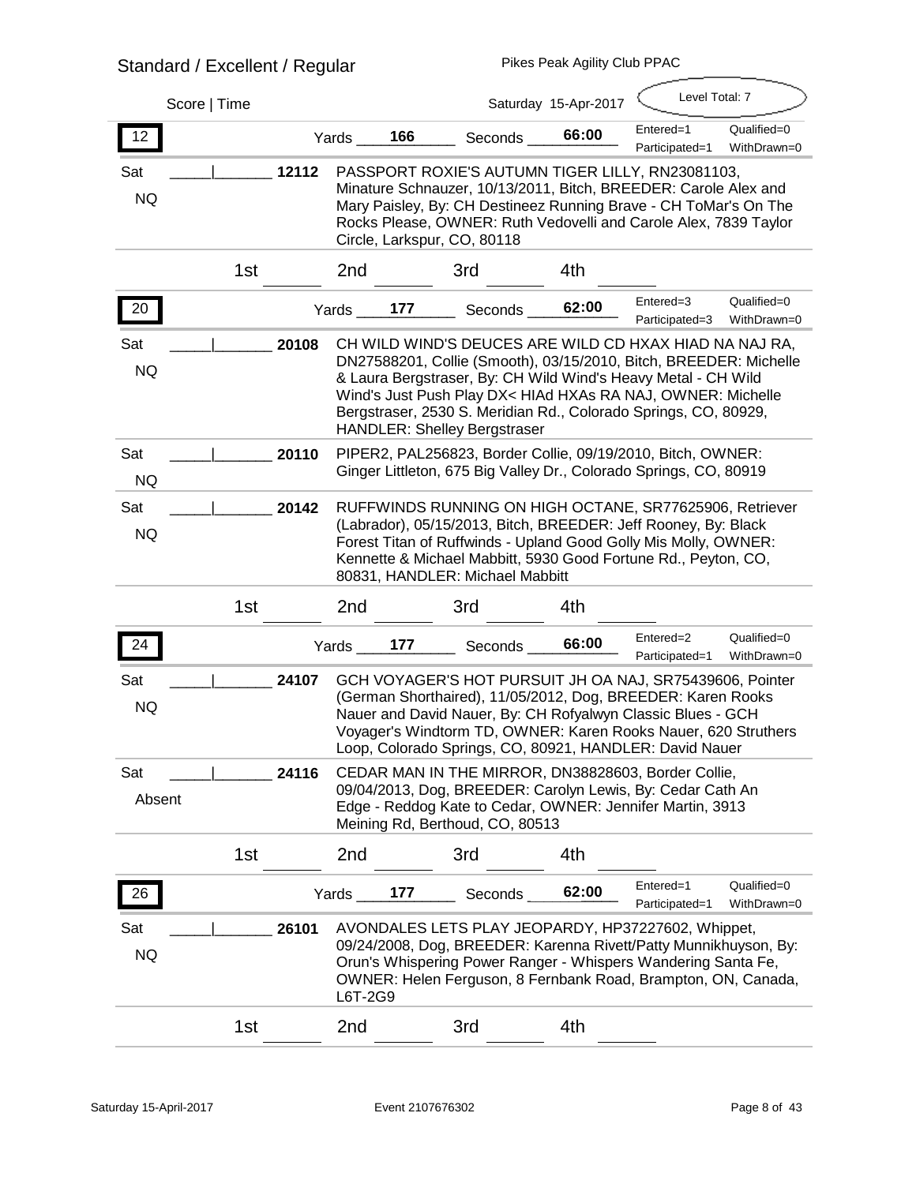# Standard / Excellent / Regular

Pikes Peak Agility Club PPAC

Score | Time — Saturday 15-Apr-2017 — Level Total: 7

## 12

Yards 166 — Seconds 66:00 — Entered=1, Qualified=0, Participated=1, WithDrawn=0

Sat / NQ — _____|_______ **12112** — PASSPORT ROXIE'S AUTUMN TIGER LILLY, RN23081103, Minature Schnauzer, 10/13/2011, Bitch, BREEDER: Carole Alex and Mary Paisley, By: CH Destineez Running Brave - CH ToMar's On The Rocks Please, OWNER: Ruth Vedovelli and Carole Alex, 7839 Taylor Circle, Larkspur, CO, 80118

1st _______ 2nd _______ 3rd _______ 4th _______

## 20

Yards 177 — Seconds 62:00 — Entered=3, Qualified=0, Participated=3, WithDrawn=0

Sat / NQ — _____|_______ **20108** — CH WILD WIND'S DEUCES ARE WILD CD HXAX HIAD NA NAJ RA, DN27588201, Collie (Smooth), 03/15/2010, Bitch, BREEDER: Michelle & Laura Bergstraser, By: CH Wild Wind's Heavy Metal - CH Wild Wind's Just Push Play DX< HIAd HXAs RA NAJ, OWNER: Michelle Bergstraser, 2530 S. Meridian Rd., Colorado Springs, CO, 80929, HANDLER: Shelley Bergstraser

Sat / NQ — _____|_______ **20110** — PIPER2, PAL256823, Border Collie, 09/19/2010, Bitch, OWNER: Ginger Littleton, 675 Big Valley Dr., Colorado Springs, CO, 80919

Sat / NQ — _____|_______ **20142** — RUFFWINDS RUNNING ON HIGH OCTANE, SR77625906, Retriever (Labrador), 05/15/2013, Bitch, BREEDER: Jeff Rooney, By: Black Forest Titan of Ruffwinds - Upland Good Golly Mis Molly, OWNER: Kennette & Michael Mabbitt, 5930 Good Fortune Rd., Peyton, CO, 80831, HANDLER: Michael Mabbitt

1st _______ 2nd _______ 3rd _______ 4th _______

## 24

Yards 177 — Seconds 66:00 — Entered=2, Qualified=0, Participated=1, WithDrawn=0

Sat / NQ — _____|_______ **24107** — GCH VOYAGER'S HOT PURSUIT JH OA NAJ, SR75439606, Pointer (German Shorthaired), 11/05/2012, Dog, BREEDER: Karen Rooks Nauer and David Nauer, By: CH Rofyalwyn Classic Blues - GCH Voyager's Windtorm TD, OWNER: Karen Rooks Nauer, 620 Struthers Loop, Colorado Springs, CO, 80921, HANDLER: David Nauer

Sat / Absent — _____|_______ **24116** — CEDAR MAN IN THE MIRROR, DN38828603, Border Collie, 09/04/2013, Dog, BREEDER: Carolyn Lewis, By: Cedar Cath An Edge - Reddog Kate to Cedar, OWNER: Jennifer Martin, 3913 Meining Rd, Berthoud, CO, 80513

1st _______ 2nd _______ 3rd _______ 4th _______

## 26

Yards 177 — Seconds 62:00 — Entered=1, Qualified=0, Participated=1, WithDrawn=0

Sat / NQ — _____|_______ **26101** — AVONDALES LETS PLAY JEOPARDY, HP37227602, Whippet, 09/24/2008, Dog, BREEDER: Karenna Rivett/Patty Munnikhuyson, By: Orun's Whispering Power Ranger - Whispers Wandering Santa Fe, OWNER: Helen Ferguson, 8 Fernbank Road, Brampton, ON, Canada, L6T-2G9

1st _______ 2nd _______ 3rd _______ 4th _______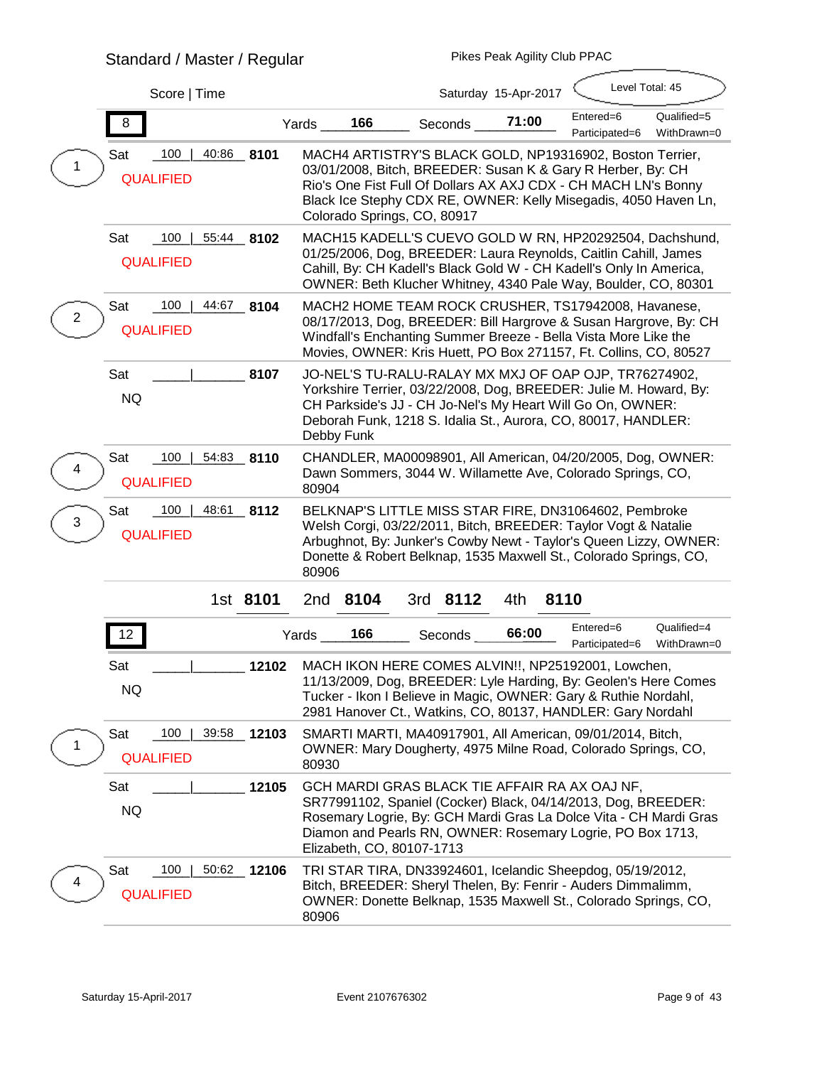## Standard / Master / Regular

Pikes Peak Agility Club PPAC

Score | Time

Saturday 15-Apr-2017

Level Total: 45

**8** Yards **166** Seconds **71:00** Entered=6 Qualified=5 Participated=6 WithDrawn=0

| Place | Day | Score / Time | Armband | Details |
|---|---|---|---|---|
| 1 | Sat QUALIFIED | 100 \| 40:86 | **8101** | MACH4 ARTISTRY'S BLACK GOLD, NP19316902, Boston Terrier, 03/01/2008, Bitch, BREEDER: Susan K & Gary R Herber, By: CH Rio's One Fist Full Of Dollars AX AXJ CDX - CH MACH LN's Bonny Black Ice Stephy CDX RE, OWNER: Kelly Misegadis, 4050 Haven Ln, Colorado Springs, CO, 80917 |
| | Sat QUALIFIED | 100 \| 55:44 | **8102** | MACH15 KADELL'S CUEVO GOLD W RN, HP20292504, Dachshund, 01/25/2006, Dog, BREEDER: Laura Reynolds, Caitlin Cahill, James Cahill, By: CH Kadell's Black Gold W - CH Kadell's Only In America, OWNER: Beth Klucher Whitney, 4340 Pale Way, Boulder, CO, 80301 |
| 2 | Sat QUALIFIED | 100 \| 44:67 | **8104** | MACH2 HOME TEAM ROCK CRUSHER, TS17942008, Havanese, 08/17/2013, Dog, BREEDER: Bill Hargrove & Susan Hargrove, By: CH Windfall's Enchanting Summer Breeze - Bella Vista More Like the Movies, OWNER: Kris Huett, PO Box 271157, Ft. Collins, CO, 80527 |
| | Sat NQ | \| | **8107** | JO-NEL'S TU-RALU-RALAY MX MXJ OF OAP OJP, TR76274902, Yorkshire Terrier, 03/22/2008, Dog, BREEDER: Julie M. Howard, By: CH Parkside's JJ - CH Jo-Nel's My Heart Will Go On, OWNER: Deborah Funk, 1218 S. Idalia St., Aurora, CO, 80017, HANDLER: Debby Funk |
| 4 | Sat QUALIFIED | 100 \| 54:83 | **8110** | CHANDLER, MA00098901, All American, 04/20/2005, Dog, OWNER: Dawn Sommers, 3044 W. Willamette Ave, Colorado Springs, CO, 80904 |
| 3 | Sat QUALIFIED | 100 \| 48:61 | **8112** | BELKNAP'S LITTLE MISS STAR FIRE, DN31064602, Pembroke Welsh Corgi, 03/22/2011, Bitch, BREEDER: Taylor Vogt & Natalie Arbughnot, By: Junker's Cowby Newt - Taylor's Queen Lizzy, OWNER: Donette & Robert Belknap, 1535 Maxwell St., Colorado Springs, CO, 80906 |

1st **8101** 2nd **8104** 3rd **8112** 4th **8110**

**12** Yards **166** Seconds **66:00** Entered=6 Qualified=4 Participated=6 WithDrawn=0

| Place | Day | Score / Time | Armband | Details |
|---|---|---|---|---|
| | Sat NQ | \| | **12102** | MACH IKON HERE COMES ALVIN!!, NP25192001, Lowchen, 11/13/2009, Dog, BREEDER: Lyle Harding, By: Geolen's Here Comes Tucker - Ikon I Believe in Magic, OWNER: Gary & Ruthie Nordahl, 2981 Hanover Ct., Watkins, CO, 80137, HANDLER: Gary Nordahl |
| 1 | Sat QUALIFIED | 100 \| 39:58 | **12103** | SMARTI MARTI, MA40917901, All American, 09/01/2014, Bitch, OWNER: Mary Dougherty, 4975 Milne Road, Colorado Springs, CO, 80930 |
| | Sat NQ | \| | **12105** | GCH MARDI GRAS BLACK TIE AFFAIR RA AX OAJ NF, SR77991102, Spaniel (Cocker) Black, 04/14/2013, Dog, BREEDER: Rosemary Logrie, By: GCH Mardi Gras La Dolce Vita - CH Mardi Gras Diamon and Pearls RN, OWNER: Rosemary Logrie, PO Box 1713, Elizabeth, CO, 80107-1713 |
| 4 | Sat QUALIFIED | 100 \| 50:62 | **12106** | TRI STAR TIRA, DN33924601, Icelandic Sheepdog, 05/19/2012, Bitch, BREEDER: Sheryl Thelen, By: Fenrir - Auders Dimmalimm, OWNER: Donette Belknap, 1535 Maxwell St., Colorado Springs, CO, 80906 |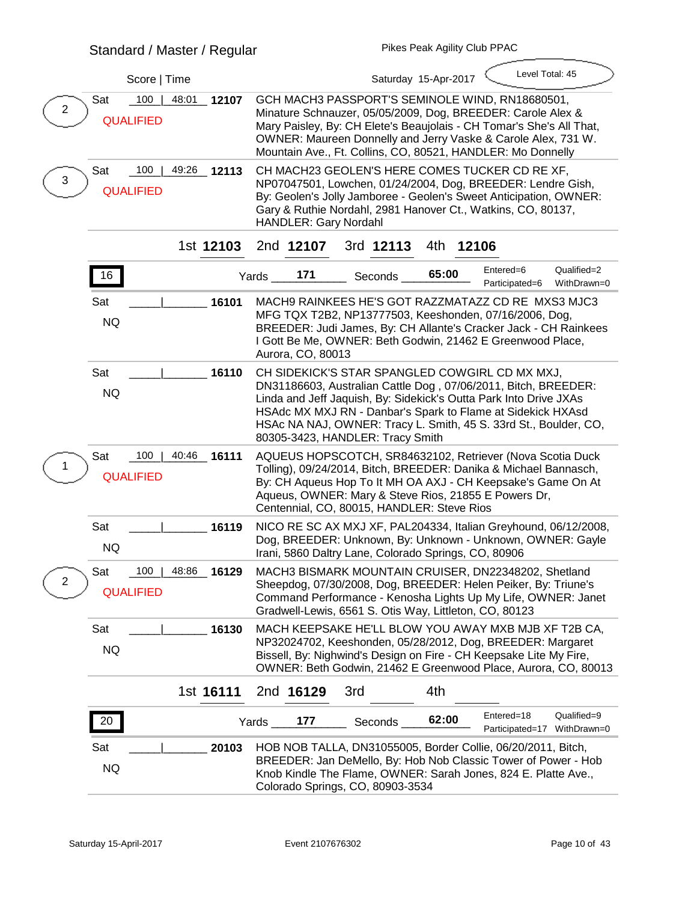Standard / Master / Regular

Pikes Peak Agility Club PPAC

Score | Time

Saturday 15-Apr-2017

Level Total: 45

| Place | Sat | Score \| Time | Armband | Dog |
|---|---|---|---|---|
| 2 | Sat QUALIFIED | 100 \| 48:01 | 12107 | GCH MACH3 PASSPORT'S SEMINOLE WIND, RN18680501, Minature Schnauzer, 05/05/2009, Dog, BREEDER: Carole Alex & Mary Paisley, By: CH Elete's Beaujolais - CH Tomar's She's All That, OWNER: Maureen Donnelly and Jerry Vaske & Carole Alex, 731 W. Mountain Ave., Ft. Collins, CO, 80521, HANDLER: Mo Donnelly |
| 3 | Sat QUALIFIED | 100 \| 49:26 | 12113 | CH MACH23 GEOLEN'S HERE COMES TUCKER CD RE XF, NP07047501, Lowchen, 01/24/2004, Dog, BREEDER: Lendre Gish, By: Geolen's Jolly Jamboree - Geolen's Sweet Anticipation, OWNER: Gary & Ruthie Nordahl, 2981 Hanover Ct., Watkins, CO, 80137, HANDLER: Gary Nordahl |

1st **12103** 2nd **12107** 3rd **12113** 4th **12106**

**16** Yards **171** Seconds **65:00** Entered=6 Qualified=2 Participated=6 WithDrawn=0

| Place | Sat | Score \| Time | Armband | Dog |
|---|---|---|---|---|
| | Sat NQ | \| | 16101 | MACH9 RAINKEES HE'S GOT RAZZMATAZZ CD RE MXS3 MJC3 MFG TQX T2B2, NP13777503, Keeshonden, 07/16/2006, Dog, BREEDER: Judi James, By: CH Allante's Cracker Jack - CH Rainkees I Gott Be Me, OWNER: Beth Godwin, 21462 E Greenwood Place, Aurora, CO, 80013 |
| | Sat NQ | \| | 16110 | CH SIDEKICK'S STAR SPANGLED COWGIRL CD MX MXJ, DN31186603, Australian Cattle Dog , 07/06/2011, Bitch, BREEDER: Linda and Jeff Jaquish, By: Sidekick's Outta Park Into Drive JXAs HSAdc MX MXJ RN - Danbar's Spark to Flame at Sidekick HXAsd HSAc NA NAJ, OWNER: Tracy L. Smith, 45 S. 33rd St., Boulder, CO, 80305-3423, HANDLER: Tracy Smith |
| 1 | Sat QUALIFIED | 100 \| 40:46 | 16111 | AQUEUS HOPSCOTCH, SR84632102, Retriever (Nova Scotia Duck Tolling), 09/24/2014, Bitch, BREEDER: Danika & Michael Bannasch, By: CH Aqueus Hop To It MH OA AXJ - CH Keepsake's Game On At Aqueus, OWNER: Mary & Steve Rios, 21855 E Powers Dr, Centennial, CO, 80015, HANDLER: Steve Rios |
| | Sat NQ | \| | 16119 | NICO RE SC AX MXJ XF, PAL204334, Italian Greyhound, 06/12/2008, Dog, BREEDER: Unknown, By: Unknown - Unknown, OWNER: Gayle Irani, 5860 Daltry Lane, Colorado Springs, CO, 80906 |
| 2 | Sat QUALIFIED | 100 \| 48:86 | 16129 | MACH3 BISMARK MOUNTAIN CRUISER, DN22348202, Shetland Sheepdog, 07/30/2008, Dog, BREEDER: Helen Peiker, By: Triune's Command Performance - Kenosha Lights Up My Life, OWNER: Janet Gradwell-Lewis, 6561 S. Otis Way, Littleton, CO, 80123 |
| | Sat NQ | \| | 16130 | MACH KEEPSAKE HE'LL BLOW YOU AWAY MXB MJB XF T2B CA, NP32024702, Keeshonden, 05/28/2012, Dog, BREEDER: Margaret Bissell, By: Nighwind's Design on Fire - CH Keepsake Lite My Fire, OWNER: Beth Godwin, 21462 E Greenwood Place, Aurora, CO, 80013 |

1st **16111** 2nd **16129** 3rd ______ 4th ______

**20** Yards **177** Seconds **62:00** Entered=18 Qualified=9 Participated=17 WithDrawn=0

| Place | Sat | Score \| Time | Armband | Dog |
|---|---|---|---|---|
| | Sat NQ | \| | 20103 | HOB NOB TALLA, DN31055005, Border Collie, 06/20/2011, Bitch, BREEDER: Jan DeMello, By: Hob Nob Classic Tower of Power - Hob Knob Kindle The Flame, OWNER: Sarah Jones, 824 E. Platte Ave., Colorado Springs, CO, 80903-3534 |

Saturday 15-April-2017 Event 2107676302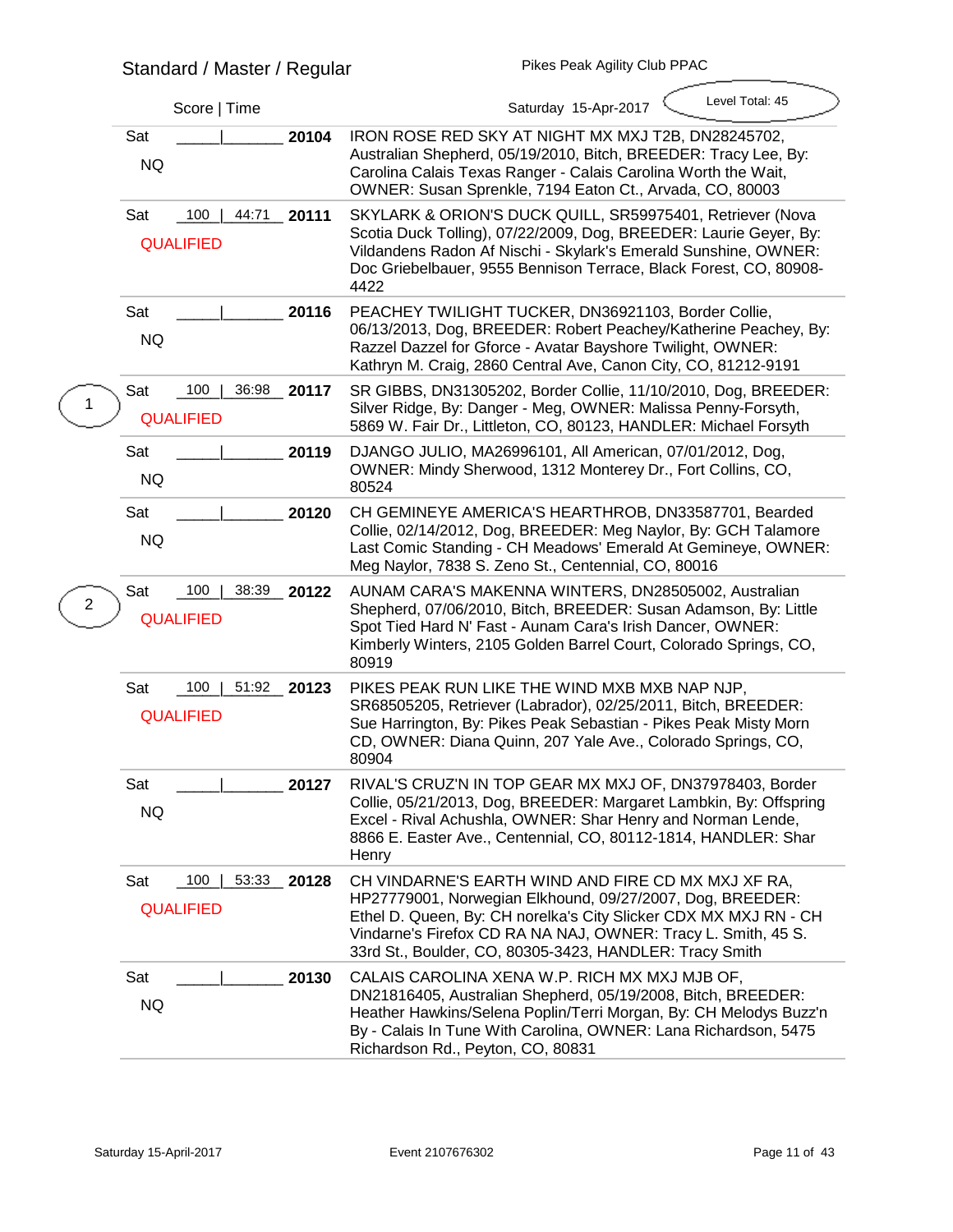## Standard / Master / Regular

Pikes Peak Agility Club PPAC

Saturday 15-Apr-2017 — Level Total: 45

| Place | Day / Result | Score \| Time | Armband | Entry |
|---|---|---|---|---|
| | Sat NQ | ____\|______ | 20104 | IRON ROSE RED SKY AT NIGHT MX MXJ T2B, DN28245702, Australian Shepherd, 05/19/2010, Bitch, BREEDER: Tracy Lee, By: Carolina Calais Texas Ranger - Calais Carolina Worth the Wait, OWNER: Susan Sprenkle, 7194 Eaton Ct., Arvada, CO, 80003 |
| | Sat QUALIFIED | 100 \| 44:71 | 20111 | SKYLARK & ORION'S DUCK QUILL, SR59975401, Retriever (Nova Scotia Duck Tolling), 07/22/2009, Dog, BREEDER: Laurie Geyer, By: Vildandens Radon Af Nischi - Skylark's Emerald Sunshine, OWNER: Doc Griebelbauer, 9555 Bennison Terrace, Black Forest, CO, 80908-4422 |
| | Sat NQ | ____\|______ | 20116 | PEACHEY TWILIGHT TUCKER, DN36921103, Border Collie, 06/13/2013, Dog, BREEDER: Robert Peachey/Katherine Peachey, By: Razzel Dazzel for Gforce - Avatar Bayshore Twilight, OWNER: Kathryn M. Craig, 2860 Central Ave, Canon City, CO, 81212-9191 |
| 1 | Sat QUALIFIED | 100 \| 36:98 | 20117 | SR GIBBS, DN31305202, Border Collie, 11/10/2010, Dog, BREEDER: Silver Ridge, By: Danger - Meg, OWNER: Malissa Penny-Forsyth, 5869 W. Fair Dr., Littleton, CO, 80123, HANDLER: Michael Forsyth |
| | Sat NQ | ____\|______ | 20119 | DJANGO JULIO, MA26996101, All American, 07/01/2012, Dog, OWNER: Mindy Sherwood, 1312 Monterey Dr., Fort Collins, CO, 80524 |
| | Sat NQ | ____\|______ | 20120 | CH GEMINEYE AMERICA'S HEARTHROB, DN33587701, Bearded Collie, 02/14/2012, Dog, BREEDER: Meg Naylor, By: GCH Talamore Last Comic Standing - CH Meadows' Emerald At Gemineye, OWNER: Meg Naylor, 7838 S. Zeno St., Centennial, CO, 80016 |
| 2 | Sat QUALIFIED | 100 \| 38:39 | 20122 | AUNAM CARA'S MAKENNA WINTERS, DN28505002, Australian Shepherd, 07/06/2010, Bitch, BREEDER: Susan Adamson, By: Little Spot Tied Hard N' Fast - Aunam Cara's Irish Dancer, OWNER: Kimberly Winters, 2105 Golden Barrel Court, Colorado Springs, CO, 80919 |
| | Sat QUALIFIED | 100 \| 51:92 | 20123 | PIKES PEAK RUN LIKE THE WIND MXB MXB NAP NJP, SR68505205, Retriever (Labrador), 02/25/2011, Bitch, BREEDER: Sue Harrington, By: Pikes Peak Sebastian - Pikes Peak Misty Morn CD, OWNER: Diana Quinn, 207 Yale Ave., Colorado Springs, CO, 80904 |
| | Sat NQ | ____\|______ | 20127 | RIVAL'S CRUZ'N IN TOP GEAR MX MXJ OF, DN37978403, Border Collie, 05/21/2013, Dog, BREEDER: Margaret Lambkin, By: Offspring Excel - Rival Achushla, OWNER: Shar Henry and Norman Lende, 8866 E. Easter Ave., Centennial, CO, 80112-1814, HANDLER: Shar Henry |
| | Sat QUALIFIED | 100 \| 53:33 | 20128 | CH VINDARNE'S EARTH WIND AND FIRE CD MX MXJ XF RA, HP27779001, Norwegian Elkhound, 09/27/2007, Dog, BREEDER: Ethel D. Queen, By: CH norelka's City Slicker CDX MX MXJ RN - CH Vindarne's Firefox CD RA NA NAJ, OWNER: Tracy L. Smith, 45 S. 33rd St., Boulder, CO, 80305-3423, HANDLER: Tracy Smith |
| | Sat NQ | ____\|______ | 20130 | CALAIS CAROLINA XENA W.P. RICH MX MXJ MJB OF, DN21816405, Australian Shepherd, 05/19/2008, Bitch, BREEDER: Heather Hawkins/Selena Poplin/Terri Morgan, By: CH Melodys Buzz'n By - Calais In Tune With Carolina, OWNER: Lana Richardson, 5475 Richardson Rd., Peyton, CO, 80831 |

Saturday 15-April-2017 — Event 2107676302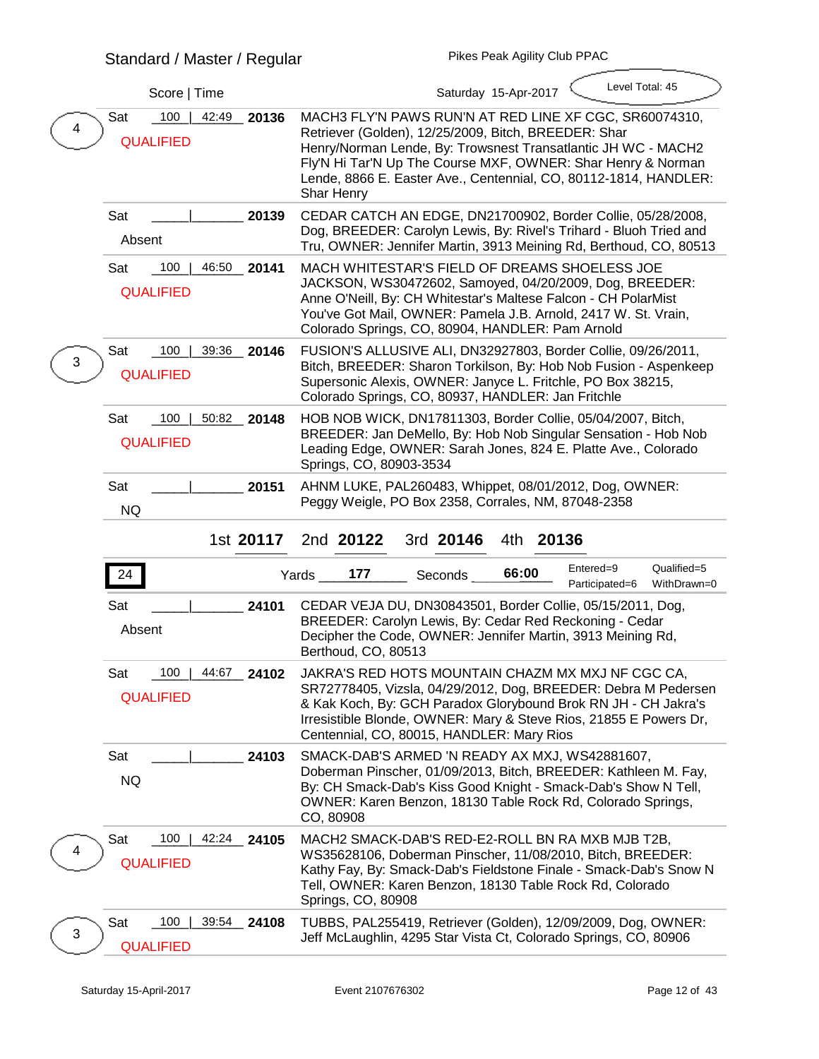## Standard / Master / Regular

Pikes Peak Agility Club PPAC

Saturday 15-Apr-2017 — Level Total: 45

| Placement | Day | Result | Score | Time | Armband | Entry |
|---|---|---|---|---|---|---|
| 4 | Sat | QUALIFIED | 100 | 42:49 | **20136** | MACH3 FLY'N PAWS RUN'N AT RED LINE XF CGC, SR60074310, Retriever (Golden), 12/25/2009, Bitch, BREEDER: Shar Henry/Norman Lende, By: Trowsnest Transatlantic JH WC - MACH2 Fly'N Hi Tar'N Up The Course MXF, OWNER: Shar Henry & Norman Lende, 8866 E. Easter Ave., Centennial, CO, 80112-1814, HANDLER: Shar Henry |
| | Sat | Absent | | | **20139** | CEDAR CATCH AN EDGE, DN21700902, Border Collie, 05/28/2008, Dog, BREEDER: Carolyn Lewis, By: Rivel's Trihard - Bluoh Tried and Tru, OWNER: Jennifer Martin, 3913 Meining Rd, Berthoud, CO, 80513 |
| | Sat | QUALIFIED | 100 | 46:50 | **20141** | MACH WHITESTAR'S FIELD OF DREAMS SHOELESS JOE JACKSON, WS30472602, Samoyed, 04/20/2009, Dog, BREEDER: Anne O'Neill, By: CH Whitestar's Maltese Falcon - CH PolarMist You've Got Mail, OWNER: Pamela J.B. Arnold, 2417 W. St. Vrain, Colorado Springs, CO, 80904, HANDLER: Pam Arnold |
| 3 | Sat | QUALIFIED | 100 | 39:36 | **20146** | FUSION'S ALLUSIVE ALI, DN32927803, Border Collie, 09/26/2011, Bitch, BREEDER: Sharon Torkilson, By: Hob Nob Fusion - Aspenkeep Supersonic Alexis, OWNER: Janyce L. Fritchle, PO Box 38215, Colorado Springs, CO, 80937, HANDLER: Jan Fritchle |
| | Sat | QUALIFIED | 100 | 50:82 | **20148** | HOB NOB WICK, DN17811303, Border Collie, 05/04/2007, Bitch, BREEDER: Jan DeMello, By: Hob Nob Singular Sensation - Hob Nob Leading Edge, OWNER: Sarah Jones, 824 E. Platte Ave., Colorado Springs, CO, 80903-3534 |
| | Sat | NQ | | | **20151** | AHNM LUKE, PAL260483, Whippet, 08/01/2012, Dog, OWNER: Peggy Weigle, PO Box 2358, Corrales, NM, 87048-2358 |

1st **20117** 2nd **20122** 3rd **20146** 4th **20136**

**24** — Yards **177** — Seconds **66:00** — Entered=9, Participated=6, Qualified=5, WithDrawn=0

| Placement | Day | Result | Score | Time | Armband | Entry |
|---|---|---|---|---|---|---|
| | Sat | Absent | | | **24101** | CEDAR VEJA DU, DN30843501, Border Collie, 05/15/2011, Dog, BREEDER: Carolyn Lewis, By: Cedar Red Reckoning - Cedar Decipher the Code, OWNER: Jennifer Martin, 3913 Meining Rd, Berthoud, CO, 80513 |
| | Sat | QUALIFIED | 100 | 44:67 | **24102** | JAKRA'S RED HOTS MOUNTAIN CHAZM MX MXJ NF CGC CA, SR72778405, Vizsla, 04/29/2012, Dog, BREEDER: Debra M Pedersen & Kak Koch, By: GCH Paradox Glorybound Brok RN JH - CH Jakra's Irresistible Blonde, OWNER: Mary & Steve Rios, 21855 E Powers Dr, Centennial, CO, 80015, HANDLER: Mary Rios |
| | Sat | NQ | | | **24103** | SMACK-DAB'S ARMED 'N READY AX MXJ, WS42881607, Doberman Pinscher, 01/09/2013, Bitch, BREEDER: Kathleen M. Fay, By: CH Smack-Dab's Kiss Good Knight - Smack-Dab's Show N Tell, OWNER: Karen Benzon, 18130 Table Rock Rd, Colorado Springs, CO, 80908 |
| 4 | Sat | QUALIFIED | 100 | 42:24 | **24105** | MACH2 SMACK-DAB'S RED-E2-ROLL BN RA MXB MJB T2B, WS35628106, Doberman Pinscher, 11/08/2010, Bitch, BREEDER: Kathy Fay, By: Smack-Dab's Fieldstone Finale - Smack-Dab's Snow N Tell, OWNER: Karen Benzon, 18130 Table Rock Rd, Colorado Springs, CO, 80908 |
| 3 | Sat | QUALIFIED | 100 | 39:54 | **24108** | TUBBS, PAL255419, Retriever (Golden), 12/09/2009, Dog, OWNER: Jeff McLaughlin, 4295 Star Vista Ct, Colorado Springs, CO, 80906 |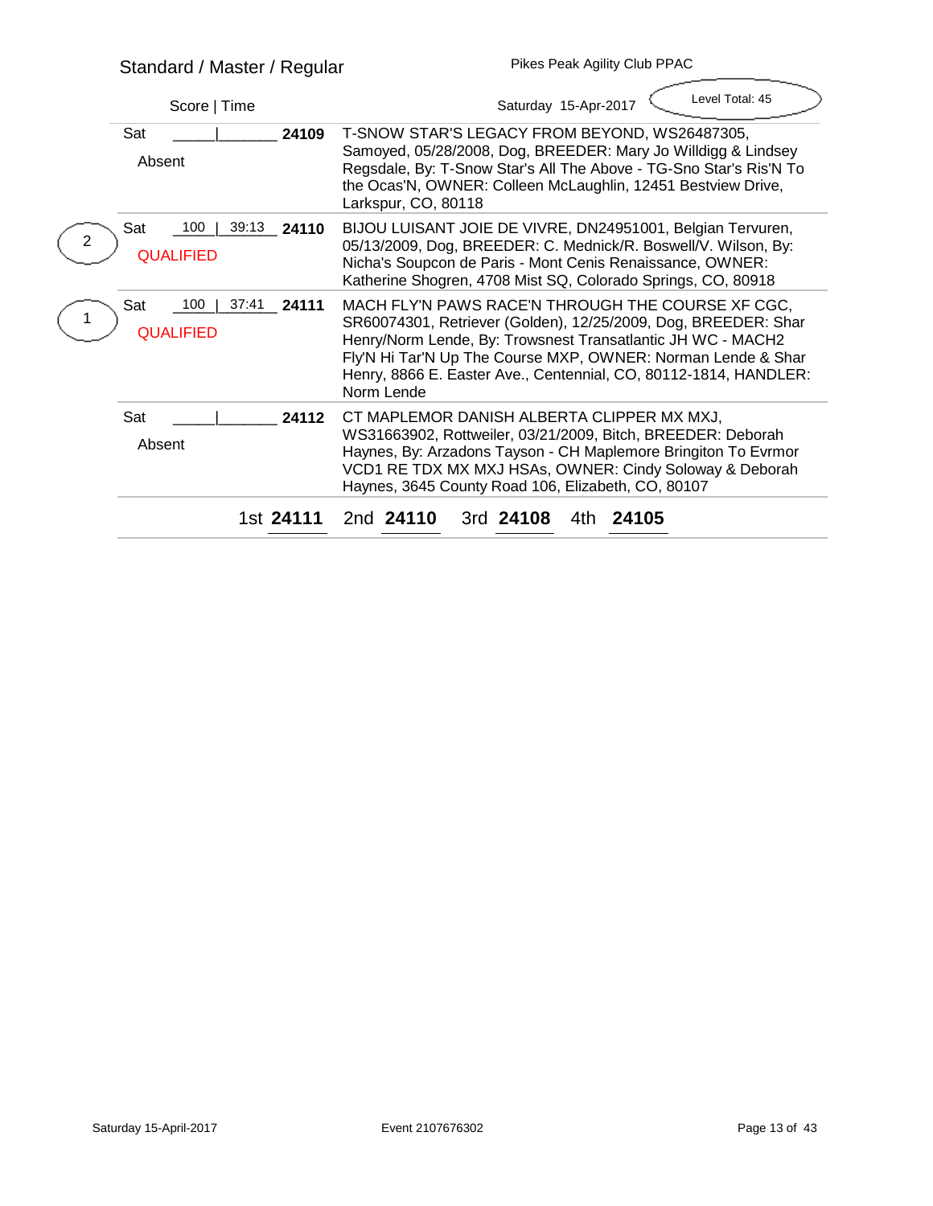Standard / Master / Regular

Pikes Peak Agility Club PPAC

Score | Time

Saturday 15-Apr-2017

Level Total: 45

| Place | Day | Score | Time | Armband | Entry |
|---|---|---|---|---|---|
| | Sat Absent | | | **24109** | T-SNOW STAR'S LEGACY FROM BEYOND, WS26487305, Samoyed, 05/28/2008, Dog, BREEDER: Mary Jo Willdigg & Lindsey Regsdale, By: T-Snow Star's All The Above - TG-Sno Star's Ris'N To the Ocas'N, OWNER: Colleen McLaughlin, 12451 Bestview Drive, Larkspur, CO, 80118 |
| 2 | Sat QUALIFIED | 100 | 39:13 | **24110** | BIJOU LUISANT JOIE DE VIVRE, DN24951001, Belgian Tervuren, 05/13/2009, Dog, BREEDER: C. Mednick/R. Boswell/V. Wilson, By: Nicha's Soupcon de Paris - Mont Cenis Renaissance, OWNER: Katherine Shogren, 4708 Mist SQ, Colorado Springs, CO, 80918 |
| 1 | Sat QUALIFIED | 100 | 37:41 | **24111** | MACH FLY'N PAWS RACE'N THROUGH THE COURSE XF CGC, SR60074301, Retriever (Golden), 12/25/2009, Dog, BREEDER: Shar Henry/Norm Lende, By: Trowsnest Transatlantic JH WC - MACH2 Fly'N Hi Tar'N Up The Course MXP, OWNER: Norman Lende & Shar Henry, 8866 E. Easter Ave., Centennial, CO, 80112-1814, HANDLER: Norm Lende |
| | Sat Absent | | | **24112** | CT MAPLEMOR DANISH ALBERTA CLIPPER MX MXJ, WS31663902, Rottweiler, 03/21/2009, Bitch, BREEDER: Deborah Haynes, By: Arzadons Tayson - CH Maplemore Bringiton To Evrmor VCD1 RE TDX MX MXJ HSAs, OWNER: Cindy Soloway & Deborah Haynes, 3645 County Road 106, Elizabeth, CO, 80107 |

1st **24111** 2nd **24110** 3rd **24108** 4th **24105**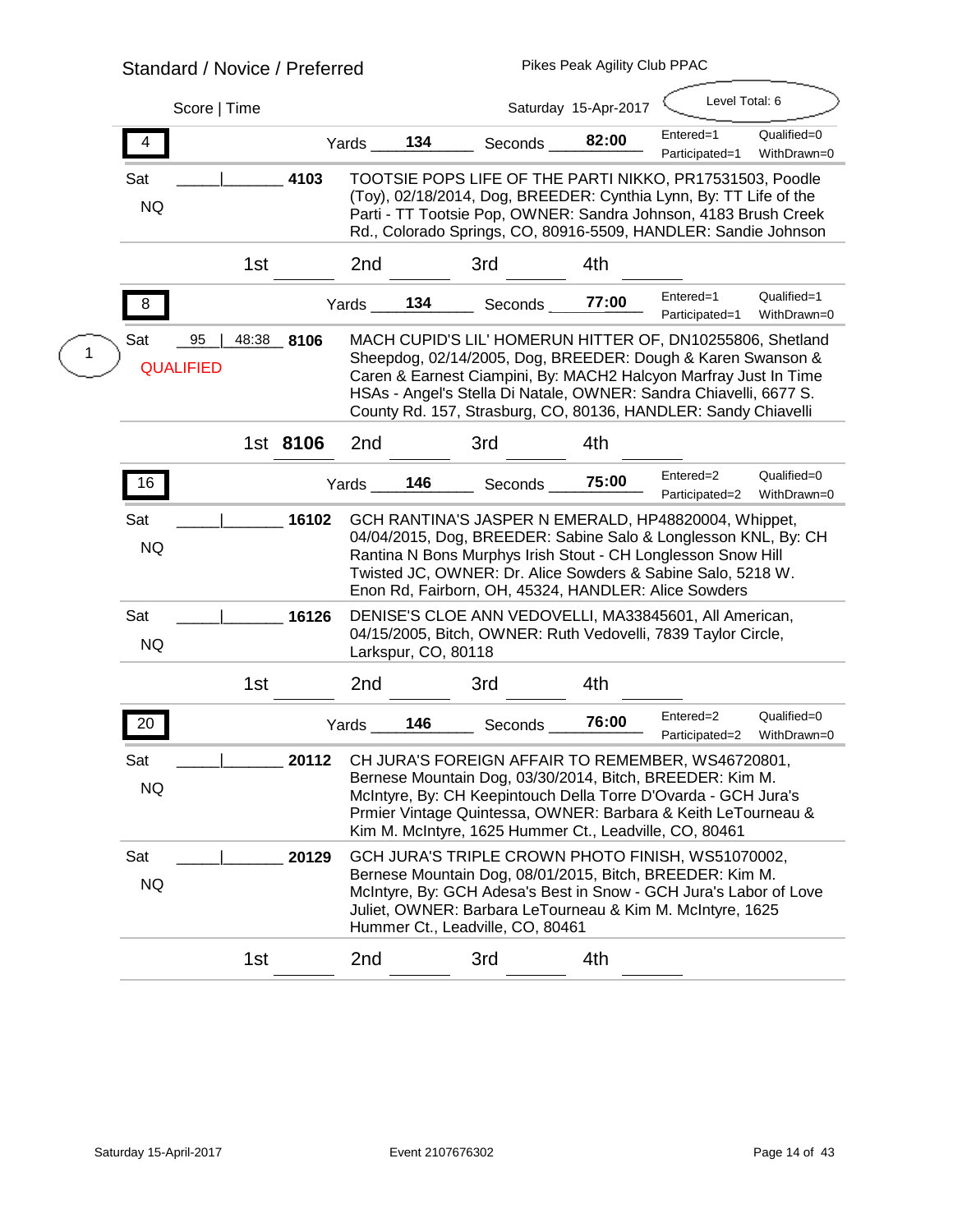Standard / Novice / Preferred

Pikes Peak Agility Club PPAC

Score | Time

Saturday 15-Apr-2017

Level Total: 6

**4** — Yards **134** — Seconds **82:00** — Entered=1 Qualified=0 Participated=1 WithDrawn=0

Sat ____|____ **4103** TOOTSIE POPS LIFE OF THE PARTI NIKKO, PR17531503, Poodle (Toy), 02/18/2014, Dog, BREEDER: Cynthia Lynn, By: TT Life of the Parti - TT Tootsie Pop, OWNER: Sandra Johnson, 4183 Brush Creek Rd., Colorado Springs, CO, 80916-5509, HANDLER: Sandie Johnson

NQ

1st ______ 2nd ______ 3rd ______ 4th ______

**8** — Yards **134** — Seconds **77:00** — Entered=1 Qualified=1 Participated=1 WithDrawn=0

1 Sat 95 | 48:38 **8106** MACH CUPID'S LIL' HOMERUN HITTER OF, DN10255806, Shetland Sheepdog, 02/14/2005, Dog, BREEDER: Dough & Karen Swanson & Caren & Earnest Ciampini, By: MACH2 Halcyon Marfray Just In Time HSAs - Angel's Stella Di Natale, OWNER: Sandra Chiavelli, 6677 S. County Rd. 157, Strasburg, CO, 80136, HANDLER: Sandy Chiavelli

QUALIFIED

1st **8106** 2nd ______ 3rd ______ 4th ______

**16** — Yards **146** — Seconds **75:00** — Entered=2 Qualified=0 Participated=2 WithDrawn=0

Sat ____|____ **16102** GCH RANTINA'S JASPER N EMERALD, HP48820004, Whippet, 04/04/2015, Dog, BREEDER: Sabine Salo & Longlesson KNL, By: CH Rantina N Bons Murphys Irish Stout - CH Longlesson Snow Hill Twisted JC, OWNER: Dr. Alice Sowders & Sabine Salo, 5218 W. Enon Rd, Fairborn, OH, 45324, HANDLER: Alice Sowders

NQ

Sat ____|____ **16126** DENISE'S CLOE ANN VEDOVELLI, MA33845601, All American, 04/15/2005, Bitch, OWNER: Ruth Vedovelli, 7839 Taylor Circle, Larkspur, CO, 80118

NQ

1st ______ 2nd ______ 3rd ______ 4th ______

**20** — Yards **146** — Seconds **76:00** — Entered=2 Qualified=0 Participated=2 WithDrawn=0

Sat ____|____ **20112** CH JURA'S FOREIGN AFFAIR TO REMEMBER, WS46720801, Bernese Mountain Dog, 03/30/2014, Bitch, BREEDER: Kim M. McIntyre, By: CH Keepintouch Della Torre D'Ovarda - GCH Jura's Prmier Vintage Quintessa, OWNER: Barbara & Keith LeTourneau & Kim M. McIntyre, 1625 Hummer Ct., Leadville, CO, 80461

NQ

Sat ____|____ **20129** GCH JURA'S TRIPLE CROWN PHOTO FINISH, WS51070002, Bernese Mountain Dog, 08/01/2015, Bitch, BREEDER: Kim M. McIntyre, By: GCH Adesa's Best in Snow - GCH Jura's Labor of Love Juliet, OWNER: Barbara LeTourneau & Kim M. McIntyre, 1625 Hummer Ct., Leadville, CO, 80461

NQ

1st ______ 2nd ______ 3rd ______ 4th ______

Saturday 15-April-2017 Event 2107676302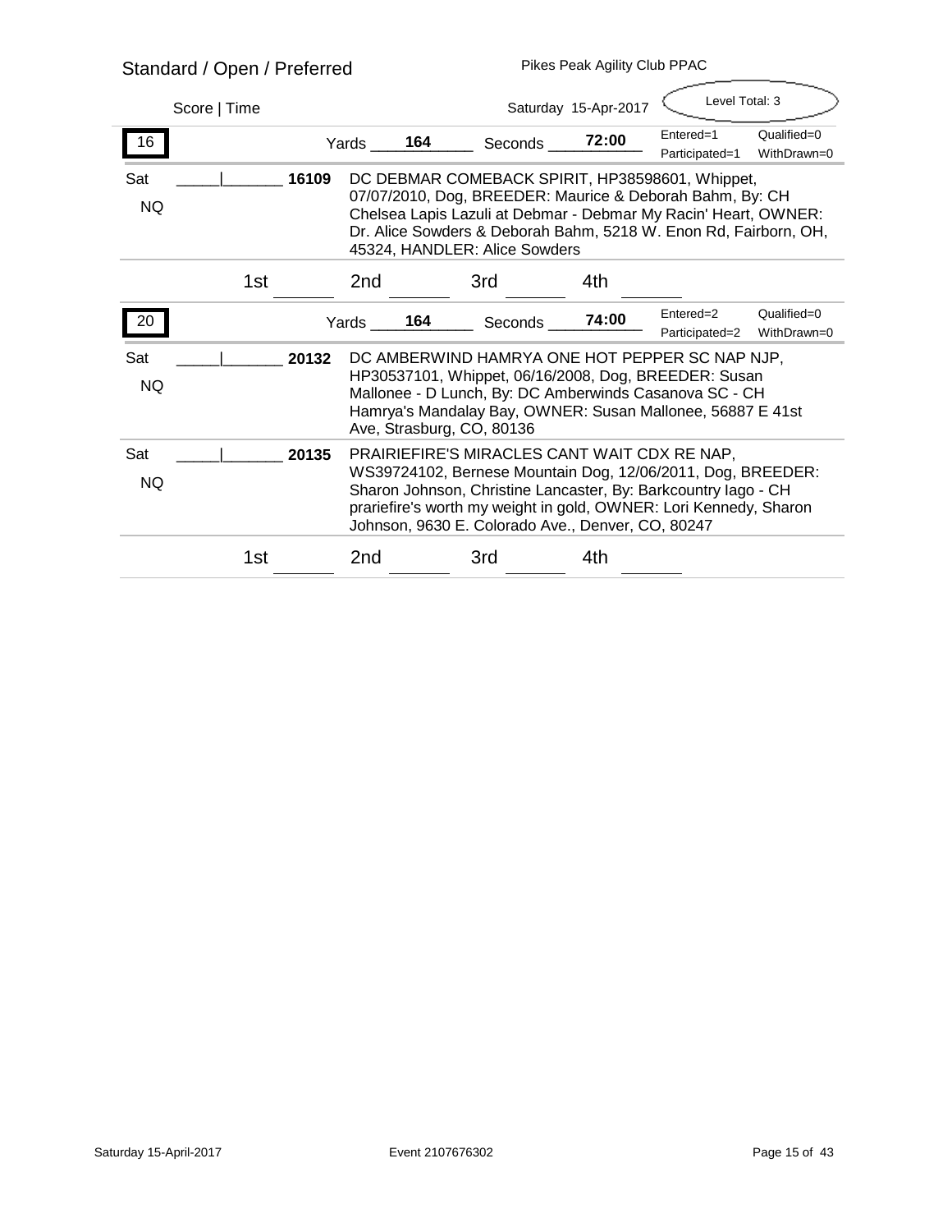Standard / Open / Preferred

Pikes Peak Agility Club PPAC

Score | Time

Saturday 15-Apr-2017

Level Total: 3

**16** Yards **164** Seconds **72:00** Entered=1 Qualified=0 Participated=1 WithDrawn=0

Sat _____|_______ **16109** DC DEBMAR COMEBACK SPIRIT, HP38598601, Whippet, 07/07/2010, Dog, BREEDER: Maurice & Deborah Bahm, By: CH Chelsea Lapis Lazuli at Debmar - Debmar My Racin' Heart, OWNER: Dr. Alice Sowders & Deborah Bahm, 5218 W. Enon Rd, Fairborn, OH, 45324, HANDLER: Alice Sowders

NQ

1st _______ 2nd _______ 3rd _______ 4th _______

**20** Yards **164** Seconds **74:00** Entered=2 Qualified=0 Participated=2 WithDrawn=0

Sat _____|_______ **20132** DC AMBERWIND HAMRYA ONE HOT PEPPER SC NAP NJP, HP30537101, Whippet, 06/16/2008, Dog, BREEDER: Susan Mallonee - D Lunch, By: DC Amberwinds Casanova SC - CH Hamrya's Mandalay Bay, OWNER: Susan Mallonee, 56887 E 41st Ave, Strasburg, CO, 80136

NQ

Sat _____|_______ **20135** PRAIRIEFIRE'S MIRACLES CANT WAIT CDX RE NAP, WS39724102, Bernese Mountain Dog, 12/06/2011, Dog, BREEDER: Sharon Johnson, Christine Lancaster, By: Barkcountry Iago - CH prariefire's worth my weight in gold, OWNER: Lori Kennedy, Sharon Johnson, 9630 E. Colorado Ave., Denver, CO, 80247

NQ

1st _______ 2nd _______ 3rd _______ 4th _______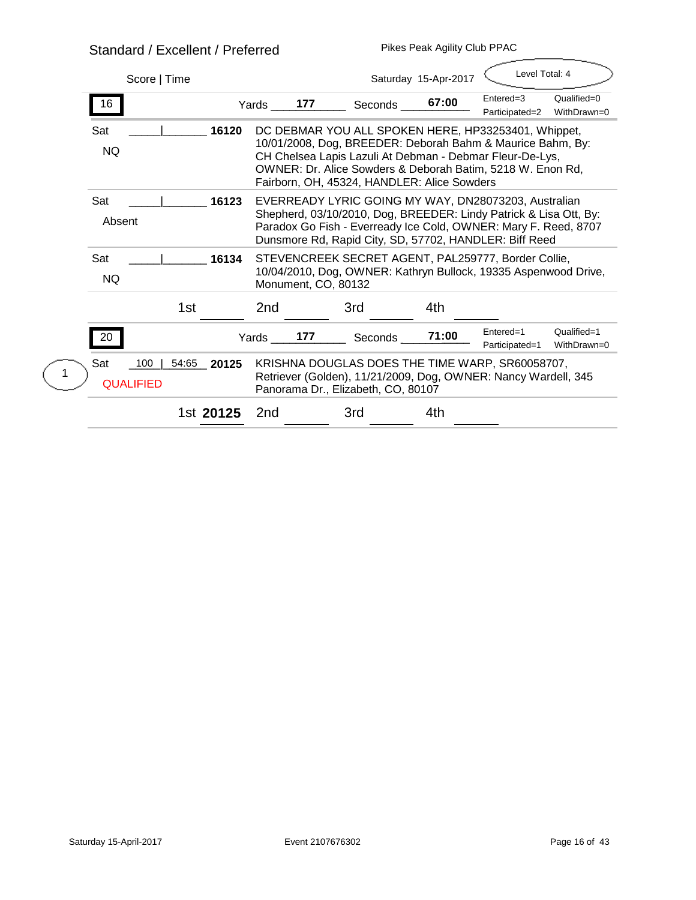## Standard / Excellent / Preferred

Pikes Peak Agility Club PPAC

Score | Time — Saturday 15-Apr-2017 — Level Total: 4

### 16

Yards 177 — Seconds 67:00 — Entered=3, Qualified=0, Participated=2, WithDrawn=0

| Day / Result | Score / Time | Armband | Entry |
|---|---|---|---|
| Sat NQ | ____ / ____ | **16120** | DC DEBMAR YOU ALL SPOKEN HERE, HP33253401, Whippet, 10/01/2008, Dog, BREEDER: Deborah Bahm & Maurice Bahm, By: CH Chelsea Lapis Lazuli At Debman - Debmar Fleur-De-Lys, OWNER: Dr. Alice Sowders & Deborah Batim, 5218 W. Enon Rd, Fairborn, OH, 45324, HANDLER: Alice Sowders |
| Sat Absent | ____ / ____ | **16123** | EVERREADY LYRIC GOING MY WAY, DN28073203, Australian Shepherd, 03/10/2010, Dog, BREEDER: Lindy Patrick & Lisa Ott, By: Paradox Go Fish - Everready Ice Cold, OWNER: Mary F. Reed, 8707 Dunsmore Rd, Rapid City, SD, 57702, HANDLER: Biff Reed |
| Sat NQ | ____ / ____ | **16134** | STEVENCREEK SECRET AGENT, PAL259777, Border Collie, 10/04/2010, Dog, OWNER: Kathryn Bullock, 19335 Aspenwood Drive, Monument, CO, 80132 |

1st ______ 2nd ______ 3rd ______ 4th ______

### 20

Yards 177 — Seconds 71:00 — Entered=1, Qualified=1, Participated=1, WithDrawn=0

| Placement | Day / Result | Score / Time | Armband | Entry |
|---|---|---|---|---|
| 1 | Sat QUALIFIED | 100 / 54:65 | **20125** | KRISHNA DOUGLAS DOES THE TIME WARP, SR60058707, Retriever (Golden), 11/21/2009, Dog, OWNER: Nancy Wardell, 345 Panorama Dr., Elizabeth, CO, 80107 |

1st **20125** 2nd ______ 3rd ______ 4th ______

Saturday 15-April-2017 — Event 2107676302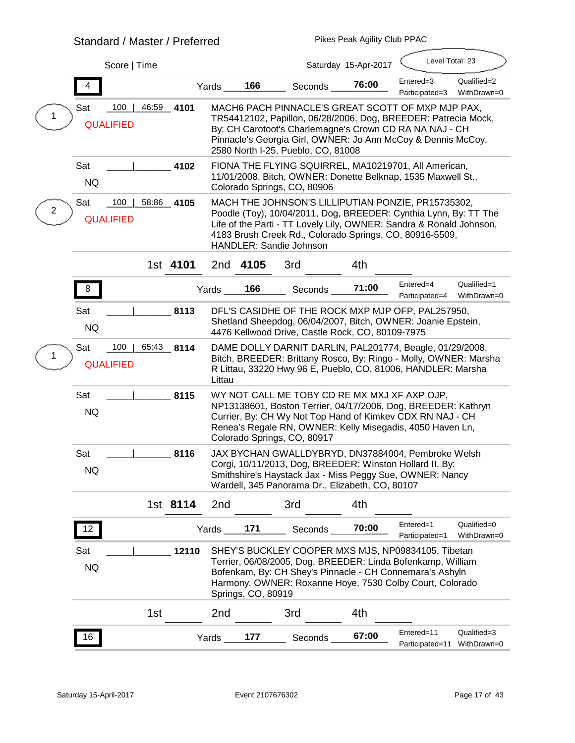## Standard / Master / Preferred

Pikes Peak Agility Club PPAC

Saturday 15-Apr-2017

Score | Time

Level Total: 23

### 4

Yards 166 Seconds 76:00 — Entered=3, Qualified=2, Participated=3, WithDrawn=0

| Place | Day / Result | Score | Time | Armband | Entry |
|---|---|---|---|---|---|
| 1 | Sat QUALIFIED | 100 | 46:59 | **4101** | MACH6 PACH PINNACLE'S GREAT SCOTT OF MXP MJP PAX, TR54412102, Papillon, 06/28/2006, Dog, BREEDER: Patrecia Mock, By: CH Carotoot's Charlemagne's Crown CD RA NA NAJ - CH Pinnacle's Georgia Girl, OWNER: Jo Ann McCoy & Dennis McCoy, 2580 North I-25, Pueblo, CO, 81008 |
| | Sat NQ | | | **4102** | FIONA THE FLYING SQUIRREL, MA10219701, All American, 11/01/2008, Bitch, OWNER: Donette Belknap, 1535 Maxwell St., Colorado Springs, CO, 80906 |
| 2 | Sat QUALIFIED | 100 | 58:86 | **4105** | MACH THE JOHNSON'S LILLIPUTIAN PONZIE, PR15735302, Poodle (Toy), 10/04/2011, Dog, BREEDER: Cynthia Lynn, By: TT The Life of the Parti - TT Lovely Lily, OWNER: Sandra & Ronald Johnson, 4183 Brush Creek Rd., Colorado Springs, CO, 80916-5509, HANDLER: Sandie Johnson |

1st **4101** 2nd **4105** 3rd ____ 4th ____

### 8

Yards 166 Seconds 71:00 — Entered=4, Qualified=1, Participated=4, WithDrawn=0

| Place | Day / Result | Score | Time | Armband | Entry |
|---|---|---|---|---|---|
| | Sat NQ | | | **8113** | DFL'S CASIDHE OF THE ROCK MXP MJP OFP, PAL257950, Shetland Sheepdog, 06/04/2007, Bitch, OWNER: Joanie Epstein, 4476 Kellwood Drive, Castle Rock, CO, 80109-7975 |
| 1 | Sat QUALIFIED | 100 | 65:43 | **8114** | DAME DOLLY DARNIT DARLIN, PAL201774, Beagle, 01/29/2008, Bitch, BREEDER: Brittany Rosco, By: Ringo - Molly, OWNER: Marsha R Littau, 33220 Hwy 96 E, Pueblo, CO, 81006, HANDLER: Marsha Littau |
| | Sat NQ | | | **8115** | WY NOT CALL ME TOBY CD RE MX MXJ XF AXP OJP, NP13138601, Boston Terrier, 04/17/2006, Dog, BREEDER: Kathryn Currier, By: CH Wy Not Top Hand of Kimkev CDX RN NAJ - CH Renea's Regale RN, OWNER: Kelly Misegadis, 4050 Haven Ln, Colorado Springs, CO, 80917 |
| | Sat NQ | | | **8116** | JAX BYCHAN GWALLDYBRYD, DN37884004, Pembroke Welsh Corgi, 10/11/2013, Dog, BREEDER: Winston Hollard II, By: Smithshire's Haystack Jax - Miss Peggy Sue, OWNER: Nancy Wardell, 345 Panorama Dr., Elizabeth, CO, 80107 |

1st **8114** 2nd ____ 3rd ____ 4th ____

### 12

Yards 171 Seconds 70:00 — Entered=1, Qualified=0, Participated=1, WithDrawn=0

| Place | Day / Result | Score | Time | Armband | Entry |
|---|---|---|---|---|---|
| | Sat NQ | | | **12110** | SHEY'S BUCKLEY COOPER MXS MJS, NP09834105, Tibetan Terrier, 06/08/2005, Dog, BREEDER: Linda Bofenkamp, William Bofenkam, By: CH Shey's Pinnacle - CH Connemara's Ashyln Harmony, OWNER: Roxanne Hoye, 7530 Colby Court, Colorado Springs, CO, 80919 |

1st ____ 2nd ____ 3rd ____ 4th ____

### 16

Yards 177 Seconds 67:00 — Entered=11, Qualified=3, Participated=11, WithDrawn=0

Saturday 15-April-2017 Event 2107676302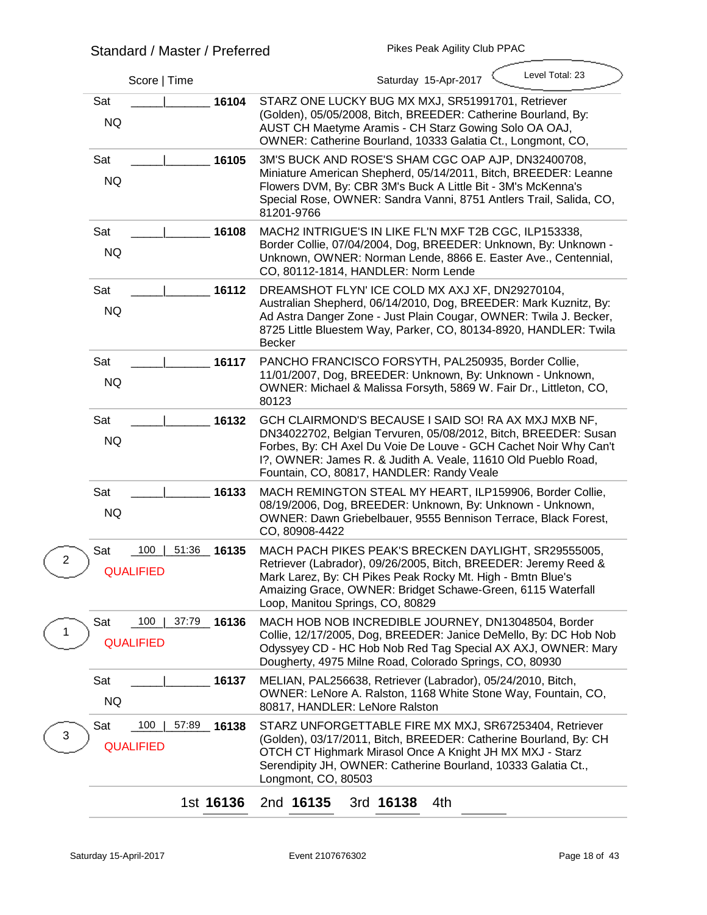## Standard / Master / Preferred

Pikes Peak Agility Club PPAC

Saturday 15-Apr-2017 — Level Total: 23

| Place | Day | Result | Score | Time | Armband | Entry |
|---|---|---|---|---|---|---|
| | Sat | NQ | | | 16104 | STARZ ONE LUCKY BUG MX MXJ, SR51991701, Retriever (Golden), 05/05/2008, Bitch, BREEDER: Catherine Bourland, By: AUST CH Maetyme Aramis - CH Starz Gowing Solo OA OAJ, OWNER: Catherine Bourland, 10333 Galatia Ct., Longmont, CO, |
| | Sat | NQ | | | 16105 | 3M'S BUCK AND ROSE'S SHAM CGC OAP AJP, DN32400708, Miniature American Shepherd, 05/14/2011, Bitch, BREEDER: Leanne Flowers DVM, By: CBR 3M's Buck A Little Bit - 3M's McKenna's Special Rose, OWNER: Sandra Vanni, 8751 Antlers Trail, Salida, CO, 81201-9766 |
| | Sat | NQ | | | 16108 | MACH2 INTRIGUE'S IN LIKE FL'N MXF T2B CGC, ILP153338, Border Collie, 07/04/2004, Dog, BREEDER: Unknown, By: Unknown - Unknown, OWNER: Norman Lende, 8866 E. Easter Ave., Centennial, CO, 80112-1814, HANDLER: Norm Lende |
| | Sat | NQ | | | 16112 | DREAMSHOT FLYN' ICE COLD MX AXJ XF, DN29270104, Australian Shepherd, 06/14/2010, Dog, BREEDER: Mark Kuznitz, By: Ad Astra Danger Zone - Just Plain Cougar, OWNER: Twila J. Becker, 8725 Little Bluestem Way, Parker, CO, 80134-8920, HANDLER: Twila Becker |
| | Sat | NQ | | | 16117 | PANCHO FRANCISCO FORSYTH, PAL250935, Border Collie, 11/01/2007, Dog, BREEDER: Unknown, By: Unknown - Unknown, OWNER: Michael & Malissa Forsyth, 5869 W. Fair Dr., Littleton, CO, 80123 |
| | Sat | NQ | | | 16132 | GCH CLAIRMOND'S BECAUSE I SAID SO! RA AX MXJ MXB NF, DN34022702, Belgian Tervuren, 05/08/2012, Bitch, BREEDER: Susan Forbes, By: CH Axel Du Voie De Louve - GCH Cachet Noir Why Can't I?, OWNER: James R. & Judith A. Veale, 11610 Old Pueblo Road, Fountain, CO, 80817, HANDLER: Randy Veale |
| | Sat | NQ | | | 16133 | MACH REMINGTON STEAL MY HEART, ILP159906, Border Collie, 08/19/2006, Dog, BREEDER: Unknown, By: Unknown - Unknown, OWNER: Dawn Griebelbauer, 9555 Bennison Terrace, Black Forest, CO, 80908-4422 |
| 2 | Sat | QUALIFIED | 100 | 51:36 | 16135 | MACH PACH PIKES PEAK'S BRECKEN DAYLIGHT, SR29555005, Retriever (Labrador), 09/26/2005, Bitch, BREEDER: Jeremy Reed & Mark Larez, By: CH Pikes Peak Rocky Mt. High - Bmtn Blue's Amaizing Grace, OWNER: Bridget Schawe-Green, 6115 Waterfall Loop, Manitou Springs, CO, 80829 |
| 1 | Sat | QUALIFIED | 100 | 37:79 | 16136 | MACH HOB NOB INCREDIBLE JOURNEY, DN13048504, Border Collie, 12/17/2005, Dog, BREEDER: Janice DeMello, By: DC Hob Nob Odyssyey CD - HC Hob Nob Red Tag Special AX AXJ, OWNER: Mary Dougherty, 4975 Milne Road, Colorado Springs, CO, 80930 |
| | Sat | NQ | | | 16137 | MELIAN, PAL256638, Retriever (Labrador), 05/24/2010, Bitch, OWNER: LeNore A. Ralston, 1168 White Stone Way, Fountain, CO, 80817, HANDLER: LeNore Ralston |
| 3 | Sat | QUALIFIED | 100 | 57:89 | 16138 | STARZ UNFORGETTABLE FIRE MX MXJ, SR67253404, Retriever (Golden), 03/17/2011, Bitch, BREEDER: Catherine Bourland, By: CH OTCH CT Highmark Mirasol Once A Knight JH MX MXJ - Starz Serendipity JH, OWNER: Catherine Bourland, 10333 Galatia Ct., Longmont, CO, 80503 |

1st **16136** 2nd **16135** 3rd **16138** 4th ______

Saturday 15-April-2017 Event 2107676302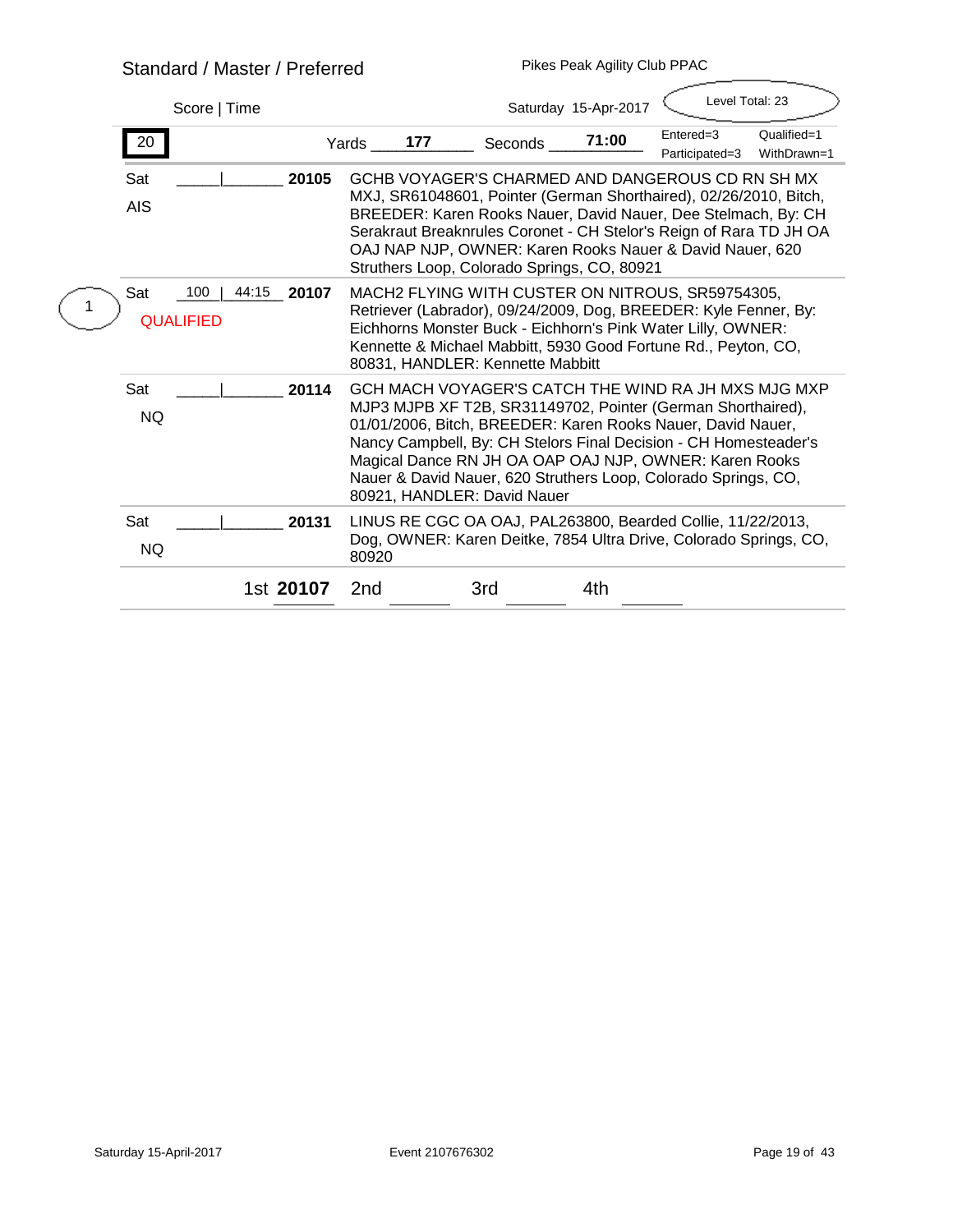## Standard / Master / Preferred

Pikes Peak Agility Club PPAC

Score | Time — Saturday 15-Apr-2017 — Level Total: 23

**20** — Yards **177** — Seconds **71:00** — Entered=3, Qualified=1, Participated=3, WithDrawn=1

| Place | Day / Result | Score | Time | Armband | Entry |
|---|---|---|---|---|---|
| | Sat AIS | | | **20105** | GCHB VOYAGER'S CHARMED AND DANGEROUS CD RN SH MX MXJ, SR61048601, Pointer (German Shorthaired), 02/26/2010, Bitch, BREEDER: Karen Rooks Nauer, David Nauer, Dee Stelmach, By: CH Serakraut Breaknrules Coronet - CH Stelor's Reign of Rara TD JH OA OAJ NAP NJP, OWNER: Karen Rooks Nauer & David Nauer, 620 Struthers Loop, Colorado Springs, CO, 80921 |
| 1 | Sat QUALIFIED | 100 | 44:15 | **20107** | MACH2 FLYING WITH CUSTER ON NITROUS, SR59754305, Retriever (Labrador), 09/24/2009, Dog, BREEDER: Kyle Fenner, By: Eichhorns Monster Buck - Eichhorn's Pink Water Lilly, OWNER: Kennette & Michael Mabbitt, 5930 Good Fortune Rd., Peyton, CO, 80831, HANDLER: Kennette Mabbitt |
| | Sat NQ | | | **20114** | GCH MACH VOYAGER'S CATCH THE WIND RA JH MXS MJG MXP MJP3 MJPB XF T2B, SR31149702, Pointer (German Shorthaired), 01/01/2006, Bitch, BREEDER: Karen Rooks Nauer, David Nauer, Nancy Campbell, By: CH Stelors Final Decision - CH Homesteader's Magical Dance RN JH OA OAP OAJ NJP, OWNER: Karen Rooks Nauer & David Nauer, 620 Struthers Loop, Colorado Springs, CO, 80921, HANDLER: David Nauer |
| | Sat NQ | | | **20131** | LINUS RE CGC OA OAJ, PAL263800, Bearded Collie, 11/22/2013, Dog, OWNER: Karen Deitke, 7854 Ultra Drive, Colorado Springs, CO, 80920 |

1st **20107** 2nd ______ 3rd ______ 4th ______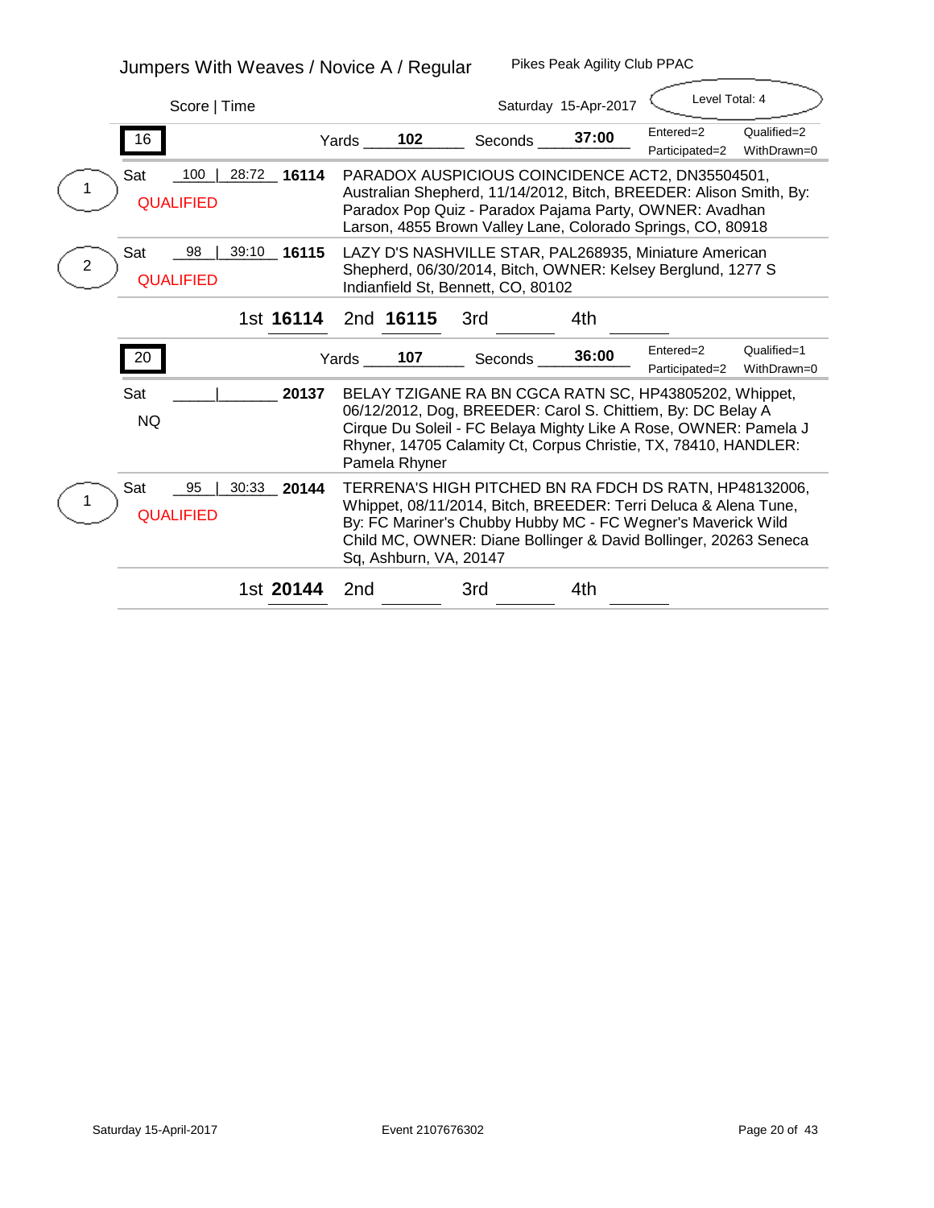## Jumpers With Weaves / Novice A / Regular

Pikes Peak Agility Club PPAC

Score | Time

Saturday 15-Apr-2017

Level Total: 4

**16** — Yards **102** — Seconds **37:00** — Entered=2, Qualified=2, Participated=2, WithDrawn=0

| Place | Day | Score | Time | Armband | Dog |
|---|---|---|---|---|---|
| 1 | Sat QUALIFIED | 100 | 28:72 | **16114** | PARADOX AUSPICIOUS COINCIDENCE ACT2, DN35504501, Australian Shepherd, 11/14/2012, Bitch, BREEDER: Alison Smith, By: Paradox Pop Quiz - Paradox Pajama Party, OWNER: Avadhan Larson, 4855 Brown Valley Lane, Colorado Springs, CO, 80918 |
| 2 | Sat QUALIFIED | 98 | 39:10 | **16115** | LAZY D'S NASHVILLE STAR, PAL268935, Miniature American Shepherd, 06/30/2014, Bitch, OWNER: Kelsey Berglund, 1277 S Indianfield St, Bennett, CO, 80102 |

1st **16114** 2nd **16115** 3rd \_\_\_\_ 4th \_\_\_\_

**20** — Yards **107** — Seconds **36:00** — Entered=2, Qualified=1, Participated=2, WithDrawn=0

| Place | Day | Score | Time | Armband | Dog |
|---|---|---|---|---|---|
| | Sat NQ | | | **20137** | BELAY TZIGANE RA BN CGCA RATN SC, HP43805202, Whippet, 06/12/2012, Dog, BREEDER: Carol S. Chittiem, By: DC Belay A Cirque Du Soleil - FC Belaya Mighty Like A Rose, OWNER: Pamela J Rhyner, 14705 Calamity Ct, Corpus Christie, TX, 78410, HANDLER: Pamela Rhyner |
| 1 | Sat QUALIFIED | 95 | 30:33 | **20144** | TERRENA'S HIGH PITCHED BN RA FDCH DS RATN, HP48132006, Whippet, 08/11/2014, Bitch, BREEDER: Terri Deluca & Alena Tune, By: FC Mariner's Chubby Hubby MC - FC Wegner's Maverick Wild Child MC, OWNER: Diane Bollinger & David Bollinger, 20263 Seneca Sq, Ashburn, VA, 20147 |

1st **20144** 2nd \_\_\_\_ 3rd \_\_\_\_ 4th \_\_\_\_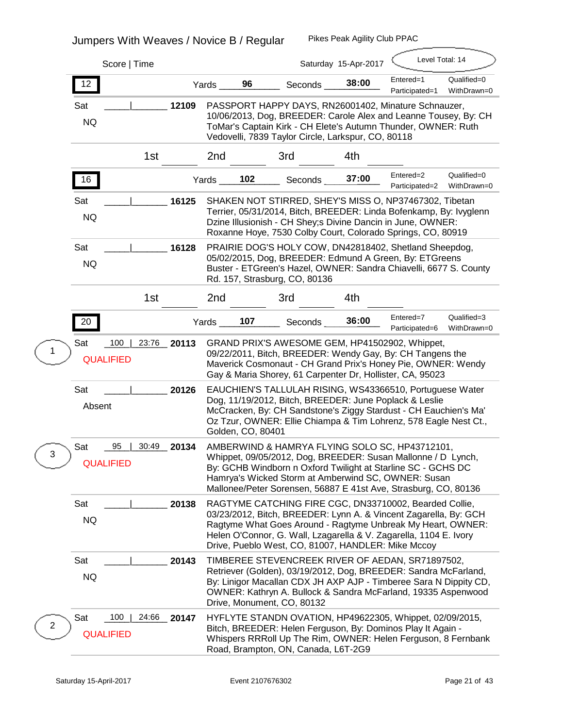## Jumpers With Weaves / Novice B / Regular

Pikes Peak Agility Club PPAC

Saturday 15-Apr-2017

Level Total: 14

Score | Time

---

**12** — Yards **96** — Seconds **38:00** — Entered=1, Qualified=0, Participated=1, WithDrawn=0

| Day | Result | Score | Time | Armband | Entry |
|---|---|---|---|---|---|
| Sat | NQ | | | **12109** | PASSPORT HAPPY DAYS, RN26001402, Minature Schnauzer, 10/06/2013, Dog, BREEDER: Carole Alex and Leanne Tousey, By: CH ToMar's Captain Kirk - CH Elete's Autumn Thunder, OWNER: Ruth Vedovelli, 7839 Taylor Circle, Larkspur, CO, 80118 |

1st ______ 2nd ______ 3rd ______ 4th ______

---

**16** — Yards **102** — Seconds **37:00** — Entered=2, Qualified=0, Participated=2, WithDrawn=0

| Day | Result | Score | Time | Armband | Entry |
|---|---|---|---|---|---|
| Sat | NQ | | | **16125** | SHAKEN NOT STIRRED, SHEY'S MISS O, NP37467302, Tibetan Terrier, 05/31/2014, Bitch, BREEDER: Linda Bofenkamp, By: Ivyglenn Dzine Illusionish - CH Shey;s Divine Dancin in June, OWNER: Roxanne Hoye, 7530 Colby Court, Colorado Springs, CO, 80919 |
| Sat | NQ | | | **16128** | PRAIRIE DOG'S HOLY COW, DN42818402, Shetland Sheepdog, 05/02/2015, Dog, BREEDER: Edmund A Green, By: ETGreens Buster - ETGreen's Hazel, OWNER: Sandra Chiavelli, 6677 S. County Rd. 157, Strasburg, CO, 80136 |

1st ______ 2nd ______ 3rd ______ 4th ______

---

**20** — Yards **107** — Seconds **36:00** — Entered=7, Qualified=3, Participated=6, WithDrawn=0

| Place | Day | Result | Score | Time | Armband | Entry |
|---|---|---|---|---|---|---|
| 1 | Sat | QUALIFIED | 100 | 23:76 | **20113** | GRAND PRIX'S AWESOME GEM, HP41502902, Whippet, 09/22/2011, Bitch, BREEDER: Wendy Gay, By: CH Tangens the Maverick Cosmonaut - CH Grand Prix's Honey Pie, OWNER: Wendy Gay & Maria Shorey, 61 Carpenter Dr, Hollister, CA, 95023 |
| | Sat | Absent | | | **20126** | EAUCHIEN'S TALLULAH RISING, WS43366510, Portuguese Water Dog, 11/19/2012, Bitch, BREEDER: June Poplack & Leslie McCracken, By: CH Sandstone's Ziggy Stardust - CH Eauchien's Ma' Oz Tzur, OWNER: Ellie Chiampa & Tim Lohrenz, 578 Eagle Nest Ct., Golden, CO, 80401 |
| 3 | Sat | QUALIFIED | 95 | 30:49 | **20134** | AMBERWIND & HAMRYA FLYING SOLO SC, HP43712101, Whippet, 09/05/2012, Dog, BREEDER: Susan Mallonne / D Lynch, By: GCHB Windborn n Oxford Twilight at Starline SC - GCHS DC Hamrya's Wicked Storm at Amberwind SC, OWNER: Susan Mallonee/Peter Sorensen, 56887 E 41st Ave, Strasburg, CO, 80136 |
| | Sat | NQ | | | **20138** | RAGTYME CATCHING FIRE CGC, DN33710002, Bearded Collie, 03/23/2012, Bitch, BREEDER: Lynn A. & Vincent Zagarella, By: GCH Ragtyme What Goes Around - Ragtyme Unbreak My Heart, OWNER: Helen O'Connor, G. Wall, Lzagarella & V. Zagarella, 1104 E. Ivory Drive, Pueblo West, CO, 81007, HANDLER: Mike Mccoy |
| | Sat | NQ | | | **20143** | TIMBEREE STEVENCREEK RIVER OF AEDAN, SR71897502, Retriever (Golden), 03/19/2012, Dog, BREEDER: Sandra McFarland, By: Linigor Macallan CDX JH AXP AJP - Timberee Sara N Dippity CD, OWNER: Kathryn A. Bullock & Sandra McFarland, 19335 Aspenwood Drive, Monument, CO, 80132 |
| 2 | Sat | QUALIFIED | 100 | 24:66 | **20147** | HYFLYTE STANDN OVATION, HP49622305, Whippet, 02/09/2015, Bitch, BREEDER: Helen Ferguson, By: Dominos Play It Again - Whispers RRRoll Up The Rim, OWNER: Helen Ferguson, 8 Fernbank Road, Brampton, ON, Canada, L6T-2G9 |

Saturday 15-April-2017 — Event 2107676302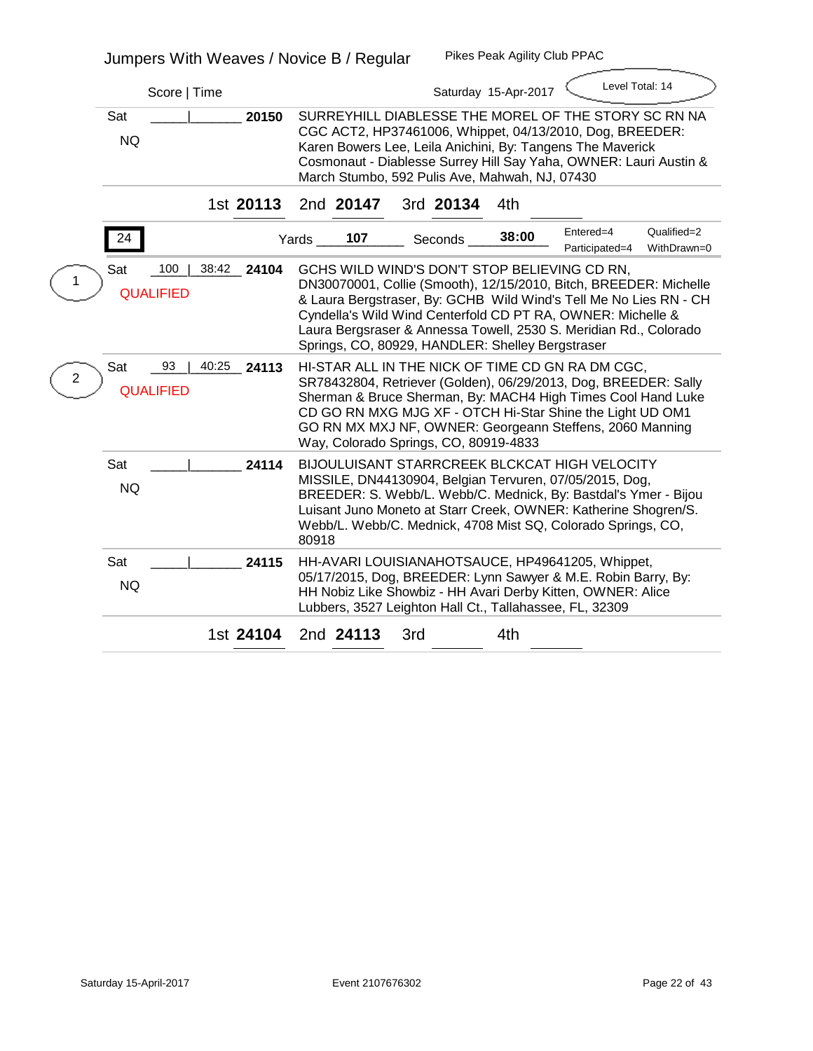Jumpers With Weaves / Novice B / Regular — Pikes Peak Agility Club PPAC

Score | Time — Saturday 15-Apr-2017 — Level Total: 14

| | Score \| Time | Armband | Entry |
|---|---|---|---|
| Sat NQ | \| | 20150 | SURREYHILL DIABLESSE THE MOREL OF THE STORY SC RN NA CGC ACT2, HP37461006, Whippet, 04/13/2010, Dog, BREEDER: Karen Bowers Lee, Leila Anichini, By: Tangens The Maverick Cosmonaut - Diablesse Surrey Hill Say Yaha, OWNER: Lauri Austin & March Stumbo, 592 Pulis Ave, Mahwah, NJ, 07430 |

1st **20113** 2nd **20147** 3rd **20134** 4th

**24** Yards **107** Seconds **38:00** Entered=4 Qualified=2 Participated=4 WithDrawn=0

| Place | | Score \| Time | Armband | Entry |
|---|---|---|---|---|
| 1 | Sat QUALIFIED | 100 \| 38:42 | 24104 | GCHS WILD WIND'S DON'T STOP BELIEVING CD RN, DN30070001, Collie (Smooth), 12/15/2010, Bitch, BREEDER: Michelle & Laura Bergstraser, By: GCHB Wild Wind's Tell Me No Lies RN - CH Cyndella's Wild Wind Centerfold CD PT RA, OWNER: Michelle & Laura Bergsraser & Annessa Towell, 2530 S. Meridian Rd., Colorado Springs, CO, 80929, HANDLER: Shelley Bergstraser |
| 2 | Sat QUALIFIED | 93 \| 40:25 | 24113 | HI-STAR ALL IN THE NICK OF TIME CD GN RA DM CGC, SR78432804, Retriever (Golden), 06/29/2013, Dog, BREEDER: Sally Sherman & Bruce Sherman, By: MACH4 High Times Cool Hand Luke CD GO RN MXG MJG XF - OTCH Hi-Star Shine the Light UD OM1 GO RN MX MXJ NF, OWNER: Georgeann Steffens, 2060 Manning Way, Colorado Springs, CO, 80919-4833 |
| | Sat NQ | \| | 24114 | BIJOULUISANT STARRCREEK BLCKCAT HIGH VELOCITY MISSILE, DN44130904, Belgian Tervuren, 07/05/2015, Dog, BREEDER: S. Webb/L. Webb/C. Mednick, By: Bastdal's Ymer - Bijou Luisant Juno Moneto at Starr Creek, OWNER: Katherine Shogren/S. Webb/L. Webb/C. Mednick, 4708 Mist SQ, Colorado Springs, CO, 80918 |
| | Sat NQ | \| | 24115 | HH-AVARI LOUISIANAHOTSAUCE, HP49641205, Whippet, 05/17/2015, Dog, BREEDER: Lynn Sawyer & M.E. Robin Barry, By: HH Nobiz Like Showbiz - HH Avari Derby Kitten, OWNER: Alice Lubbers, 3527 Leighton Hall Ct., Tallahassee, FL, 32309 |

1st **24104** 2nd **24113** 3rd 4th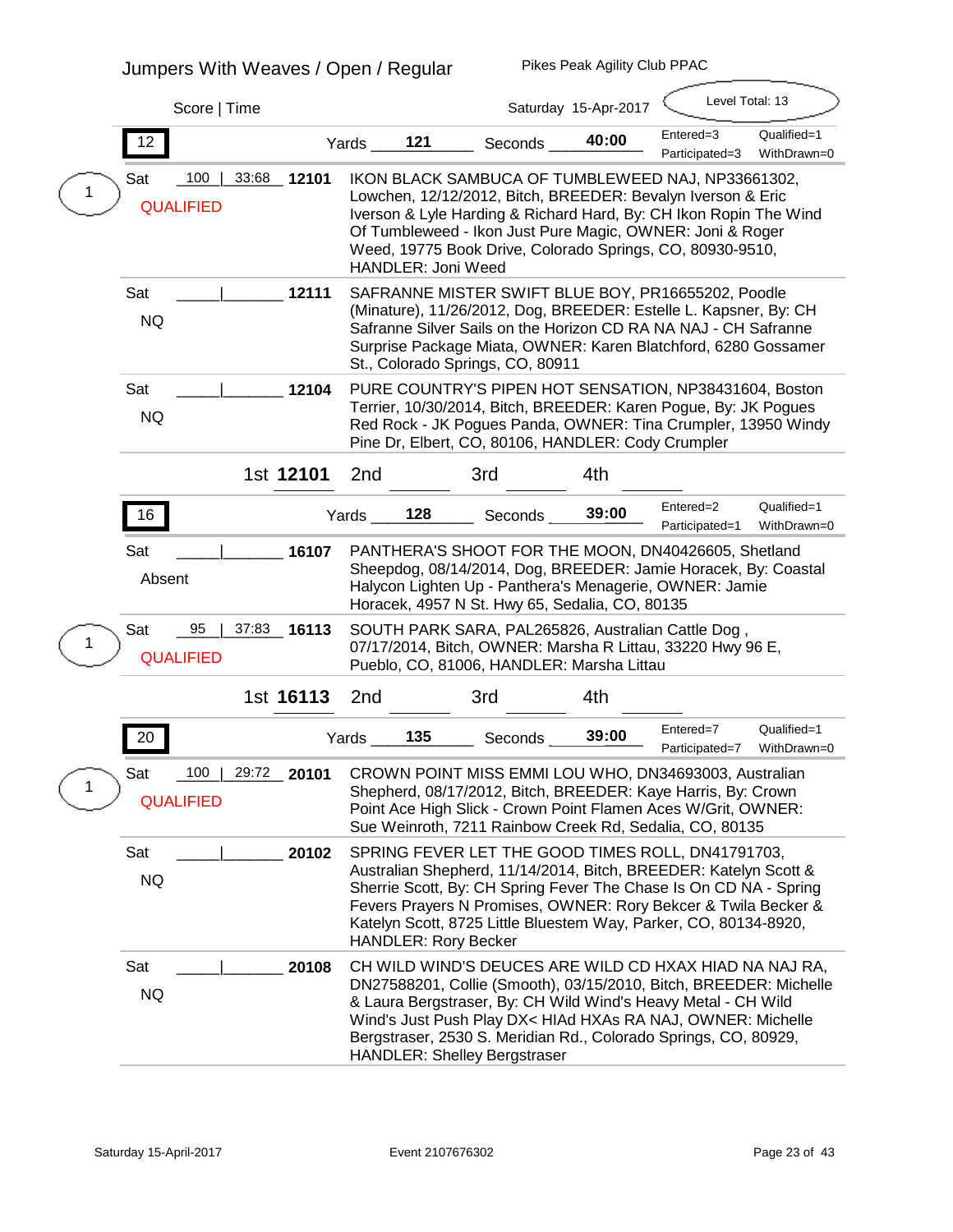# Jumpers With Weaves / Open / Regular

Pikes Peak Agility Club PPAC

Score | Time — Saturday 15-Apr-2017 — Level Total: 13

## 12

Yards **121** Seconds **40:00** — Entered=3, Qualified=1, Participated=3, WithDrawn=0

| Place | Day | Score | Time | Armband | Entry |
|---|---|---|---|---|---|
| 1 | Sat QUALIFIED | 100 | 33:68 | **12101** | IKON BLACK SAMBUCA OF TUMBLEWEED NAJ, NP33661302, Lowchen, 12/12/2012, Bitch, BREEDER: Bevalyn Iverson & Eric Iverson & Lyle Harding & Richard Hard, By: CH Ikon Ropin The Wind Of Tumbleweed - Ikon Just Pure Magic, OWNER: Joni & Roger Weed, 19775 Book Drive, Colorado Springs, CO, 80930-9510, HANDLER: Joni Weed |
| | Sat NQ | | | **12111** | SAFRANNE MISTER SWIFT BLUE BOY, PR16655202, Poodle (Minature), 11/26/2012, Dog, BREEDER: Estelle L. Kapsner, By: CH Safranne Silver Sails on the Horizon CD RA NA NAJ - CH Safranne Surprise Package Miata, OWNER: Karen Blatchford, 6280 Gossamer St., Colorado Springs, CO, 80911 |
| | Sat NQ | | | **12104** | PURE COUNTRY'S PIPEN HOT SENSATION, NP38431604, Boston Terrier, 10/30/2014, Bitch, BREEDER: Karen Pogue, By: JK Pogues Red Rock - JK Pogues Panda, OWNER: Tina Crumpler, 13950 Windy Pine Dr, Elbert, CO, 80106, HANDLER: Cody Crumpler |

1st **12101** 2nd ______ 3rd ______ 4th ______

## 16

Yards **128** Seconds **39:00** — Entered=2, Qualified=1, Participated=1, WithDrawn=0

| Place | Day | Score | Time | Armband | Entry |
|---|---|---|---|---|---|
| | Sat Absent | | | **16107** | PANTHERA'S SHOOT FOR THE MOON, DN40426605, Shetland Sheepdog, 08/14/2014, Dog, BREEDER: Jamie Horacek, By: Coastal Halycon Lighten Up - Panthera's Menagerie, OWNER: Jamie Horacek, 4957 N St. Hwy 65, Sedalia, CO, 80135 |
| 1 | Sat QUALIFIED | 95 | 37:83 | **16113** | SOUTH PARK SARA, PAL265826, Australian Cattle Dog , 07/17/2014, Bitch, OWNER: Marsha R Littau, 33220 Hwy 96 E, Pueblo, CO, 81006, HANDLER: Marsha Littau |

1st **16113** 2nd ______ 3rd ______ 4th ______

## 20

Yards **135** Seconds **39:00** — Entered=7, Qualified=1, Participated=7, WithDrawn=0

| Place | Day | Score | Time | Armband | Entry |
|---|---|---|---|---|---|
| 1 | Sat QUALIFIED | 100 | 29:72 | **20101** | CROWN POINT MISS EMMI LOU WHO, DN34693003, Australian Shepherd, 08/17/2012, Bitch, BREEDER: Kaye Harris, By: Crown Point Ace High Slick - Crown Point Flamen Aces W/Grit, OWNER: Sue Weinroth, 7211 Rainbow Creek Rd, Sedalia, CO, 80135 |
| | Sat NQ | | | **20102** | SPRING FEVER LET THE GOOD TIMES ROLL, DN41791703, Australian Shepherd, 11/14/2014, Bitch, BREEDER: Katelyn Scott & Sherrie Scott, By: CH Spring Fever The Chase Is On CD NA - Spring Fevers Prayers N Promises, OWNER: Rory Bekcer & Twila Becker & Katelyn Scott, 8725 Little Bluestem Way, Parker, CO, 80134-8920, HANDLER: Rory Becker |
| | Sat NQ | | | **20108** | CH WILD WIND'S DEUCES ARE WILD CD HXAX HIAD NA NAJ RA, DN27588201, Collie (Smooth), 03/15/2010, Bitch, BREEDER: Michelle & Laura Bergstraser, By: CH Wild Wind's Heavy Metal - CH Wild Wind's Just Push Play DX< HIAd HXAs RA NAJ, OWNER: Michelle Bergstraser, 2530 S. Meridian Rd., Colorado Springs, CO, 80929, HANDLER: Shelley Bergstraser |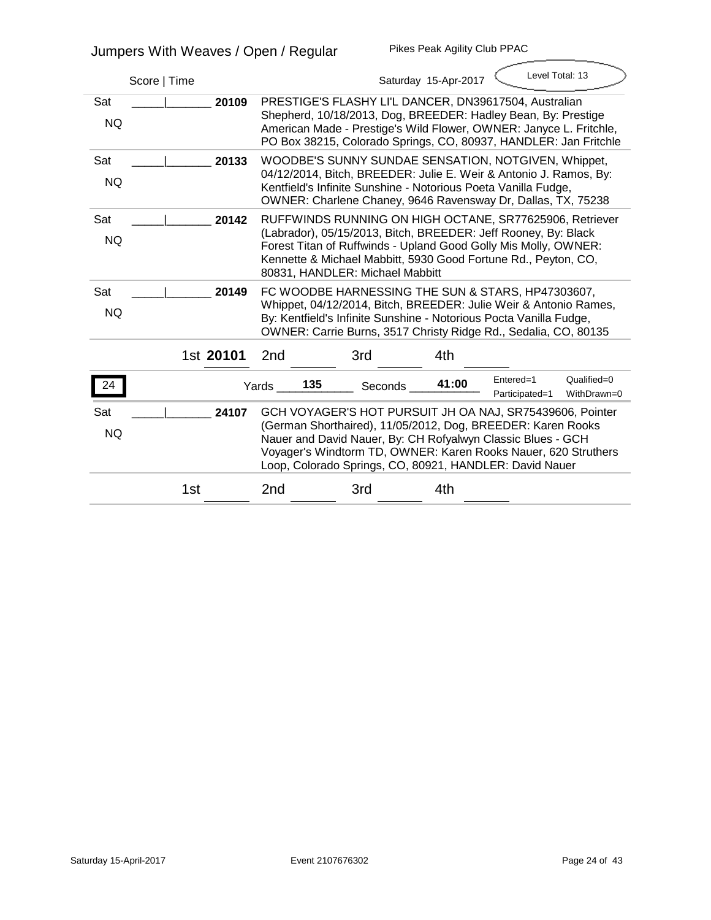Jumpers With Weaves / Open / Regular — Pikes Peak Agility Club PPAC

Score | Time — Saturday 15-Apr-2017 — Level Total: 13

Sat NQ _____|_______ **20109** PRESTIGE'S FLASHY LI'L DANCER, DN39617504, Australian Shepherd, 10/18/2013, Dog, BREEDER: Hadley Bean, By: Prestige American Made - Prestige's Wild Flower, OWNER: Janyce L. Fritchle, PO Box 38215, Colorado Springs, CO, 80937, HANDLER: Jan Fritchle

Sat NQ _____|_______ **20133** WOODBE'S SUNNY SUNDAE SENSATION, NOTGIVEN, Whippet, 04/12/2014, Bitch, BREEDER: Julie E. Weir & Antonio J. Ramos, By: Kentfield's Infinite Sunshine - Notorious Poeta Vanilla Fudge, OWNER: Charlene Chaney, 9646 Ravensway Dr, Dallas, TX, 75238

Sat NQ _____|_______ **20142** RUFFWINDS RUNNING ON HIGH OCTANE, SR77625906, Retriever (Labrador), 05/15/2013, Bitch, BREEDER: Jeff Rooney, By: Black Forest Titan of Ruffwinds - Upland Good Golly Mis Molly, OWNER: Kennette & Michael Mabbitt, 5930 Good Fortune Rd., Peyton, CO, 80831, HANDLER: Michael Mabbitt

Sat NQ _____|_______ **20149** FC WOODBE HARNESSING THE SUN & STARS, HP47303607, Whippet, 04/12/2014, Bitch, BREEDER: Julie Weir & Antonio Rames, By: Kentfield's Infinite Sunshine - Notorious Pocta Vanilla Fudge, OWNER: Carrie Burns, 3517 Christy Ridge Rd., Sedalia, CO, 80135

1st **20101** 2nd _______ 3rd _______ 4th _______

**24** — Yards **135** Seconds **41:00** — Entered=1 Qualified=0 Participated=1 WithDrawn=0

Sat NQ _____|_______ **24107** GCH VOYAGER'S HOT PURSUIT JH OA NAJ, SR75439606, Pointer (German Shorthaired), 11/05/2012, Dog, BREEDER: Karen Rooks Nauer and David Nauer, By: CH Rofyalwyn Classic Blues - GCH Voyager's Windtorm TD, OWNER: Karen Rooks Nauer, 620 Struthers Loop, Colorado Springs, CO, 80921, HANDLER: David Nauer

1st _______ 2nd _______ 3rd _______ 4th _______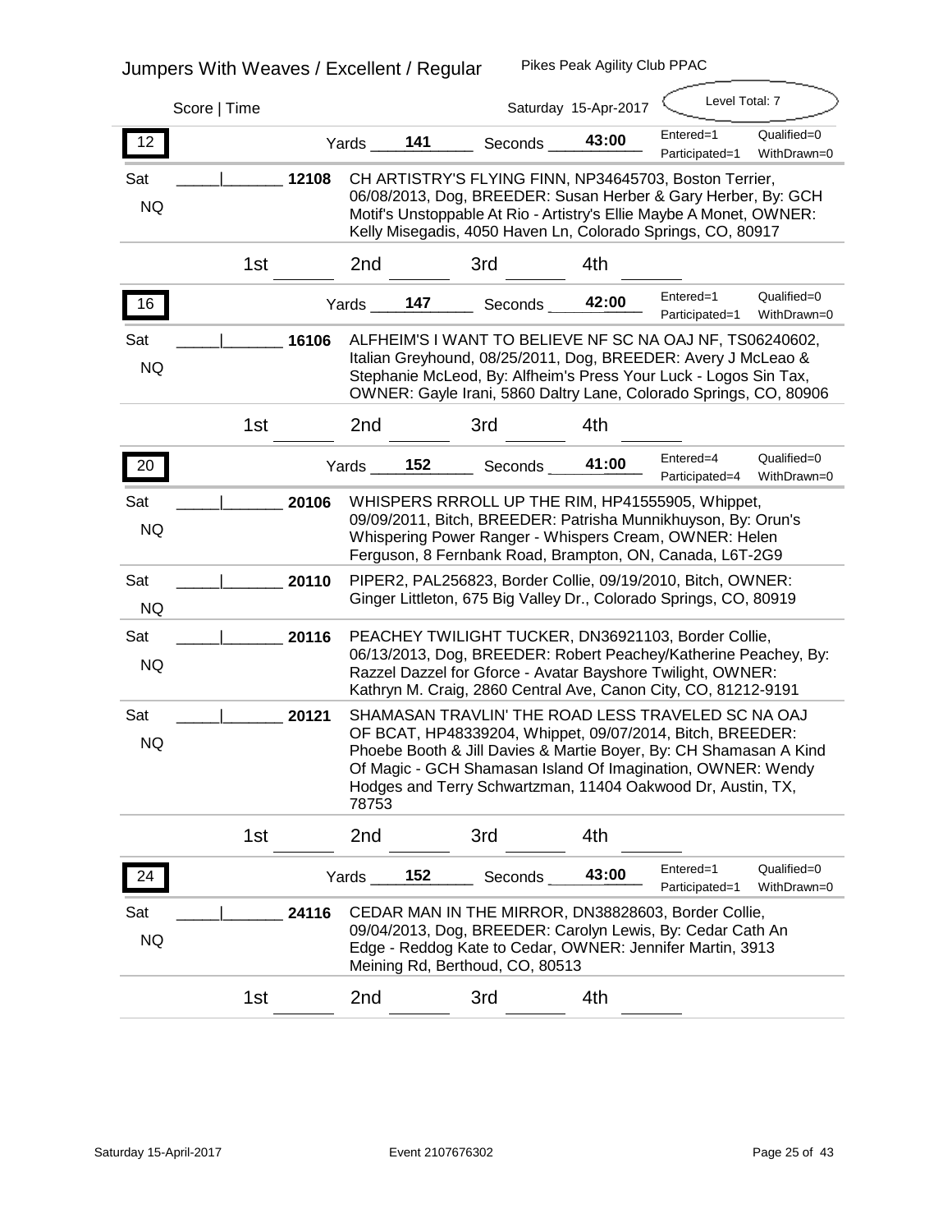# Jumpers With Weaves / Excellent / Regular

Pikes Peak Agility Club PPAC

Score | Time — Saturday 15-Apr-2017 — Level Total: 7

## 12

Yards 141 — Seconds 43:00 — Entered=1, Participated=1, Qualified=0, WithDrawn=0

| | Score \| Time | Armband | Entry |
|---|---|---|---|
| Sat NQ | \_\_\_\_\_\|\_\_\_\_\_\_\_ | 12108 | CH ARTISTRY'S FLYING FINN, NP34645703, Boston Terrier, 06/08/2013, Dog, BREEDER: Susan Herber & Gary Herber, By: GCH Motif's Unstoppable At Rio - Artistry's Ellie Maybe A Monet, OWNER: Kelly Misegadis, 4050 Haven Ln, Colorado Springs, CO, 80917 |

1st \_\_\_\_\_\_ 2nd \_\_\_\_\_\_ 3rd \_\_\_\_\_\_ 4th \_\_\_\_\_\_

## 16

Yards 147 — Seconds 42:00 — Entered=1, Participated=1, Qualified=0, WithDrawn=0

| | Score \| Time | Armband | Entry |
|---|---|---|---|
| Sat NQ | \_\_\_\_\_\|\_\_\_\_\_\_\_ | 16106 | ALFHEIM'S I WANT TO BELIEVE NF SC NA OAJ NF, TS06240602, Italian Greyhound, 08/25/2011, Dog, BREEDER: Avery J McLeao & Stephanie McLeod, By: Alfheim's Press Your Luck - Logos Sin Tax, OWNER: Gayle Irani, 5860 Daltry Lane, Colorado Springs, CO, 80906 |

1st \_\_\_\_\_\_ 2nd \_\_\_\_\_\_ 3rd \_\_\_\_\_\_ 4th \_\_\_\_\_\_

## 20

Yards 152 — Seconds 41:00 — Entered=4, Participated=4, Qualified=0, WithDrawn=0

| | Score \| Time | Armband | Entry |
|---|---|---|---|
| Sat NQ | \_\_\_\_\_\|\_\_\_\_\_\_\_ | 20106 | WHISPERS RRROLL UP THE RIM, HP41555905, Whippet, 09/09/2011, Bitch, BREEDER: Patrisha Munnikhuyson, By: Orun's Whispering Power Ranger - Whispers Cream, OWNER: Helen Ferguson, 8 Fernbank Road, Brampton, ON, Canada, L6T-2G9 |
| Sat NQ | \_\_\_\_\_\|\_\_\_\_\_\_\_ | 20110 | PIPER2, PAL256823, Border Collie, 09/19/2010, Bitch, OWNER: Ginger Littleton, 675 Big Valley Dr., Colorado Springs, CO, 80919 |
| Sat NQ | \_\_\_\_\_\|\_\_\_\_\_\_\_ | 20116 | PEACHEY TWILIGHT TUCKER, DN36921103, Border Collie, 06/13/2013, Dog, BREEDER: Robert Peachey/Katherine Peachey, By: Razzel Dazzel for Gforce - Avatar Bayshore Twilight, OWNER: Kathryn M. Craig, 2860 Central Ave, Canon City, CO, 81212-9191 |
| Sat NQ | \_\_\_\_\_\|\_\_\_\_\_\_\_ | 20121 | SHAMASAN TRAVLIN' THE ROAD LESS TRAVELED SC NA OAJ OF BCAT, HP48339204, Whippet, 09/07/2014, Bitch, BREEDER: Phoebe Booth & Jill Davies & Martie Boyer, By: CH Shamasan A Kind Of Magic - GCH Shamasan Island Of Imagination, OWNER: Wendy Hodges and Terry Schwartzman, 11404 Oakwood Dr, Austin, TX, 78753 |

1st \_\_\_\_\_\_ 2nd \_\_\_\_\_\_ 3rd \_\_\_\_\_\_ 4th \_\_\_\_\_\_

## 24

Yards 152 — Seconds 43:00 — Entered=1, Participated=1, Qualified=0, WithDrawn=0

| | Score \| Time | Armband | Entry |
|---|---|---|---|
| Sat NQ | \_\_\_\_\_\|\_\_\_\_\_\_\_ | 24116 | CEDAR MAN IN THE MIRROR, DN38828603, Border Collie, 09/04/2013, Dog, BREEDER: Carolyn Lewis, By: Cedar Cath An Edge - Reddog Kate to Cedar, OWNER: Jennifer Martin, 3913 Meining Rd, Berthoud, CO, 80513 |

1st \_\_\_\_\_\_ 2nd \_\_\_\_\_\_ 3rd \_\_\_\_\_\_ 4th \_\_\_\_\_\_

Saturday 15-April-2017 — Event 2107676302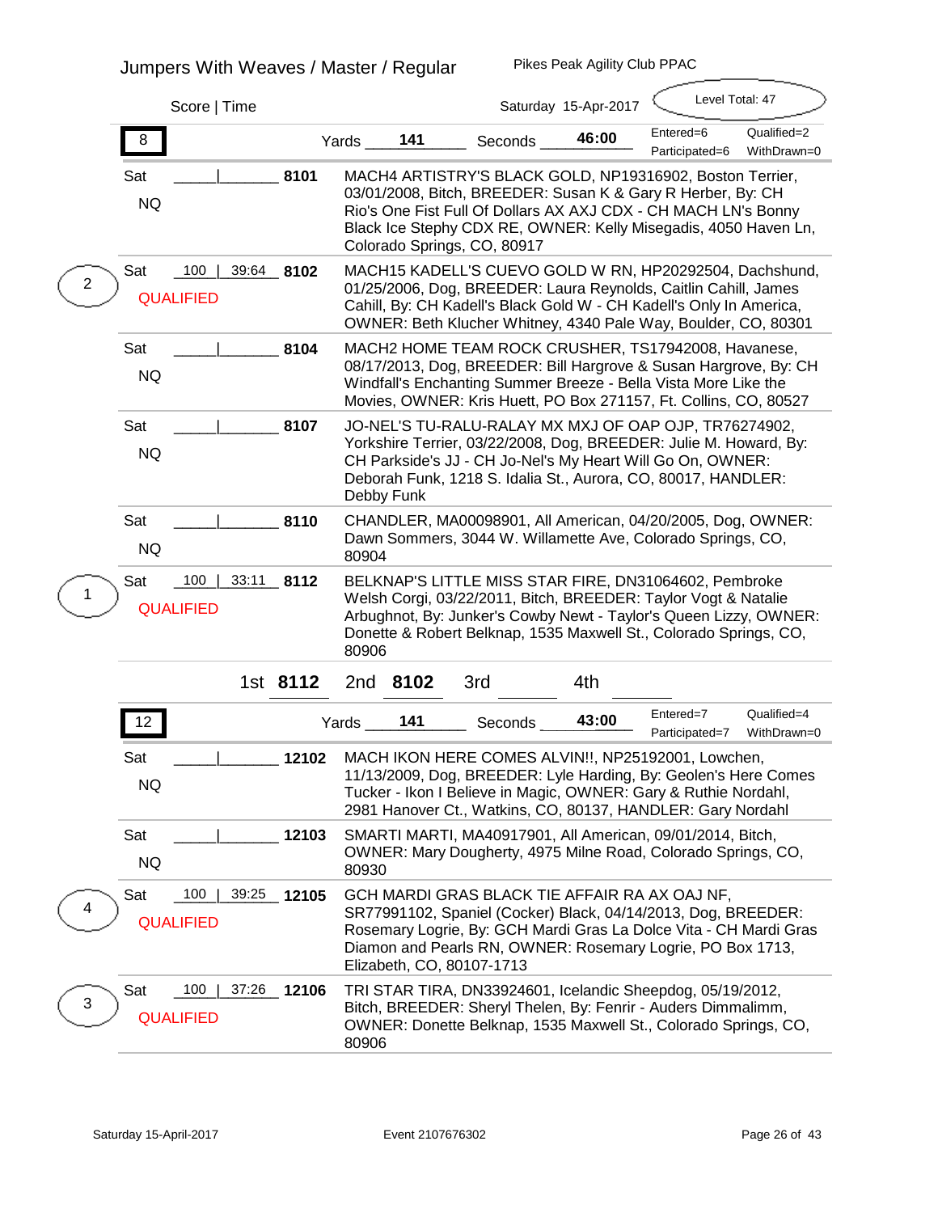# Jumpers With Weaves / Master / Regular

Pikes Peak Agility Club PPAC

Score | Time

Saturday 15-Apr-2017

Level Total: 47

## 8

Yards 141 Seconds 46:00 Entered=6 Qualified=2 Participated=6 WithDrawn=0

| Place | Day / Result | Score | Time | Armband | Entry |
|---|---|---|---|---|---|
| | Sat NQ | | | 8101 | MACH4 ARTISTRY'S BLACK GOLD, NP19316902, Boston Terrier, 03/01/2008, Bitch, BREEDER: Susan K & Gary R Herber, By: CH Rio's One Fist Full Of Dollars AX AXJ CDX - CH MACH LN's Bonny Black Ice Stephy CDX RE, OWNER: Kelly Misegadis, 4050 Haven Ln, Colorado Springs, CO, 80917 |
| 2 | Sat QUALIFIED | 100 | 39:64 | 8102 | MACH15 KADELL'S CUEVO GOLD W RN, HP20292504, Dachshund, 01/25/2006, Dog, BREEDER: Laura Reynolds, Caitlin Cahill, James Cahill, By: CH Kadell's Black Gold W - CH Kadell's Only In America, OWNER: Beth Klucher Whitney, 4340 Pale Way, Boulder, CO, 80301 |
| | Sat NQ | | | 8104 | MACH2 HOME TEAM ROCK CRUSHER, TS17942008, Havanese, 08/17/2013, Dog, BREEDER: Bill Hargrove & Susan Hargrove, By: CH Windfall's Enchanting Summer Breeze - Bella Vista More Like the Movies, OWNER: Kris Huett, PO Box 271157, Ft. Collins, CO, 80527 |
| | Sat NQ | | | 8107 | JO-NEL'S TU-RALU-RALAY MX MXJ OF OAP OJP, TR76274902, Yorkshire Terrier, 03/22/2008, Dog, BREEDER: Julie M. Howard, By: CH Parkside's JJ - CH Jo-Nel's My Heart Will Go On, OWNER: Deborah Funk, 1218 S. Idalia St., Aurora, CO, 80017, HANDLER: Debby Funk |
| | Sat NQ | | | 8110 | CHANDLER, MA00098901, All American, 04/20/2005, Dog, OWNER: Dawn Sommers, 3044 W. Willamette Ave, Colorado Springs, CO, 80904 |
| 1 | Sat QUALIFIED | 100 | 33:11 | 8112 | BELKNAP'S LITTLE MISS STAR FIRE, DN31064602, Pembroke Welsh Corgi, 03/22/2011, Bitch, BREEDER: Taylor Vogt & Natalie Arbughnot, By: Junker's Cowby Newt - Taylor's Queen Lizzy, OWNER: Donette & Robert Belknap, 1535 Maxwell St., Colorado Springs, CO, 80906 |

1st **8112** 2nd **8102** 3rd ______ 4th ______

## 12

Yards 141 Seconds 43:00 Entered=7 Qualified=4 Participated=7 WithDrawn=0

| Place | Day / Result | Score | Time | Armband | Entry |
|---|---|---|---|---|---|
| | Sat NQ | | | 12102 | MACH IKON HERE COMES ALVIN!!, NP25192001, Lowchen, 11/13/2009, Dog, BREEDER: Lyle Harding, By: Geolen's Here Comes Tucker - Ikon I Believe in Magic, OWNER: Gary & Ruthie Nordahl, 2981 Hanover Ct., Watkins, CO, 80137, HANDLER: Gary Nordahl |
| | Sat NQ | | | 12103 | SMARTI MARTI, MA40917901, All American, 09/01/2014, Bitch, OWNER: Mary Dougherty, 4975 Milne Road, Colorado Springs, CO, 80930 |
| 4 | Sat QUALIFIED | 100 | 39:25 | 12105 | GCH MARDI GRAS BLACK TIE AFFAIR RA AX OAJ NF, SR77991102, Spaniel (Cocker) Black, 04/14/2013, Dog, BREEDER: Rosemary Logrie, By: GCH Mardi Gras La Dolce Vita - CH Mardi Gras Diamon and Pearls RN, OWNER: Rosemary Logrie, PO Box 1713, Elizabeth, CO, 80107-1713 |
| 3 | Sat QUALIFIED | 100 | 37:26 | 12106 | TRI STAR TIRA, DN33924601, Icelandic Sheepdog, 05/19/2012, Bitch, BREEDER: Sheryl Thelen, By: Fenrir - Auders Dimmalimm, OWNER: Donette Belknap, 1535 Maxwell St., Colorado Springs, CO, 80906 |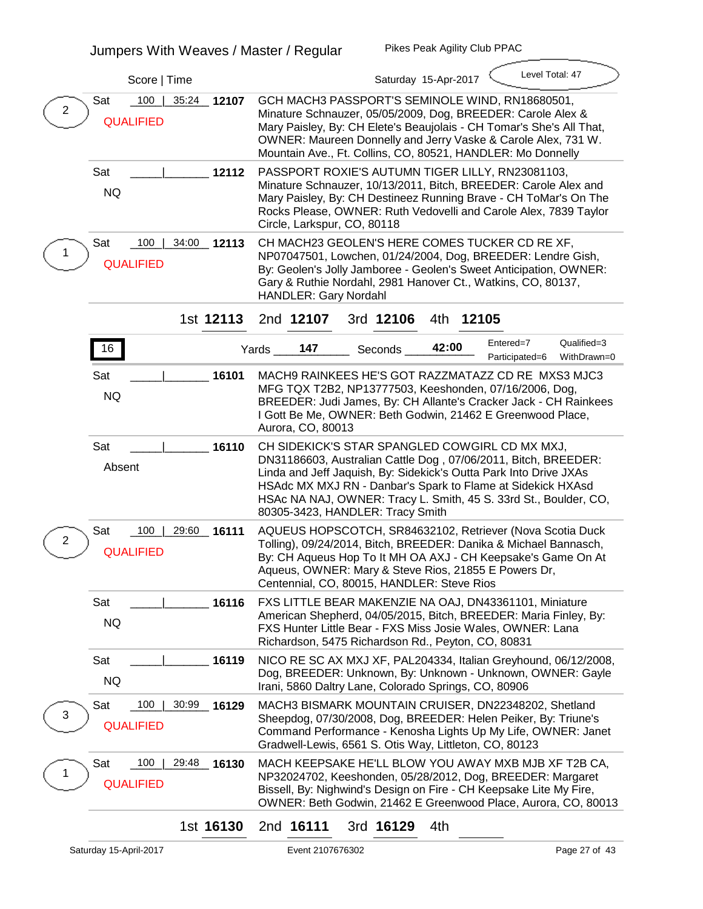## Jumpers With Weaves / Master / Regular

Pikes Peak Agility Club PPAC

Saturday 15-Apr-2017 — Level Total: 47

| Place | Day | Result | Score \| Time | Armband | Entry |
|---|---|---|---|---|---|
| 2 | Sat | QUALIFIED | 100 \| 35:24 | 12107 | GCH MACH3 PASSPORT'S SEMINOLE WIND, RN18680501, Minature Schnauzer, 05/05/2009, Dog, BREEDER: Carole Alex & Mary Paisley, By: CH Elete's Beaujolais - CH Tomar's She's All That, OWNER: Maureen Donnelly and Jerry Vaske & Carole Alex, 731 W. Mountain Ave., Ft. Collins, CO, 80521, HANDLER: Mo Donnelly |
| | Sat | NQ | \| | 12112 | PASSPORT ROXIE'S AUTUMN TIGER LILLY, RN23081103, Minature Schnauzer, 10/13/2011, Bitch, BREEDER: Carole Alex and Mary Paisley, By: CH Destineez Running Brave - CH ToMar's On The Rocks Please, OWNER: Ruth Vedovelli and Carole Alex, 7839 Taylor Circle, Larkspur, CO, 80118 |
| 1 | Sat | QUALIFIED | 100 \| 34:00 | 12113 | CH MACH23 GEOLEN'S HERE COMES TUCKER CD RE XF, NP07047501, Lowchen, 01/24/2004, Dog, BREEDER: Lendre Gish, By: Geolen's Jolly Jamboree - Geolen's Sweet Anticipation, OWNER: Gary & Ruthie Nordahl, 2981 Hanover Ct., Watkins, CO, 80137, HANDLER: Gary Nordahl |

1st **12113** 2nd **12107** 3rd **12106** 4th **12105**

**16** — Yards **147** Seconds **42:00** — Entered=7 Qualified=3 Participated=6 WithDrawn=0

| Place | Day | Result | Score \| Time | Armband | Entry |
|---|---|---|---|---|---|
| | Sat | NQ | \| | 16101 | MACH9 RAINKEES HE'S GOT RAZZMATAZZ CD RE MXS3 MJC3 MFG TQX T2B2, NP13777503, Keeshonden, 07/16/2006, Dog, BREEDER: Judi James, By: CH Allante's Cracker Jack - CH Rainkees I Gott Be Me, OWNER: Beth Godwin, 21462 E Greenwood Place, Aurora, CO, 80013 |
| | Sat | Absent | \| | 16110 | CH SIDEKICK'S STAR SPANGLED COWGIRL CD MX MXJ, DN31186603, Australian Cattle Dog , 07/06/2011, Bitch, BREEDER: Linda and Jeff Jaquish, By: Sidekick's Outta Park Into Drive JXAs HSAdc MX MXJ RN - Danbar's Spark to Flame at Sidekick HXAsd HSAc NA NAJ, OWNER: Tracy L. Smith, 45 S. 33rd St., Boulder, CO, 80305-3423, HANDLER: Tracy Smith |
| 2 | Sat | QUALIFIED | 100 \| 29:60 | 16111 | AQUEUS HOPSCOTCH, SR84632102, Retriever (Nova Scotia Duck Tolling), 09/24/2014, Bitch, BREEDER: Danika & Michael Bannasch, By: CH Aqueus Hop To It MH OA AXJ - CH Keepsake's Game On At Aqueus, OWNER: Mary & Steve Rios, 21855 E Powers Dr, Centennial, CO, 80015, HANDLER: Steve Rios |
| | Sat | NQ | \| | 16116 | FXS LITTLE BEAR MAKENZIE NA OAJ, DN43361101, Miniature American Shepherd, 04/05/2015, Bitch, BREEDER: Maria Finley, By: FXS Hunter Little Bear - FXS Miss Josie Wales, OWNER: Lana Richardson, 5475 Richardson Rd., Peyton, CO, 80831 |
| | Sat | NQ | \| | 16119 | NICO RE SC AX MXJ XF, PAL204334, Italian Greyhound, 06/12/2008, Dog, BREEDER: Unknown, By: Unknown - Unknown, OWNER: Gayle Irani, 5860 Daltry Lane, Colorado Springs, CO, 80906 |
| 3 | Sat | QUALIFIED | 100 \| 30:99 | 16129 | MACH3 BISMARK MOUNTAIN CRUISER, DN22348202, Shetland Sheepdog, 07/30/2008, Dog, BREEDER: Helen Peiker, By: Triune's Command Performance - Kenosha Lights Up My Life, OWNER: Janet Gradwell-Lewis, 6561 S. Otis Way, Littleton, CO, 80123 |
| 1 | Sat | QUALIFIED | 100 \| 29:48 | 16130 | MACH KEEPSAKE HE'LL BLOW YOU AWAY MXB MJB XF T2B CA, NP32024702, Keeshonden, 05/28/2012, Dog, BREEDER: Margaret Bissell, By: Nighwind's Design on Fire - CH Keepsake Lite My Fire, OWNER: Beth Godwin, 21462 E Greenwood Place, Aurora, CO, 80013 |

1st **16130** 2nd **16111** 3rd **16129** 4th ____

Saturday 15-April-2017 — Event 2107676302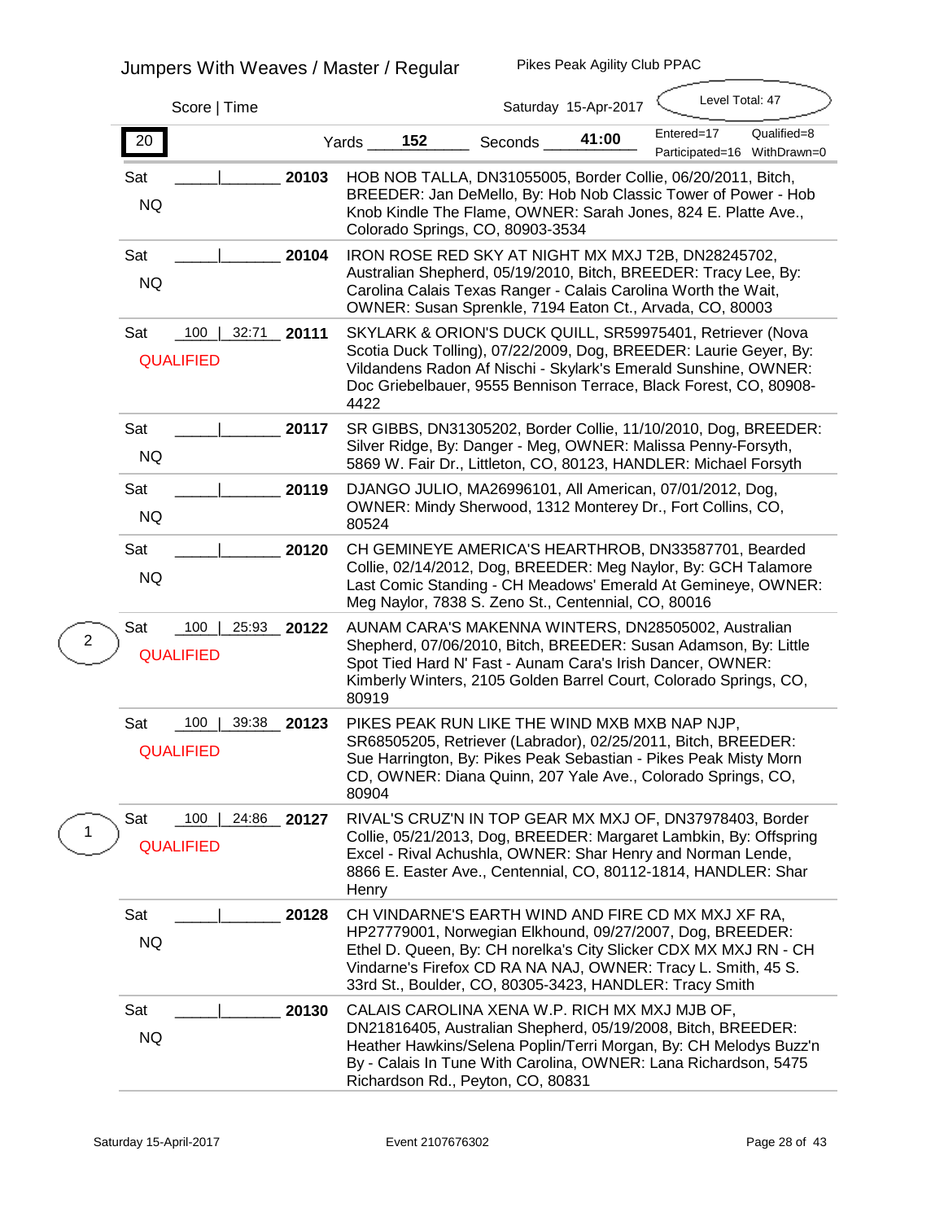# Jumpers With Weaves / Master / Regular

Pikes Peak Agility Club PPAC

Score | Time

Saturday 15-Apr-2017

Level Total: 47

**20** Yards **152** Seconds **41:00**

Entered=17 Qualified=8
Participated=16 WithDrawn=0

| Place | Day / Result | Score | Time | Armband | Entry |
|---|---|---|---|---|---|
| | Sat NQ | | | **20103** | HOB NOB TALLA, DN31055005, Border Collie, 06/20/2011, Bitch, BREEDER: Jan DeMello, By: Hob Nob Classic Tower of Power - Hob Knob Kindle The Flame, OWNER: Sarah Jones, 824 E. Platte Ave., Colorado Springs, CO, 80903-3534 |
| | Sat NQ | | | **20104** | IRON ROSE RED SKY AT NIGHT MX MXJ T2B, DN28245702, Australian Shepherd, 05/19/2010, Bitch, BREEDER: Tracy Lee, By: Carolina Calais Texas Ranger - Calais Carolina Worth the Wait, OWNER: Susan Sprenkle, 7194 Eaton Ct., Arvada, CO, 80003 |
| | Sat QUALIFIED | 100 | 32:71 | **20111** | SKYLARK & ORION'S DUCK QUILL, SR59975401, Retriever (Nova Scotia Duck Tolling), 07/22/2009, Dog, BREEDER: Laurie Geyer, By: Vildandens Radon Af Nischi - Skylark's Emerald Sunshine, OWNER: Doc Griebelbauer, 9555 Bennison Terrace, Black Forest, CO, 80908-4422 |
| | Sat NQ | | | **20117** | SR GIBBS, DN31305202, Border Collie, 11/10/2010, Dog, BREEDER: Silver Ridge, By: Danger - Meg, OWNER: Malissa Penny-Forsyth, 5869 W. Fair Dr., Littleton, CO, 80123, HANDLER: Michael Forsyth |
| | Sat NQ | | | **20119** | DJANGO JULIO, MA26996101, All American, 07/01/2012, Dog, OWNER: Mindy Sherwood, 1312 Monterey Dr., Fort Collins, CO, 80524 |
| | Sat NQ | | | **20120** | CH GEMINEYE AMERICA'S HEARTHROB, DN33587701, Bearded Collie, 02/14/2012, Dog, BREEDER: Meg Naylor, By: GCH Talamore Last Comic Standing - CH Meadows' Emerald At Gemineye, OWNER: Meg Naylor, 7838 S. Zeno St., Centennial, CO, 80016 |
| 2 | Sat QUALIFIED | 100 | 25:93 | **20122** | AUNAM CARA'S MAKENNA WINTERS, DN28505002, Australian Shepherd, 07/06/2010, Bitch, BREEDER: Susan Adamson, By: Little Spot Tied Hard N' Fast - Aunam Cara's Irish Dancer, OWNER: Kimberly Winters, 2105 Golden Barrel Court, Colorado Springs, CO, 80919 |
| | Sat QUALIFIED | 100 | 39:38 | **20123** | PIKES PEAK RUN LIKE THE WIND MXB MXB NAP NJP, SR68505205, Retriever (Labrador), 02/25/2011, Bitch, BREEDER: Sue Harrington, By: Pikes Peak Sebastian - Pikes Peak Misty Morn CD, OWNER: Diana Quinn, 207 Yale Ave., Colorado Springs, CO, 80904 |
| 1 | Sat QUALIFIED | 100 | 24:86 | **20127** | RIVAL'S CRUZ'N IN TOP GEAR MX MXJ OF, DN37978403, Border Collie, 05/21/2013, Dog, BREEDER: Margaret Lambkin, By: Offspring Excel - Rival Achushla, OWNER: Shar Henry and Norman Lende, 8866 E. Easter Ave., Centennial, CO, 80112-1814, HANDLER: Shar Henry |
| | Sat NQ | | | **20128** | CH VINDARNE'S EARTH WIND AND FIRE CD MX MXJ XF RA, HP27779001, Norwegian Elkhound, 09/27/2007, Dog, BREEDER: Ethel D. Queen, By: CH norelka's City Slicker CDX MX MXJ RN - CH Vindarne's Firefox CD RA NA NAJ, OWNER: Tracy L. Smith, 45 S. 33rd St., Boulder, CO, 80305-3423, HANDLER: Tracy Smith |
| | Sat NQ | | | **20130** | CALAIS CAROLINA XENA W.P. RICH MX MXJ MJB OF, DN21816405, Australian Shepherd, 05/19/2008, Bitch, BREEDER: Heather Hawkins/Selena Poplin/Terri Morgan, By: CH Melodys Buzz'n By - Calais In Tune With Carolina, OWNER: Lana Richardson, 5475 Richardson Rd., Peyton, CO, 80831 |

Saturday 15-April-2017 Event 2107676302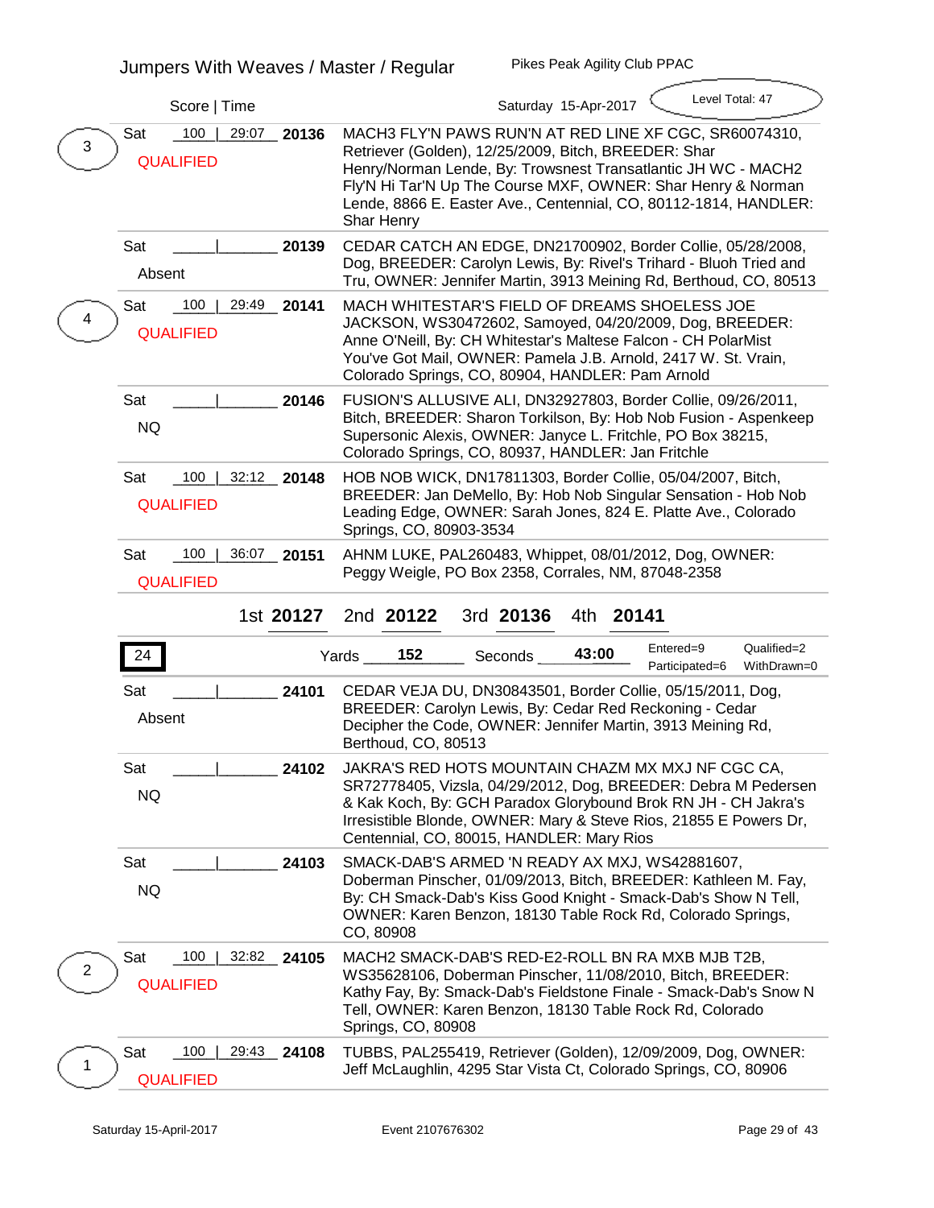## Jumpers With Weaves / Master / Regular

Pikes Peak Agility Club PPAC

Saturday 15-Apr-2017

Level Total: 47

| Place | Day / Result | Score \| Time | Armband | Entry |
|---|---|---|---|---|
| 3 | Sat QUALIFIED | 100 \| 29:07 | **20136** | MACH3 FLY'N PAWS RUN'N AT RED LINE XF CGC, SR60074310, Retriever (Golden), 12/25/2009, Bitch, BREEDER: Shar Henry/Norman Lende, By: Trowsnest Transatlantic JH WC - MACH2 Fly'N Hi Tar'N Up The Course MXF, OWNER: Shar Henry & Norman Lende, 8866 E. Easter Ave., Centennial, CO, 80112-1814, HANDLER: Shar Henry |
| | Sat Absent | \| | **20139** | CEDAR CATCH AN EDGE, DN21700902, Border Collie, 05/28/2008, Dog, BREEDER: Carolyn Lewis, By: Rivel's Trihard - Bluoh Tried and Tru, OWNER: Jennifer Martin, 3913 Meining Rd, Berthoud, CO, 80513 |
| 4 | Sat QUALIFIED | 100 \| 29:49 | **20141** | MACH WHITESTAR'S FIELD OF DREAMS SHOELESS JOE JACKSON, WS30472602, Samoyed, 04/20/2009, Dog, BREEDER: Anne O'Neill, By: CH Whitestar's Maltese Falcon - CH PolarMist You've Got Mail, OWNER: Pamela J.B. Arnold, 2417 W. St. Vrain, Colorado Springs, CO, 80904, HANDLER: Pam Arnold |
| | Sat NQ | \| | **20146** | FUSION'S ALLUSIVE ALI, DN32927803, Border Collie, 09/26/2011, Bitch, BREEDER: Sharon Torkilson, By: Hob Nob Fusion - Aspenkeep Supersonic Alexis, OWNER: Janyce L. Fritchle, PO Box 38215, Colorado Springs, CO, 80937, HANDLER: Jan Fritchle |
| | Sat QUALIFIED | 100 \| 32:12 | **20148** | HOB NOB WICK, DN17811303, Border Collie, 05/04/2007, Bitch, BREEDER: Jan DeMello, By: Hob Nob Singular Sensation - Hob Nob Leading Edge, OWNER: Sarah Jones, 824 E. Platte Ave., Colorado Springs, CO, 80903-3534 |
| | Sat QUALIFIED | 100 \| 36:07 | **20151** | AHNM LUKE, PAL260483, Whippet, 08/01/2012, Dog, OWNER: Peggy Weigle, PO Box 2358, Corrales, NM, 87048-2358 |

1st **20127** 2nd **20122** 3rd **20136** 4th **20141**

**24** Yards **152** Seconds **43:00** Entered=9 Participated=6 Qualified=2 WithDrawn=0

| Place | Day / Result | Score \| Time | Armband | Entry |
|---|---|---|---|---|
| | Sat Absent | \| | **24101** | CEDAR VEJA DU, DN30843501, Border Collie, 05/15/2011, Dog, BREEDER: Carolyn Lewis, By: Cedar Red Reckoning - Cedar Decipher the Code, OWNER: Jennifer Martin, 3913 Meining Rd, Berthoud, CO, 80513 |
| | Sat NQ | \| | **24102** | JAKRA'S RED HOTS MOUNTAIN CHAZM MX MXJ NF CGC CA, SR72778405, Vizsla, 04/29/2012, Dog, BREEDER: Debra M Pedersen & Kak Koch, By: GCH Paradox Glorybound Brok RN JH - CH Jakra's Irresistible Blonde, OWNER: Mary & Steve Rios, 21855 E Powers Dr, Centennial, CO, 80015, HANDLER: Mary Rios |
| | Sat NQ | \| | **24103** | SMACK-DAB'S ARMED 'N READY AX MXJ, WS42881607, Doberman Pinscher, 01/09/2013, Bitch, BREEDER: Kathleen M. Fay, By: CH Smack-Dab's Kiss Good Knight - Smack-Dab's Show N Tell, OWNER: Karen Benzon, 18130 Table Rock Rd, Colorado Springs, CO, 80908 |
| 2 | Sat QUALIFIED | 100 \| 32:82 | **24105** | MACH2 SMACK-DAB'S RED-E2-ROLL BN RA MXB MJB T2B, WS35628106, Doberman Pinscher, 11/08/2010, Bitch, BREEDER: Kathy Fay, By: Smack-Dab's Fieldstone Finale - Smack-Dab's Snow N Tell, OWNER: Karen Benzon, 18130 Table Rock Rd, Colorado Springs, CO, 80908 |
| 1 | Sat QUALIFIED | 100 \| 29:43 | **24108** | TUBBS, PAL255419, Retriever (Golden), 12/09/2009, Dog, OWNER: Jeff McLaughlin, 4295 Star Vista Ct, Colorado Springs, CO, 80906 |

Saturday 15-April-2017 Event 2107676302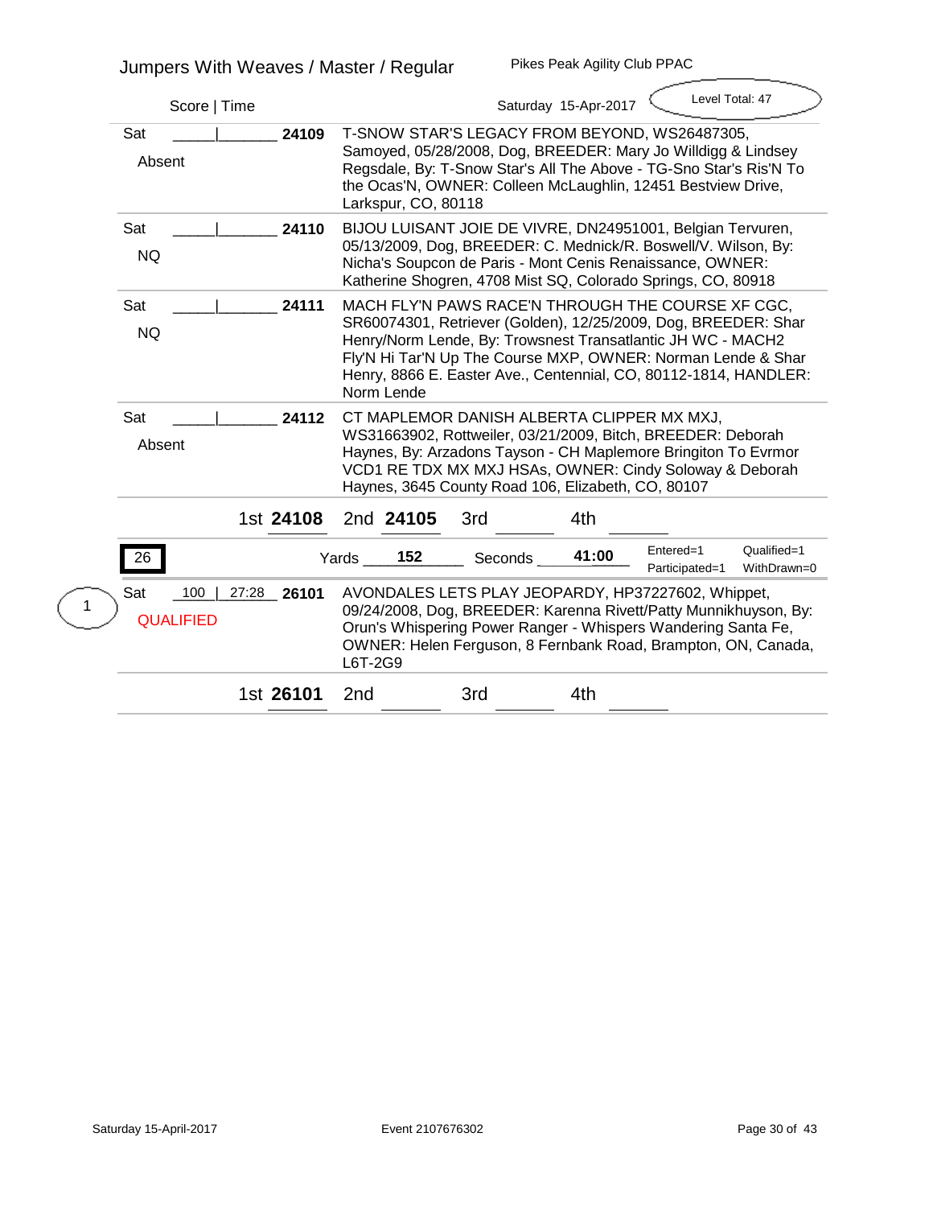Jumpers With Weaves / Master / Regular

Pikes Peak Agility Club PPAC

Score | Time

Saturday 15-Apr-2017

Level Total: 47

| Day / Result | Score \| Time | Armband | Dog |
|---|---|---|---|
| Sat<br>Absent | ____\|______ | **24109** | T-SNOW STAR'S LEGACY FROM BEYOND, WS26487305, Samoyed, 05/28/2008, Dog, BREEDER: Mary Jo Willdigg & Lindsey Regsdale, By: T-Snow Star's All The Above - TG-Sno Star's Ris'N To the Ocas'N, OWNER: Colleen McLaughlin, 12451 Bestview Drive, Larkspur, CO, 80118 |
| Sat<br>NQ | ____\|______ | **24110** | BIJOU LUISANT JOIE DE VIVRE, DN24951001, Belgian Tervuren, 05/13/2009, Dog, BREEDER: C. Mednick/R. Boswell/V. Wilson, By: Nicha's Soupcon de Paris - Mont Cenis Renaissance, OWNER: Katherine Shogren, 4708 Mist SQ, Colorado Springs, CO, 80918 |
| Sat<br>NQ | ____\|______ | **24111** | MACH FLY'N PAWS RACE'N THROUGH THE COURSE XF CGC, SR60074301, Retriever (Golden), 12/25/2009, Dog, BREEDER: Shar Henry/Norm Lende, By: Trowsnest Transatlantic JH WC - MACH2 Fly'N Hi Tar'N Up The Course MXP, OWNER: Norman Lende & Shar Henry, 8866 E. Easter Ave., Centennial, CO, 80112-1814, HANDLER: Norm Lende |
| Sat<br>Absent | ____\|______ | **24112** | CT MAPLEMOR DANISH ALBERTA CLIPPER MX MXJ, WS31663902, Rottweiler, 03/21/2009, Bitch, BREEDER: Deborah Haynes, By: Arzadons Tayson - CH Maplemore Bringiton To Evrmor VCD1 RE TDX MX MXJ HSAs, OWNER: Cindy Soloway & Deborah Haynes, 3645 County Road 106, Elizabeth, CO, 80107 |

1st **24108** 2nd **24105** 3rd ______ 4th ______

**26** Yards **152** Seconds **41:00** Entered=1 Qualified=1 Participated=1 WithDrawn=0

| Placement | Day / Result | Score \| Time | Armband | Dog |
|---|---|---|---|---|
| 1 | Sat<br>QUALIFIED | 100 \| 27:28 | **26101** | AVONDALES LETS PLAY JEOPARDY, HP37227602, Whippet, 09/24/2008, Dog, BREEDER: Karenna Rivett/Patty Munnikhuyson, By: Orun's Whispering Power Ranger - Whispers Wandering Santa Fe, OWNER: Helen Ferguson, 8 Fernbank Road, Brampton, ON, Canada, L6T-2G9 |

1st **26101** 2nd ______ 3rd ______ 4th ______

Saturday 15-April-2017 Event 2107676302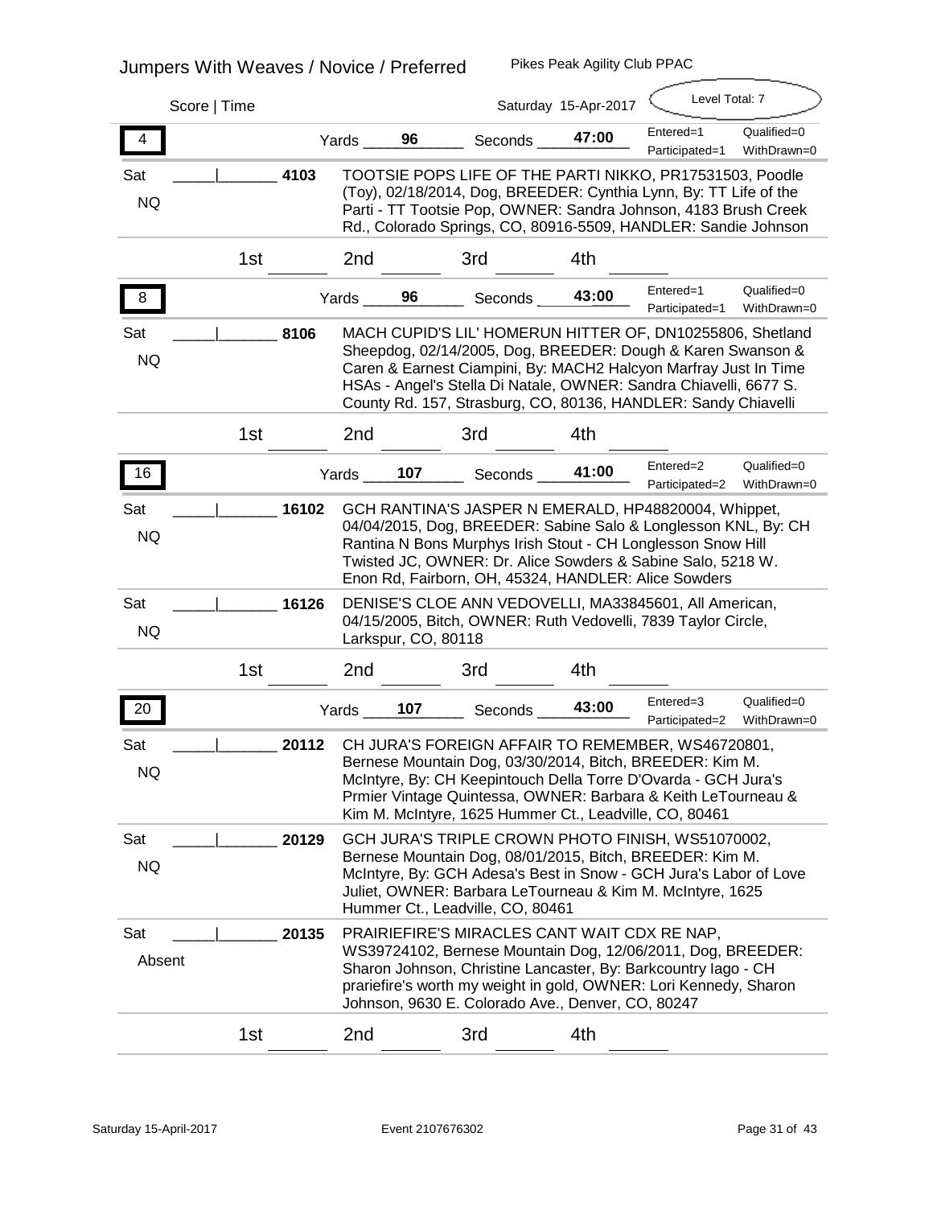# Jumpers With Weaves / Novice / Preferred

Pikes Peak Agility Club PPAC

Score | Time — Saturday 15-Apr-2017 — Level Total: 7

---

**4** — Yards 96 — Seconds 47:00 — Entered=1, Qualified=0, Participated=1, WithDrawn=0

Sat / NQ — ____|____ **4103** — TOOTSIE POPS LIFE OF THE PARTI NIKKO, PR17531503, Poodle (Toy), 02/18/2014, Dog, BREEDER: Cynthia Lynn, By: TT Life of the Parti - TT Tootsie Pop, OWNER: Sandra Johnson, 4183 Brush Creek Rd., Colorado Springs, CO, 80916-5509, HANDLER: Sandie Johnson

1st ______ 2nd ______ 3rd ______ 4th ______

---

**8** — Yards 96 — Seconds 43:00 — Entered=1, Qualified=0, Participated=1, WithDrawn=0

Sat / NQ — ____|____ **8106** — MACH CUPID'S LIL' HOMERUN HITTER OF, DN10255806, Shetland Sheepdog, 02/14/2005, Dog, BREEDER: Dough & Karen Swanson & Caren & Earnest Ciampini, By: MACH2 Halcyon Marfray Just In Time HSAs - Angel's Stella Di Natale, OWNER: Sandra Chiavelli, 6677 S. County Rd. 157, Strasburg, CO, 80136, HANDLER: Sandy Chiavelli

1st ______ 2nd ______ 3rd ______ 4th ______

---

**16** — Yards 107 — Seconds 41:00 — Entered=2, Qualified=0, Participated=2, WithDrawn=0

Sat / NQ — ____|____ **16102** — GCH RANTINA'S JASPER N EMERALD, HP48820004, Whippet, 04/04/2015, Dog, BREEDER: Sabine Salo & Longlesson KNL, By: CH Rantina N Bons Murphys Irish Stout - CH Longlesson Snow Hill Twisted JC, OWNER: Dr. Alice Sowders & Sabine Salo, 5218 W. Enon Rd, Fairborn, OH, 45324, HANDLER: Alice Sowders

Sat / NQ — ____|____ **16126** — DENISE'S CLOE ANN VEDOVELLI, MA33845601, All American, 04/15/2005, Bitch, OWNER: Ruth Vedovelli, 7839 Taylor Circle, Larkspur, CO, 80118

1st ______ 2nd ______ 3rd ______ 4th ______

---

**20** — Yards 107 — Seconds 43:00 — Entered=3, Qualified=0, Participated=2, WithDrawn=0

Sat / NQ — ____|____ **20112** — CH JURA'S FOREIGN AFFAIR TO REMEMBER, WS46720801, Bernese Mountain Dog, 03/30/2014, Bitch, BREEDER: Kim M. McIntyre, By: CH Keepintouch Della Torre D'Ovarda - GCH Jura's Prmier Vintage Quintessa, OWNER: Barbara & Keith LeTourneau & Kim M. McIntyre, 1625 Hummer Ct., Leadville, CO, 80461

Sat / NQ — ____|____ **20129** — GCH JURA'S TRIPLE CROWN PHOTO FINISH, WS51070002, Bernese Mountain Dog, 08/01/2015, Bitch, BREEDER: Kim M. McIntyre, By: GCH Adesa's Best in Snow - GCH Jura's Labor of Love Juliet, OWNER: Barbara LeTourneau & Kim M. McIntyre, 1625 Hummer Ct., Leadville, CO, 80461

Sat / Absent — ____|____ **20135** — PRAIRIEFIRE'S MIRACLES CANT WAIT CDX RE NAP, WS39724102, Bernese Mountain Dog, 12/06/2011, Dog, BREEDER: Sharon Johnson, Christine Lancaster, By: Barkcountry Iago - CH prariefire's worth my weight in gold, OWNER: Lori Kennedy, Sharon Johnson, 9630 E. Colorado Ave., Denver, CO, 80247

1st ______ 2nd ______ 3rd ______ 4th ______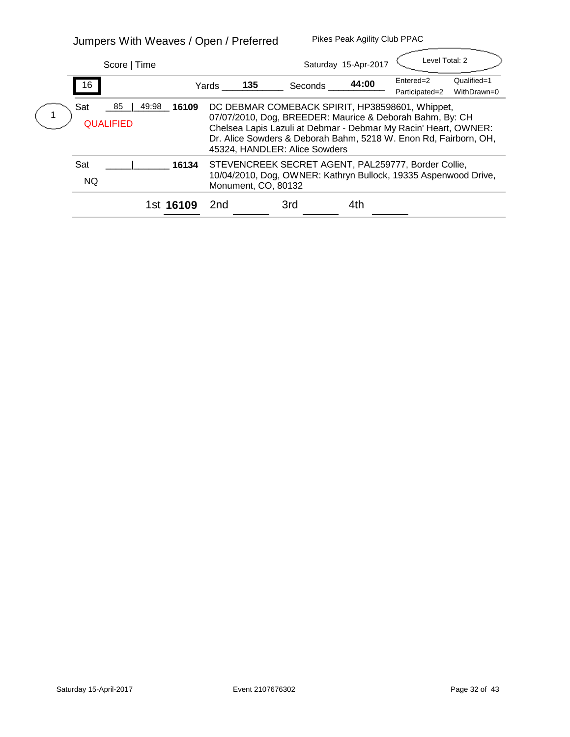## Jumpers With Weaves / Open / Preferred

Pikes Peak Agility Club PPAC

Score | Time

Saturday 15-Apr-2017

Level Total: 2

**16**

Yards **135** Seconds **44:00**

Entered=2 Qualified=1
Participated=2 WithDrawn=0

| Placement | Day / Result | Score | Time | Armband | Entry |
|---|---|---|---|---|---|
| 1 | Sat QUALIFIED | 85 | 49:98 | **16109** | DC DEBMAR COMEBACK SPIRIT, HP38598601, Whippet, 07/07/2010, Dog, BREEDER: Maurice & Deborah Bahm, By: CH Chelsea Lapis Lazuli at Debmar - Debmar My Racin' Heart, OWNER: Dr. Alice Sowders & Deborah Bahm, 5218 W. Enon Rd, Fairborn, OH, 45324, HANDLER: Alice Sowders |
| | Sat NQ | | | **16134** | STEVENCREEK SECRET AGENT, PAL259777, Border Collie, 10/04/2010, Dog, OWNER: Kathryn Bullock, 19335 Aspenwood Drive, Monument, CO, 80132 |

1st **16109** 2nd ______ 3rd ______ 4th ______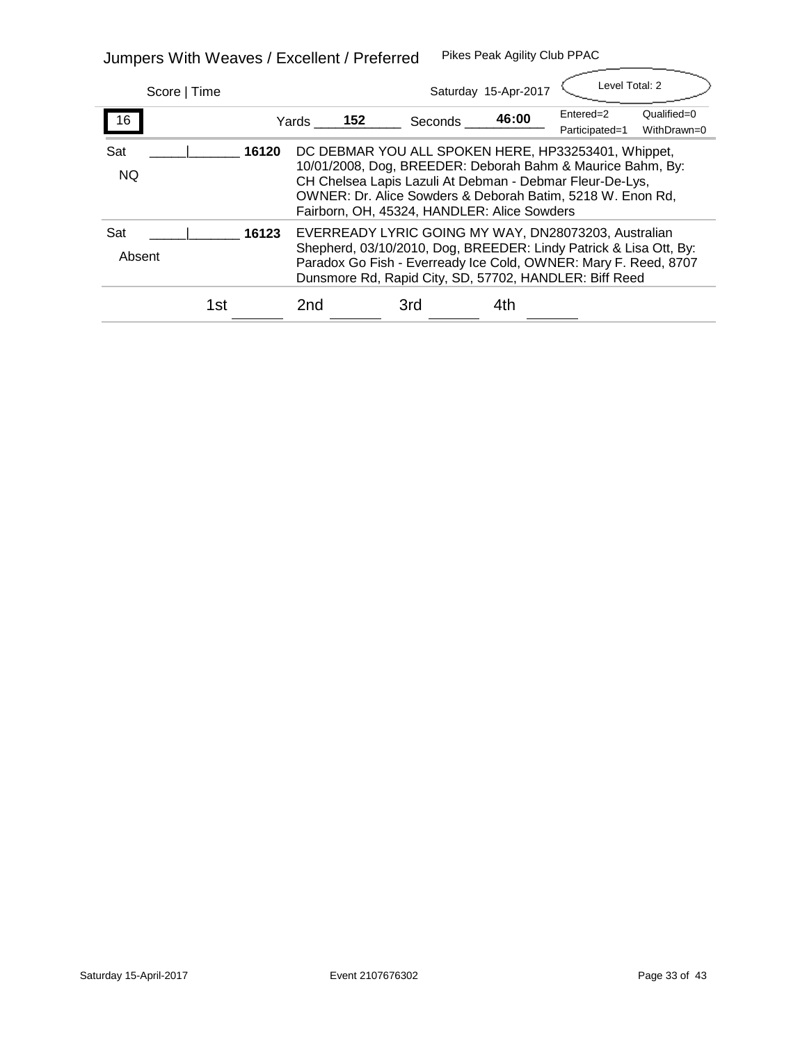# Jumpers With Weaves / Excellent / Preferred

Pikes Peak Agility Club PPAC

Score | Time

Saturday 15-Apr-2017

Level Total: 2

| 16 | Yards 152 | Seconds 46:00 | Entered=2 | Qualified=0 |
|---|---|---|---|---|
| | | | Participated=1 | WithDrawn=0 |

| | | | |
|---|---|---|---|
| Sat<br>NQ | _____\|_______ | **16120** | DC DEBMAR YOU ALL SPOKEN HERE, HP33253401, Whippet, 10/01/2008, Dog, BREEDER: Deborah Bahm & Maurice Bahm, By: CH Chelsea Lapis Lazuli At Debman - Debmar Fleur-De-Lys, OWNER: Dr. Alice Sowders & Deborah Batim, 5218 W. Enon Rd, Fairborn, OH, 45324, HANDLER: Alice Sowders |
| Sat<br>Absent | _____\|_______ | **16123** | EVERREADY LYRIC GOING MY WAY, DN28073203, Australian Shepherd, 03/10/2010, Dog, BREEDER: Lindy Patrick & Lisa Ott, By: Paradox Go Fish - Everready Ice Cold, OWNER: Mary F. Reed, 8707 Dunsmore Rd, Rapid City, SD, 57702, HANDLER: Biff Reed |

1st _______ 2nd _______ 3rd _______ 4th _______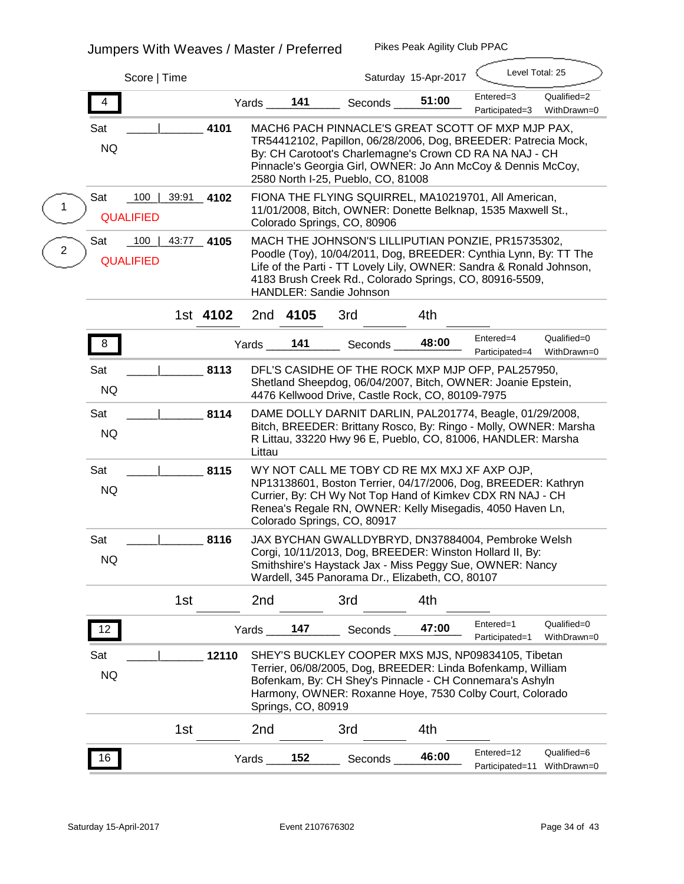## Jumpers With Weaves / Master / Preferred

Pikes Peak Agility Club PPAC

Score | Time

Saturday 15-Apr-2017

Level Total: 25

**4** — Yards **141** — Seconds **51:00** — Entered=3, Qualified=2, Participated=3, WithDrawn=0

| Day / Result | Score | Time | Armband | Entry |
|---|---|---|---|---|
| Sat NQ | | | **4101** | MACH6 PACH PINNACLE'S GREAT SCOTT OF MXP MJP PAX, TR54412102, Papillon, 06/28/2006, Dog, BREEDER: Patrecia Mock, By: CH Carotoot's Charlemagne's Crown CD RA NA NAJ - CH Pinnacle's Georgia Girl, OWNER: Jo Ann McCoy & Dennis McCoy, 2580 North I-25, Pueblo, CO, 81008 |
| 1 — Sat QUALIFIED | 100 | 39:91 | **4102** | FIONA THE FLYING SQUIRREL, MA10219701, All American, 11/01/2008, Bitch, OWNER: Donette Belknap, 1535 Maxwell St., Colorado Springs, CO, 80906 |
| 2 — Sat QUALIFIED | 100 | 43:77 | **4105** | MACH THE JOHNSON'S LILLIPUTIAN PONZIE, PR15735302, Poodle (Toy), 10/04/2011, Dog, BREEDER: Cynthia Lynn, By: TT The Life of the Parti - TT Lovely Lily, OWNER: Sandra & Ronald Johnson, 4183 Brush Creek Rd., Colorado Springs, CO, 80916-5509, HANDLER: Sandie Johnson |

1st **4102** 2nd **4105** 3rd \_\_\_\_ 4th \_\_\_\_

**8** — Yards **141** — Seconds **48:00** — Entered=4, Qualified=0, Participated=4, WithDrawn=0

| Day / Result | Score | Time | Armband | Entry |
|---|---|---|---|---|
| Sat NQ | | | **8113** | DFL'S CASIDHE OF THE ROCK MXP MJP OFP, PAL257950, Shetland Sheepdog, 06/04/2007, Bitch, OWNER: Joanie Epstein, 4476 Kellwood Drive, Castle Rock, CO, 80109-7975 |
| Sat NQ | | | **8114** | DAME DOLLY DARNIT DARLIN, PAL201774, Beagle, 01/29/2008, Bitch, BREEDER: Brittany Rosco, By: Ringo - Molly, OWNER: Marsha R Littau, 33220 Hwy 96 E, Pueblo, CO, 81006, HANDLER: Marsha Littau |
| Sat NQ | | | **8115** | WY NOT CALL ME TOBY CD RE MX MXJ XF AXP OJP, NP13138601, Boston Terrier, 04/17/2006, Dog, BREEDER: Kathryn Currier, By: CH Wy Not Top Hand of Kimkev CDX RN NAJ - CH Renea's Regale RN, OWNER: Kelly Misegadis, 4050 Haven Ln, Colorado Springs, CO, 80917 |
| Sat NQ | | | **8116** | JAX BYCHAN GWALLDYBRYD, DN37884004, Pembroke Welsh Corgi, 10/11/2013, Dog, BREEDER: Winston Hollard II, By: Smithshire's Haystack Jax - Miss Peggy Sue, OWNER: Nancy Wardell, 345 Panorama Dr., Elizabeth, CO, 80107 |

1st \_\_\_\_ 2nd \_\_\_\_ 3rd \_\_\_\_ 4th \_\_\_\_

**12** — Yards **147** — Seconds **47:00** — Entered=1, Qualified=0, Participated=1, WithDrawn=0

| Day / Result | Score | Time | Armband | Entry |
|---|---|---|---|---|
| Sat NQ | | | **12110** | SHEY'S BUCKLEY COOPER MXS MJS, NP09834105, Tibetan Terrier, 06/08/2005, Dog, BREEDER: Linda Bofenkamp, William Bofenkam, By: CH Shey's Pinnacle - CH Connemara's Ashyln Harmony, OWNER: Roxanne Hoye, 7530 Colby Court, Colorado Springs, CO, 80919 |

1st \_\_\_\_ 2nd \_\_\_\_ 3rd \_\_\_\_ 4th \_\_\_\_

**16** — Yards **152** — Seconds **46:00** — Entered=12, Qualified=6, Participated=11, WithDrawn=0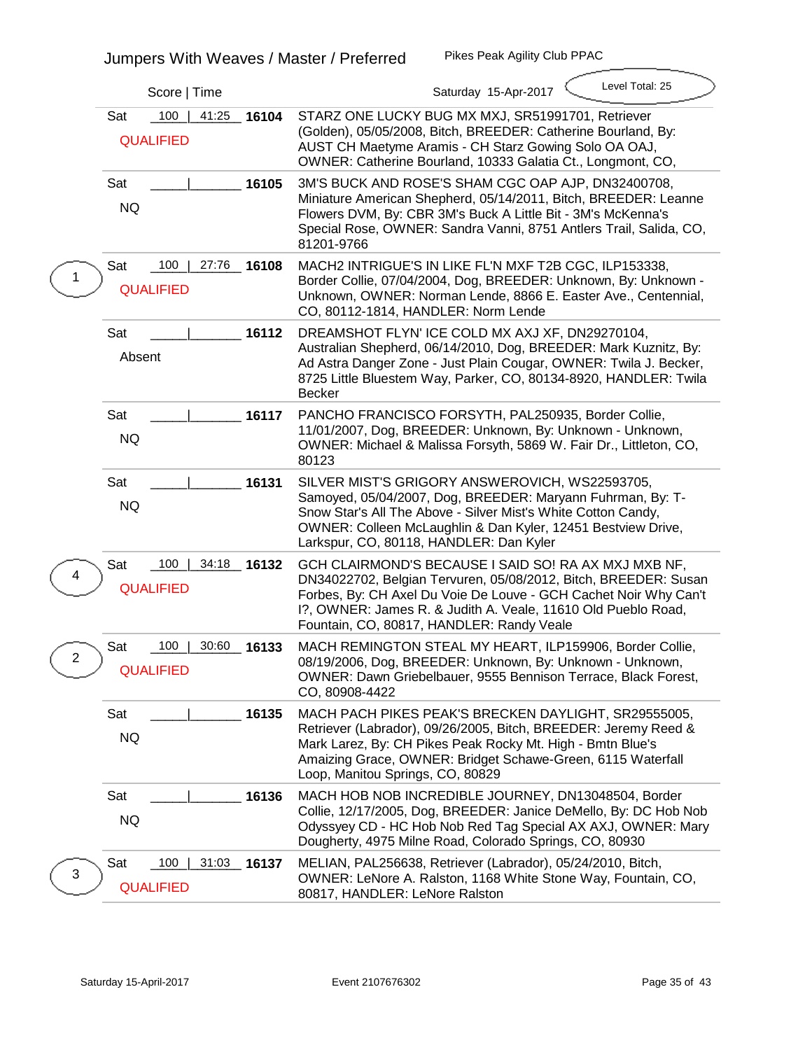## Jumpers With Weaves / Master / Preferred

Pikes Peak Agility Club PPAC

Saturday 15-Apr-2017 — Level Total: 25

| Place | Day | Score \| Time | Armband | Entry |
|---|---|---|---|---|
| | Sat | 100 \| 41:25 | **16104** | STARZ ONE LUCKY BUG MX MXJ, SR51991701, Retriever (Golden), 05/05/2008, Bitch, BREEDER: Catherine Bourland, By: AUST CH Maetyme Aramis - CH Starz Gowing Solo OA OAJ, OWNER: Catherine Bourland, 10333 Galatia Ct., Longmont, CO, |
| | | QUALIFIED | | |
| | Sat | ____\|______ | **16105** | 3M'S BUCK AND ROSE'S SHAM CGC OAP AJP, DN32400708, Miniature American Shepherd, 05/14/2011, Bitch, BREEDER: Leanne Flowers DVM, By: CBR 3M's Buck A Little Bit - 3M's McKenna's Special Rose, OWNER: Sandra Vanni, 8751 Antlers Trail, Salida, CO, 81201-9766 |
| | | NQ | | |
| 1 | Sat | 100 \| 27:76 | **16108** | MACH2 INTRIGUE'S IN LIKE FL'N MXF T2B CGC, ILP153338, Border Collie, 07/04/2004, Dog, BREEDER: Unknown, By: Unknown - Unknown, OWNER: Norman Lende, 8866 E. Easter Ave., Centennial, CO, 80112-1814, HANDLER: Norm Lende |
| | | QUALIFIED | | |
| | Sat | ____\|______ | **16112** | DREAMSHOT FLYN' ICE COLD MX AXJ XF, DN29270104, Australian Shepherd, 06/14/2010, Dog, BREEDER: Mark Kuznitz, By: Ad Astra Danger Zone - Just Plain Cougar, OWNER: Twila J. Becker, 8725 Little Bluestem Way, Parker, CO, 80134-8920, HANDLER: Twila Becker |
| | | Absent | | |
| | Sat | ____\|______ | **16117** | PANCHO FRANCISCO FORSYTH, PAL250935, Border Collie, 11/01/2007, Dog, BREEDER: Unknown, By: Unknown - Unknown, OWNER: Michael & Malissa Forsyth, 5869 W. Fair Dr., Littleton, CO, 80123 |
| | | NQ | | |
| | Sat | ____\|______ | **16131** | SILVER MIST'S GRIGORY ANSWEROVICH, WS22593705, Samoyed, 05/04/2007, Dog, BREEDER: Maryann Fuhrman, By: T-Snow Star's All The Above - Silver Mist's White Cotton Candy, OWNER: Colleen McLaughlin & Dan Kyler, 12451 Bestview Drive, Larkspur, CO, 80118, HANDLER: Dan Kyler |
| | | NQ | | |
| 4 | Sat | 100 \| 34:18 | **16132** | GCH CLAIRMOND'S BECAUSE I SAID SO! RA AX MXJ MXB NF, DN34022702, Belgian Tervuren, 05/08/2012, Bitch, BREEDER: Susan Forbes, By: CH Axel Du Voie De Louve - GCH Cachet Noir Why Can't I?, OWNER: James R. & Judith A. Veale, 11610 Old Pueblo Road, Fountain, CO, 80817, HANDLER: Randy Veale |
| | | QUALIFIED | | |
| 2 | Sat | 100 \| 30:60 | **16133** | MACH REMINGTON STEAL MY HEART, ILP159906, Border Collie, 08/19/2006, Dog, BREEDER: Unknown, By: Unknown - Unknown, OWNER: Dawn Griebelbauer, 9555 Bennison Terrace, Black Forest, CO, 80908-4422 |
| | | QUALIFIED | | |
| | Sat | ____\|______ | **16135** | MACH PACH PIKES PEAK'S BRECKEN DAYLIGHT, SR29555005, Retriever (Labrador), 09/26/2005, Bitch, BREEDER: Jeremy Reed & Mark Larez, By: CH Pikes Peak Rocky Mt. High - Bmtn Blue's Amaizing Grace, OWNER: Bridget Schawe-Green, 6115 Waterfall Loop, Manitou Springs, CO, 80829 |
| | | NQ | | |
| | Sat | ____\|______ | **16136** | MACH HOB NOB INCREDIBLE JOURNEY, DN13048504, Border Collie, 12/17/2005, Dog, BREEDER: Janice DeMello, By: DC Hob Nob Odyssyey CD - HC Hob Nob Red Tag Special AX AXJ, OWNER: Mary Dougherty, 4975 Milne Road, Colorado Springs, CO, 80930 |
| | | NQ | | |
| 3 | Sat | 100 \| 31:03 | **16137** | MELIAN, PAL256638, Retriever (Labrador), 05/24/2010, Bitch, OWNER: LeNore A. Ralston, 1168 White Stone Way, Fountain, CO, 80817, HANDLER: LeNore Ralston |
| | | QUALIFIED | | |

Saturday 15-April-2017 — Event 2107676302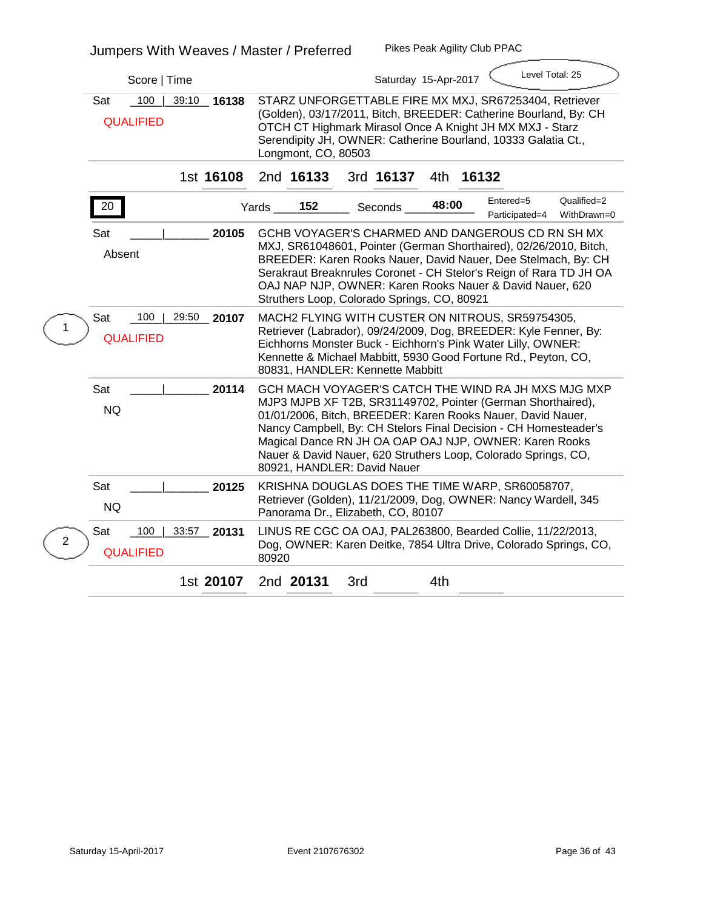## Jumpers With Weaves / Master / Preferred

Pikes Peak Agility Club PPAC

Score | Time — Saturday 15-Apr-2017 — Level Total: 25

| Day | Score \| Time | Armband | Dog |
|---|---|---|---|
| Sat QUALIFIED | 100 \| 39:10 | **16138** | STARZ UNFORGETTABLE FIRE MX MXJ, SR67253404, Retriever (Golden), 03/17/2011, Bitch, BREEDER: Catherine Bourland, By: CH OTCH CT Highmark Mirasol Once A Knight JH MX MXJ - Starz Serendipity JH, OWNER: Catherine Bourland, 10333 Galatia Ct., Longmont, CO, 80503 |

1st **16108** 2nd **16133** 3rd **16137** 4th **16132**

**20** — Yards **152** — Seconds **48:00** — Entered=5, Qualified=2, Participated=4, WithDrawn=0

| Place | Day | Score \| Time | Armband | Dog |
|---|---|---|---|---|
| | Sat Absent | \| | **20105** | GCHB VOYAGER'S CHARMED AND DANGEROUS CD RN SH MX MXJ, SR61048601, Pointer (German Shorthaired), 02/26/2010, Bitch, BREEDER: Karen Rooks Nauer, David Nauer, Dee Stelmach, By: CH Serakraut Breaknrules Coronet - CH Stelor's Reign of Rara TD JH OA OAJ NAP NJP, OWNER: Karen Rooks Nauer & David Nauer, 620 Struthers Loop, Colorado Springs, CO, 80921 |
| 1 | Sat QUALIFIED | 100 \| 29:50 | **20107** | MACH2 FLYING WITH CUSTER ON NITROUS, SR59754305, Retriever (Labrador), 09/24/2009, Dog, BREEDER: Kyle Fenner, By: Eichhorns Monster Buck - Eichhorn's Pink Water Lilly, OWNER: Kennette & Michael Mabbitt, 5930 Good Fortune Rd., Peyton, CO, 80831, HANDLER: Kennette Mabbitt |
| | Sat NQ | \| | **20114** | GCH MACH VOYAGER'S CATCH THE WIND RA JH MXS MJG MXP MJP3 MJPB XF T2B, SR31149702, Pointer (German Shorthaired), 01/01/2006, Bitch, BREEDER: Karen Rooks Nauer, David Nauer, Nancy Campbell, By: CH Stelors Final Decision - CH Homesteader's Magical Dance RN JH OA OAP OAJ NJP, OWNER: Karen Rooks Nauer & David Nauer, 620 Struthers Loop, Colorado Springs, CO, 80921, HANDLER: David Nauer |
| | Sat NQ | \| | **20125** | KRISHNA DOUGLAS DOES THE TIME WARP, SR60058707, Retriever (Golden), 11/21/2009, Dog, OWNER: Nancy Wardell, 345 Panorama Dr., Elizabeth, CO, 80107 |
| 2 | Sat QUALIFIED | 100 \| 33:57 | **20131** | LINUS RE CGC OA OAJ, PAL263800, Bearded Collie, 11/22/2013, Dog, OWNER: Karen Deitke, 7854 Ultra Drive, Colorado Springs, CO, 80920 |

1st **20107** 2nd **20131** 3rd ______ 4th ______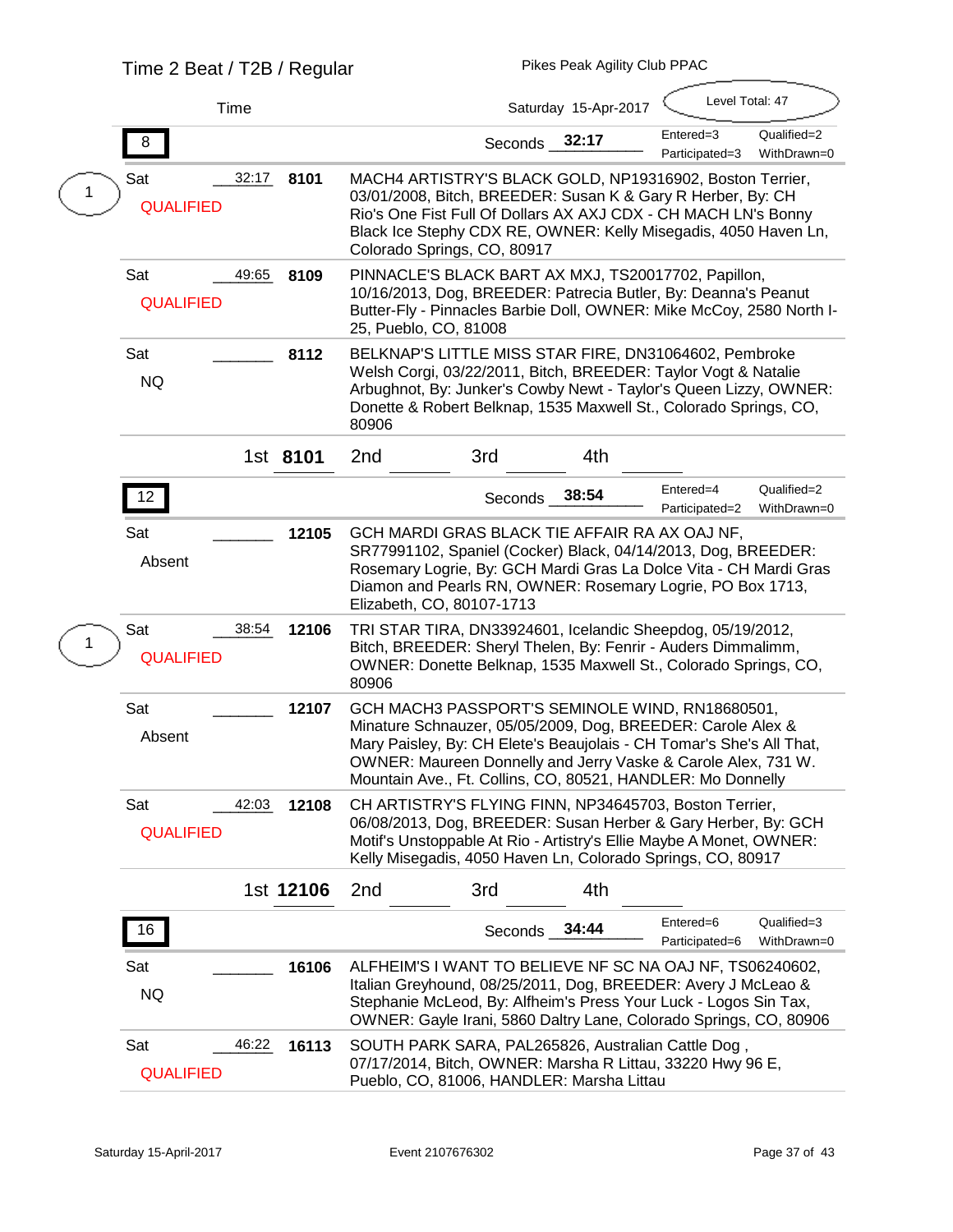Time 2 Beat / T2B / Regular

Pikes Peak Agility Club PPAC

Time

Saturday 15-Apr-2017

Level Total: 47

**8**

Seconds **32:17**

Entered=3 Qualified=2
Participated=3 WithDrawn=0

| Place | Day / Result | Time | Armband | Entry |
|---|---|---|---|---|
| 1 | Sat QUALIFIED | 32:17 | **8101** | MACH4 ARTISTRY'S BLACK GOLD, NP19316902, Boston Terrier, 03/01/2008, Bitch, BREEDER: Susan K & Gary R Herber, By: CH Rio's One Fist Full Of Dollars AX AXJ CDX - CH MACH LN's Bonny Black Ice Stephy CDX RE, OWNER: Kelly Misegadis, 4050 Haven Ln, Colorado Springs, CO, 80917 |
| | Sat QUALIFIED | 49:65 | **8109** | PINNACLE'S BLACK BART AX MXJ, TS20017702, Papillon, 10/16/2013, Dog, BREEDER: Patrecia Butler, By: Deanna's Peanut Butter-Fly - Pinnacles Barbie Doll, OWNER: Mike McCoy, 2580 North I-25, Pueblo, CO, 81008 |
| | Sat NQ | ______ | **8112** | BELKNAP'S LITTLE MISS STAR FIRE, DN31064602, Pembroke Welsh Corgi, 03/22/2011, Bitch, BREEDER: Taylor Vogt & Natalie Arbughnot, By: Junker's Cowby Newt - Taylor's Queen Lizzy, OWNER: Donette & Robert Belknap, 1535 Maxwell St., Colorado Springs, CO, 80906 |

1st **8101** 2nd ______ 3rd ______ 4th ______

**12**

Seconds **38:54**

Entered=4 Qualified=2
Participated=2 WithDrawn=0

| Place | Day / Result | Time | Armband | Entry |
|---|---|---|---|---|
| | Sat Absent | ______ | **12105** | GCH MARDI GRAS BLACK TIE AFFAIR RA AX OAJ NF, SR77991102, Spaniel (Cocker) Black, 04/14/2013, Dog, BREEDER: Rosemary Logrie, By: GCH Mardi Gras La Dolce Vita - CH Mardi Gras Diamon and Pearls RN, OWNER: Rosemary Logrie, PO Box 1713, Elizabeth, CO, 80107-1713 |
| 1 | Sat QUALIFIED | 38:54 | **12106** | TRI STAR TIRA, DN33924601, Icelandic Sheepdog, 05/19/2012, Bitch, BREEDER: Sheryl Thelen, By: Fenrir - Auders Dimmalimm, OWNER: Donette Belknap, 1535 Maxwell St., Colorado Springs, CO, 80906 |
| | Sat Absent | ______ | **12107** | GCH MACH3 PASSPORT'S SEMINOLE WIND, RN18680501, Minature Schnauzer, 05/05/2009, Dog, BREEDER: Carole Alex & Mary Paisley, By: CH Elete's Beaujolais - CH Tomar's She's All That, OWNER: Maureen Donnelly and Jerry Vaske & Carole Alex, 731 W. Mountain Ave., Ft. Collins, CO, 80521, HANDLER: Mo Donnelly |
| | Sat QUALIFIED | 42:03 | **12108** | CH ARTISTRY'S FLYING FINN, NP34645703, Boston Terrier, 06/08/2013, Dog, BREEDER: Susan Herber & Gary Herber, By: GCH Motif's Unstoppable At Rio - Artistry's Ellie Maybe A Monet, OWNER: Kelly Misegadis, 4050 Haven Ln, Colorado Springs, CO, 80917 |

1st **12106** 2nd ______ 3rd ______ 4th ______

**16**

Seconds **34:44**

Entered=6 Qualified=3
Participated=6 WithDrawn=0

| Place | Day / Result | Time | Armband | Entry |
|---|---|---|---|---|
| | Sat NQ | ______ | **16106** | ALFHEIM'S I WANT TO BELIEVE NF SC NA OAJ NF, TS06240602, Italian Greyhound, 08/25/2011, Dog, BREEDER: Avery J McLeao & Stephanie McLeod, By: Alfheim's Press Your Luck - Logos Sin Tax, OWNER: Gayle Irani, 5860 Daltry Lane, Colorado Springs, CO, 80906 |
| | Sat QUALIFIED | 46:22 | **16113** | SOUTH PARK SARA, PAL265826, Australian Cattle Dog , 07/17/2014, Bitch, OWNER: Marsha R Littau, 33220 Hwy 96 E, Pueblo, CO, 81006, HANDLER: Marsha Littau |

Saturday 15-April-2017 Event 2107676302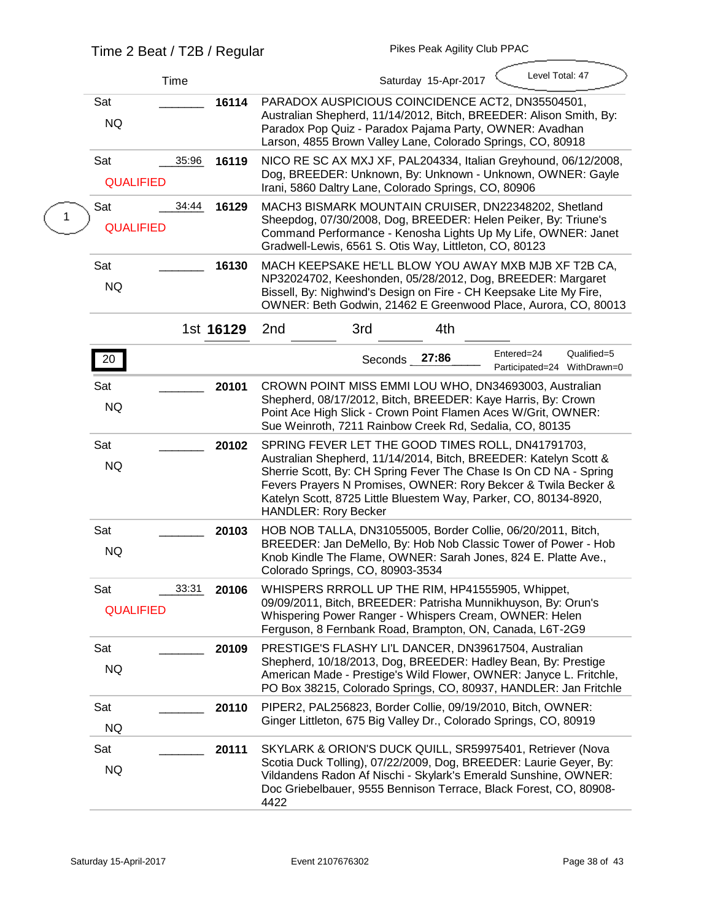Time 2 Beat / T2B / Regular — Pikes Peak Agility Club PPAC

Time — Saturday 15-Apr-2017 — Level Total: 47

| Place | Day / Result | Time | Armband | Entry |
|---|---|---|---|---|
| | Sat NQ | _______ | **16114** | PARADOX AUSPICIOUS COINCIDENCE ACT2, DN35504501, Australian Shepherd, 11/14/2012, Bitch, BREEDER: Alison Smith, By: Paradox Pop Quiz - Paradox Pajama Party, OWNER: Avadhan Larson, 4855 Brown Valley Lane, Colorado Springs, CO, 80918 |
| | Sat QUALIFIED | 35:96 | **16119** | NICO RE SC AX MXJ XF, PAL204334, Italian Greyhound, 06/12/2008, Dog, BREEDER: Unknown, By: Unknown - Unknown, OWNER: Gayle Irani, 5860 Daltry Lane, Colorado Springs, CO, 80906 |
| 1 | Sat QUALIFIED | 34:44 | **16129** | MACH3 BISMARK MOUNTAIN CRUISER, DN22348202, Shetland Sheepdog, 07/30/2008, Dog, BREEDER: Helen Peiker, By: Triune's Command Performance - Kenosha Lights Up My Life, OWNER: Janet Gradwell-Lewis, 6561 S. Otis Way, Littleton, CO, 80123 |
| | Sat NQ | _______ | **16130** | MACH KEEPSAKE HE'LL BLOW YOU AWAY MXB MJB XF T2B CA, NP32024702, Keeshonden, 05/28/2012, Dog, BREEDER: Margaret Bissell, By: Nighwind's Design on Fire - CH Keepsake Lite My Fire, OWNER: Beth Godwin, 21462 E Greenwood Place, Aurora, CO, 80013 |

1st **16129** 2nd _______ 3rd _______ 4th _______

**20** — Seconds **27:86** — Entered=24 Qualified=5 Participated=24 WithDrawn=0

| Place | Day / Result | Time | Armband | Entry |
|---|---|---|---|---|
| | Sat NQ | _______ | **20101** | CROWN POINT MISS EMMI LOU WHO, DN34693003, Australian Shepherd, 08/17/2012, Bitch, BREEDER: Kaye Harris, By: Crown Point Ace High Slick - Crown Point Flamen Aces W/Grit, OWNER: Sue Weinroth, 7211 Rainbow Creek Rd, Sedalia, CO, 80135 |
| | Sat NQ | _______ | **20102** | SPRING FEVER LET THE GOOD TIMES ROLL, DN41791703, Australian Shepherd, 11/14/2014, Bitch, BREEDER: Katelyn Scott & Sherrie Scott, By: CH Spring Fever The Chase Is On CD NA - Spring Fevers Prayers N Promises, OWNER: Rory Bekcer & Twila Becker & Katelyn Scott, 8725 Little Bluestem Way, Parker, CO, 80134-8920, HANDLER: Rory Becker |
| | Sat NQ | _______ | **20103** | HOB NOB TALLA, DN31055005, Border Collie, 06/20/2011, Bitch, BREEDER: Jan DeMello, By: Hob Nob Classic Tower of Power - Hob Knob Kindle The Flame, OWNER: Sarah Jones, 824 E. Platte Ave., Colorado Springs, CO, 80903-3534 |
| | Sat QUALIFIED | 33:31 | **20106** | WHISPERS RRROLL UP THE RIM, HP41555905, Whippet, 09/09/2011, Bitch, BREEDER: Patrisha Munnikhuyson, By: Orun's Whispering Power Ranger - Whispers Cream, OWNER: Helen Ferguson, 8 Fernbank Road, Brampton, ON, Canada, L6T-2G9 |
| | Sat NQ | _______ | **20109** | PRESTIGE'S FLASHY LI'L DANCER, DN39617504, Australian Shepherd, 10/18/2013, Dog, BREEDER: Hadley Bean, By: Prestige American Made - Prestige's Wild Flower, OWNER: Janyce L. Fritchle, PO Box 38215, Colorado Springs, CO, 80937, HANDLER: Jan Fritchle |
| | Sat NQ | _______ | **20110** | PIPER2, PAL256823, Border Collie, 09/19/2010, Bitch, OWNER: Ginger Littleton, 675 Big Valley Dr., Colorado Springs, CO, 80919 |
| | Sat NQ | _______ | **20111** | SKYLARK & ORION'S DUCK QUILL, SR59975401, Retriever (Nova Scotia Duck Tolling), 07/22/2009, Dog, BREEDER: Laurie Geyer, By: Vildandens Radon Af Nischi - Skylark's Emerald Sunshine, OWNER: Doc Griebelbauer, 9555 Bennison Terrace, Black Forest, CO, 80908-4422 |

Saturday 15-April-2017 — Event 2107676302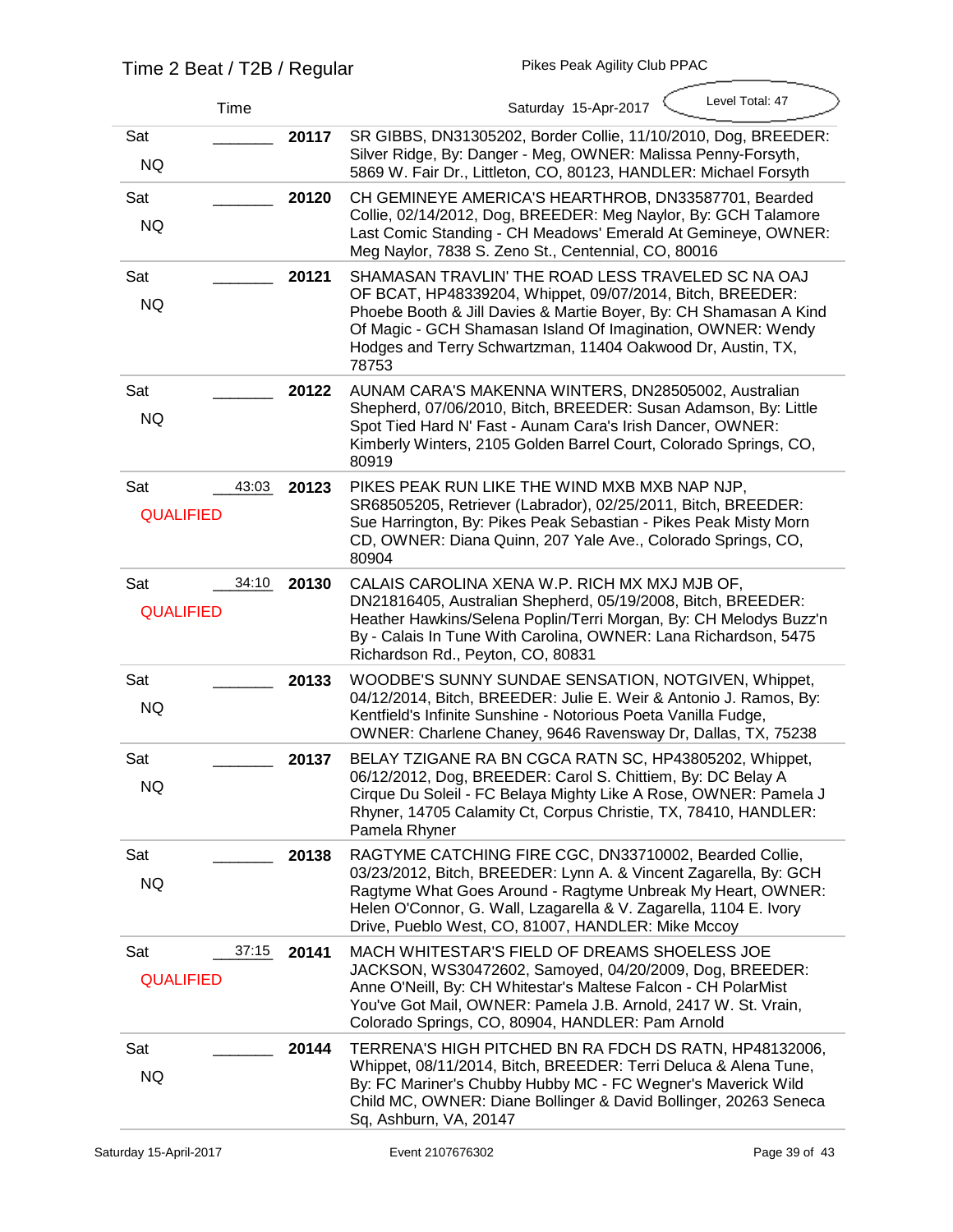# Time 2 Beat / T2B / Regular

Pikes Peak Agility Club PPAC

Saturday 15-Apr-2017 — Level Total: 47

| Day / Result | Time | Armband | Entry |
|---|---|---|---|
| Sat NQ | _______ | **20117** | SR GIBBS, DN31305202, Border Collie, 11/10/2010, Dog, BREEDER: Silver Ridge, By: Danger - Meg, OWNER: Malissa Penny-Forsyth, 5869 W. Fair Dr., Littleton, CO, 80123, HANDLER: Michael Forsyth |
| Sat NQ | _______ | **20120** | CH GEMINEYE AMERICA'S HEARTHROB, DN33587701, Bearded Collie, 02/14/2012, Dog, BREEDER: Meg Naylor, By: GCH Talamore Last Comic Standing - CH Meadows' Emerald At Gemineye, OWNER: Meg Naylor, 7838 S. Zeno St., Centennial, CO, 80016 |
| Sat NQ | _______ | **20121** | SHAMASAN TRAVLIN' THE ROAD LESS TRAVELED SC NA OAJ OF BCAT, HP48339204, Whippet, 09/07/2014, Bitch, BREEDER: Phoebe Booth & Jill Davies & Martie Boyer, By: CH Shamasan A Kind Of Magic - GCH Shamasan Island Of Imagination, OWNER: Wendy Hodges and Terry Schwartzman, 11404 Oakwood Dr, Austin, TX, 78753 |
| Sat NQ | _______ | **20122** | AUNAM CARA'S MAKENNA WINTERS, DN28505002, Australian Shepherd, 07/06/2010, Bitch, BREEDER: Susan Adamson, By: Little Spot Tied Hard N' Fast - Aunam Cara's Irish Dancer, OWNER: Kimberly Winters, 2105 Golden Barrel Court, Colorado Springs, CO, 80919 |
| Sat QUALIFIED | 43:03 | **20123** | PIKES PEAK RUN LIKE THE WIND MXB MXB NAP NJP, SR68505205, Retriever (Labrador), 02/25/2011, Bitch, BREEDER: Sue Harrington, By: Pikes Peak Sebastian - Pikes Peak Misty Morn CD, OWNER: Diana Quinn, 207 Yale Ave., Colorado Springs, CO, 80904 |
| Sat QUALIFIED | 34:10 | **20130** | CALAIS CAROLINA XENA W.P. RICH MX MXJ MJB OF, DN21816405, Australian Shepherd, 05/19/2008, Bitch, BREEDER: Heather Hawkins/Selena Poplin/Terri Morgan, By: CH Melodys Buzz'n By - Calais In Tune With Carolina, OWNER: Lana Richardson, 5475 Richardson Rd., Peyton, CO, 80831 |
| Sat NQ | _______ | **20133** | WOODBE'S SUNNY SUNDAE SENSATION, NOTGIVEN, Whippet, 04/12/2014, Bitch, BREEDER: Julie E. Weir & Antonio J. Ramos, By: Kentfield's Infinite Sunshine - Notorious Poeta Vanilla Fudge, OWNER: Charlene Chaney, 9646 Ravensway Dr, Dallas, TX, 75238 |
| Sat NQ | _______ | **20137** | BELAY TZIGANE RA BN CGCA RATN SC, HP43805202, Whippet, 06/12/2012, Dog, BREEDER: Carol S. Chittiem, By: DC Belay A Cirque Du Soleil - FC Belaya Mighty Like A Rose, OWNER: Pamela J Rhyner, 14705 Calamity Ct, Corpus Christie, TX, 78410, HANDLER: Pamela Rhyner |
| Sat NQ | _______ | **20138** | RAGTYME CATCHING FIRE CGC, DN33710002, Bearded Collie, 03/23/2012, Bitch, BREEDER: Lynn A. & Vincent Zagarella, By: GCH Ragtyme What Goes Around - Ragtyme Unbreak My Heart, OWNER: Helen O'Connor, G. Wall, Lzagarella & V. Zagarella, 1104 E. Ivory Drive, Pueblo West, CO, 81007, HANDLER: Mike Mccoy |
| Sat QUALIFIED | 37:15 | **20141** | MACH WHITESTAR'S FIELD OF DREAMS SHOELESS JOE JACKSON, WS30472602, Samoyed, 04/20/2009, Dog, BREEDER: Anne O'Neill, By: CH Whitestar's Maltese Falcon - CH PolarMist You've Got Mail, OWNER: Pamela J.B. Arnold, 2417 W. St. Vrain, Colorado Springs, CO, 80904, HANDLER: Pam Arnold |
| Sat NQ | _______ | **20144** | TERRENA'S HIGH PITCHED BN RA FDCH DS RATN, HP48132006, Whippet, 08/11/2014, Bitch, BREEDER: Terri Deluca & Alena Tune, By: FC Mariner's Chubby Hubby MC - FC Wegner's Maverick Wild Child MC, OWNER: Diane Bollinger & David Bollinger, 20263 Seneca Sq, Ashburn, VA, 20147 |

Saturday 15-April-2017 — Event 2107676302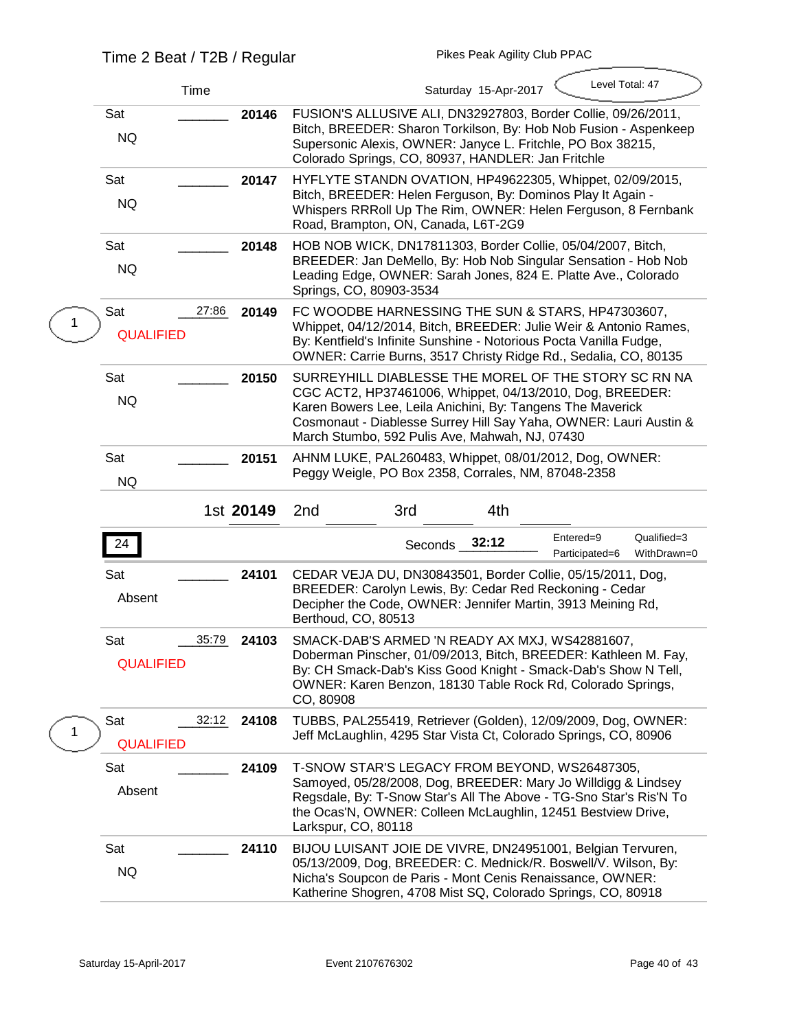# Time 2 Beat / T2B / Regular

Pikes Peak Agility Club PPAC

Saturday 15-Apr-2017 — Level Total: 47

| Place | Day / Result | Time | Armband | Entry |
|---|---|---|---|---|
| | Sat NQ | _______ | 20146 | FUSION'S ALLUSIVE ALI, DN32927803, Border Collie, 09/26/2011, Bitch, BREEDER: Sharon Torkilson, By: Hob Nob Fusion - Aspenkeep Supersonic Alexis, OWNER: Janyce L. Fritchle, PO Box 38215, Colorado Springs, CO, 80937, HANDLER: Jan Fritchle |
| | Sat NQ | _______ | 20147 | HYFLYTE STANDN OVATION, HP49622305, Whippet, 02/09/2015, Bitch, BREEDER: Helen Ferguson, By: Dominos Play It Again - Whispers RRRoll Up The Rim, OWNER: Helen Ferguson, 8 Fernbank Road, Brampton, ON, Canada, L6T-2G9 |
| | Sat NQ | _______ | 20148 | HOB NOB WICK, DN17811303, Border Collie, 05/04/2007, Bitch, BREEDER: Jan DeMello, By: Hob Nob Singular Sensation - Hob Nob Leading Edge, OWNER: Sarah Jones, 824 E. Platte Ave., Colorado Springs, CO, 80903-3534 |
| 1 | Sat QUALIFIED | 27:86 | 20149 | FC WOODBE HARNESSING THE SUN & STARS, HP47303607, Whippet, 04/12/2014, Bitch, BREEDER: Julie Weir & Antonio Rames, By: Kentfield's Infinite Sunshine - Notorious Pocta Vanilla Fudge, OWNER: Carrie Burns, 3517 Christy Ridge Rd., Sedalia, CO, 80135 |
| | Sat NQ | _______ | 20150 | SURREYHILL DIABLESSE THE MOREL OF THE STORY SC RN NA CGC ACT2, HP37461006, Whippet, 04/13/2010, Dog, BREEDER: Karen Bowers Lee, Leila Anichini, By: Tangens The Maverick Cosmonaut - Diablesse Surrey Hill Say Yaha, OWNER: Lauri Austin & March Stumbo, 592 Pulis Ave, Mahwah, NJ, 07430 |
| | Sat NQ | _______ | 20151 | AHNM LUKE, PAL260483, Whippet, 08/01/2012, Dog, OWNER: Peggy Weigle, PO Box 2358, Corrales, NM, 87048-2358 |

1st **20149** 2nd _______ 3rd _______ 4th _______

**24** — Seconds **32:12** — Entered=9, Qualified=3, Participated=6, WithDrawn=0

| Place | Day / Result | Time | Armband | Entry |
|---|---|---|---|---|
| | Sat Absent | _______ | 24101 | CEDAR VEJA DU, DN30843501, Border Collie, 05/15/2011, Dog, BREEDER: Carolyn Lewis, By: Cedar Red Reckoning - Cedar Decipher the Code, OWNER: Jennifer Martin, 3913 Meining Rd, Berthoud, CO, 80513 |
| | Sat QUALIFIED | 35:79 | 24103 | SMACK-DAB'S ARMED 'N READY AX MXJ, WS42881607, Doberman Pinscher, 01/09/2013, Bitch, BREEDER: Kathleen M. Fay, By: CH Smack-Dab's Kiss Good Knight - Smack-Dab's Show N Tell, OWNER: Karen Benzon, 18130 Table Rock Rd, Colorado Springs, CO, 80908 |
| 1 | Sat QUALIFIED | 32:12 | 24108 | TUBBS, PAL255419, Retriever (Golden), 12/09/2009, Dog, OWNER: Jeff McLaughlin, 4295 Star Vista Ct, Colorado Springs, CO, 80906 |
| | Sat Absent | _______ | 24109 | T-SNOW STAR'S LEGACY FROM BEYOND, WS26487305, Samoyed, 05/28/2008, Dog, BREEDER: Mary Jo Willdigg & Lindsey Regsdale, By: T-Snow Star's All The Above - TG-Sno Star's Ris'N To the Ocas'N, OWNER: Colleen McLaughlin, 12451 Bestview Drive, Larkspur, CO, 80118 |
| | Sat NQ | _______ | 24110 | BIJOU LUISANT JOIE DE VIVRE, DN24951001, Belgian Tervuren, 05/13/2009, Dog, BREEDER: C. Mednick/R. Boswell/V. Wilson, By: Nicha's Soupcon de Paris - Mont Cenis Renaissance, OWNER: Katherine Shogren, 4708 Mist SQ, Colorado Springs, CO, 80918 |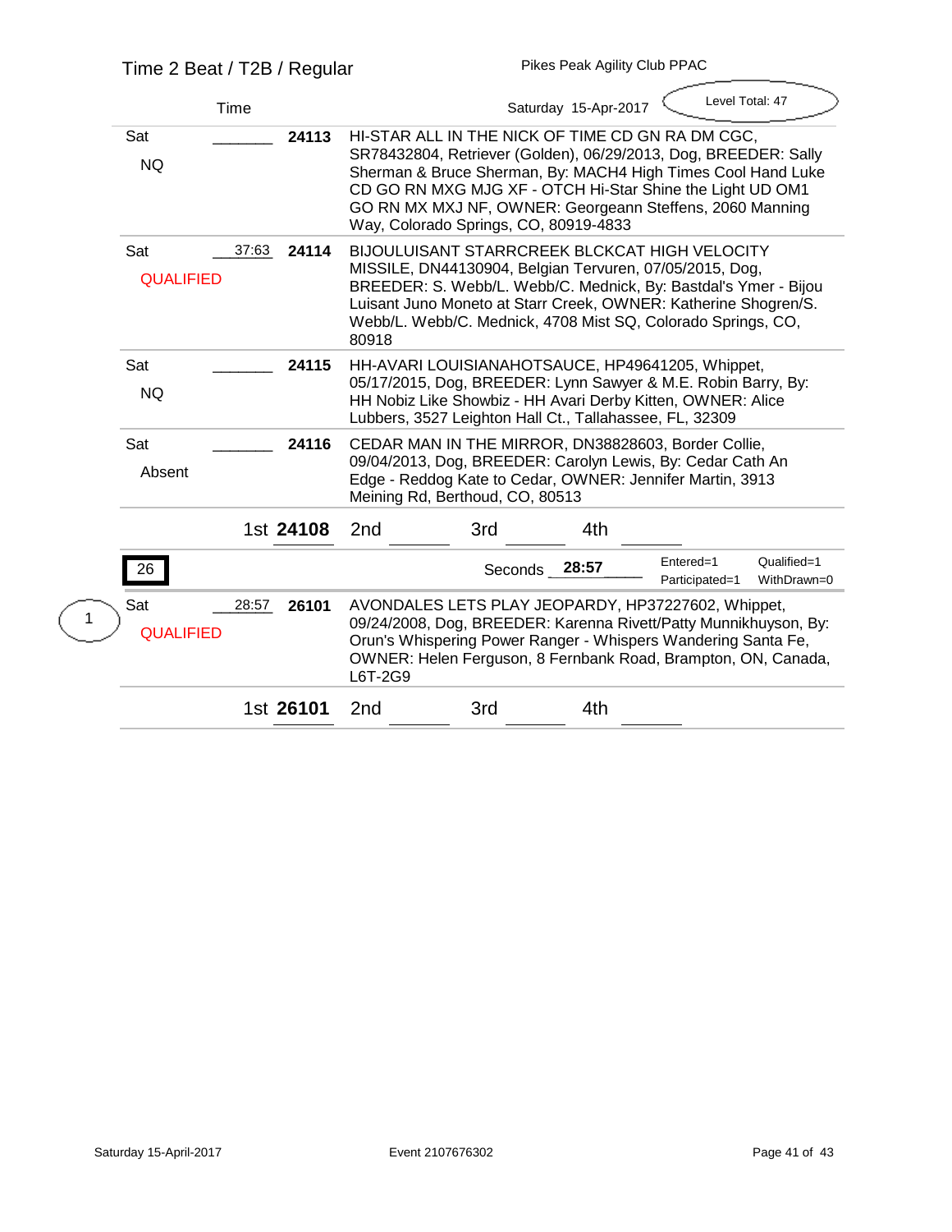Time 2 Beat / T2B / Regular

Pikes Peak Agility Club PPAC

Saturday 15-Apr-2017

Level Total: 47

| Time | | | |
|---|---|---|---|
| Sat NQ | _______ | **24113** | HI-STAR ALL IN THE NICK OF TIME CD GN RA DM CGC, SR78432804, Retriever (Golden), 06/29/2013, Dog, BREEDER: Sally Sherman & Bruce Sherman, By: MACH4 High Times Cool Hand Luke CD GO RN MXG MJG XF - OTCH Hi-Star Shine the Light UD OM1 GO RN MX MXJ NF, OWNER: Georgeann Steffens, 2060 Manning Way, Colorado Springs, CO, 80919-4833 |
| Sat QUALIFIED | 37:63 | **24114** | BIJOULUISANT STARRCREEK BLCKCAT HIGH VELOCITY MISSILE, DN44130904, Belgian Tervuren, 07/05/2015, Dog, BREEDER: S. Webb/L. Webb/C. Mednick, By: Bastdal's Ymer - Bijou Luisant Juno Moneto at Starr Creek, OWNER: Katherine Shogren/S. Webb/L. Webb/C. Mednick, 4708 Mist SQ, Colorado Springs, CO, 80918 |
| Sat NQ | _______ | **24115** | HH-AVARI LOUISIANAHOTSAUCE, HP49641205, Whippet, 05/17/2015, Dog, BREEDER: Lynn Sawyer & M.E. Robin Barry, By: HH Nobiz Like Showbiz - HH Avari Derby Kitten, OWNER: Alice Lubbers, 3527 Leighton Hall Ct., Tallahassee, FL, 32309 |
| Sat Absent | _______ | **24116** | CEDAR MAN IN THE MIRROR, DN38828603, Border Collie, 09/04/2013, Dog, BREEDER: Carolyn Lewis, By: Cedar Cath An Edge - Reddog Kate to Cedar, OWNER: Jennifer Martin, 3913 Meining Rd, Berthoud, CO, 80513 |

1st **24108** 2nd _______ 3rd _______ 4th _______

**26** Seconds **28:57** Entered=1 Qualified=1 Participated=1 WithDrawn=0

| | | | |
|---|---|---|---|
| 1 Sat QUALIFIED | 28:57 | **26101** | AVONDALES LETS PLAY JEOPARDY, HP37227602, Whippet, 09/24/2008, Dog, BREEDER: Karenna Rivett/Patty Munnikhuyson, By: Orun's Whispering Power Ranger - Whispers Wandering Santa Fe, OWNER: Helen Ferguson, 8 Fernbank Road, Brampton, ON, Canada, L6T-2G9 |

1st **26101** 2nd _______ 3rd _______ 4th _______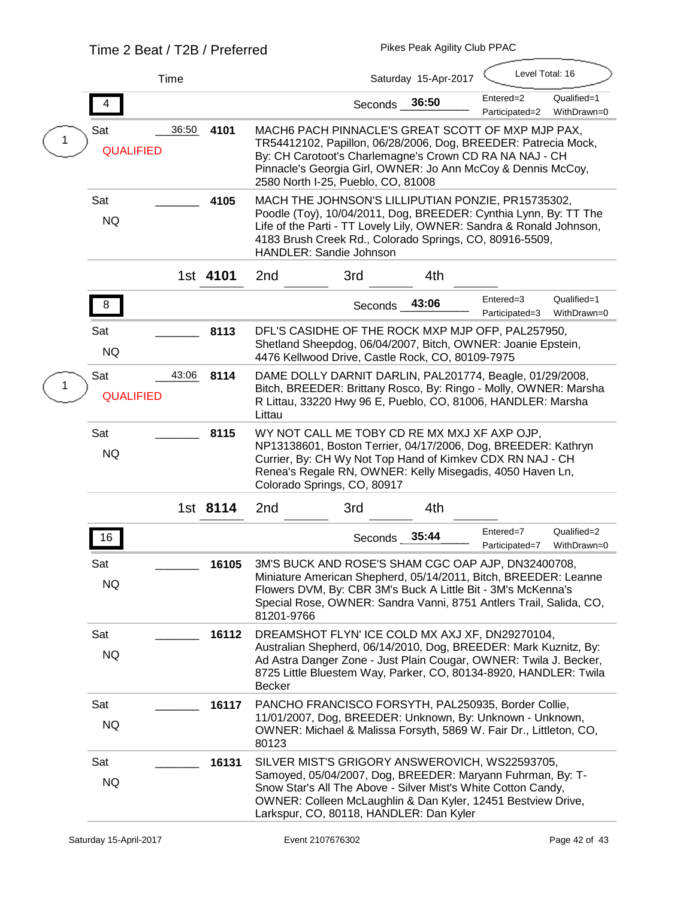## Time 2 Beat / T2B / Preferred

Pikes Peak Agility Club PPAC

Time — Saturday 15-Apr-2017 — Level Total: 16

### 4

Seconds **36:50** — Entered=2, Qualified=1, Participated=2, WithDrawn=0

| Place | Day | Time | Armband | Dog |
|---|---|---|---|---|
| 1 | Sat QUALIFIED | 36:50 | **4101** | MACH6 PACH PINNACLE'S GREAT SCOTT OF MXP MJP PAX, TR54412102, Papillon, 06/28/2006, Dog, BREEDER: Patrecia Mock, By: CH Carotoot's Charlemagne's Crown CD RA NA NAJ - CH Pinnacle's Georgia Girl, OWNER: Jo Ann McCoy & Dennis McCoy, 2580 North I-25, Pueblo, CO, 81008 |
| | Sat NQ | ______ | **4105** | MACH THE JOHNSON'S LILLIPUTIAN PONZIE, PR15735302, Poodle (Toy), 10/04/2011, Dog, BREEDER: Cynthia Lynn, By: TT The Life of the Parti - TT Lovely Lily, OWNER: Sandra & Ronald Johnson, 4183 Brush Creek Rd., Colorado Springs, CO, 80916-5509, HANDLER: Sandie Johnson |

1st **4101** 2nd ______ 3rd ______ 4th ______

### 8

Seconds **43:06** — Entered=3, Qualified=1, Participated=3, WithDrawn=0

| Place | Day | Time | Armband | Dog |
|---|---|---|---|---|
| | Sat NQ | ______ | **8113** | DFL'S CASIDHE OF THE ROCK MXP MJP OFP, PAL257950, Shetland Sheepdog, 06/04/2007, Bitch, OWNER: Joanie Epstein, 4476 Kellwood Drive, Castle Rock, CO, 80109-7975 |
| 1 | Sat QUALIFIED | 43:06 | **8114** | DAME DOLLY DARNIT DARLIN, PAL201774, Beagle, 01/29/2008, Bitch, BREEDER: Brittany Rosco, By: Ringo - Molly, OWNER: Marsha R Littau, 33220 Hwy 96 E, Pueblo, CO, 81006, HANDLER: Marsha Littau |
| | Sat NQ | ______ | **8115** | WY NOT CALL ME TOBY CD RE MX MXJ XF AXP OJP, NP13138601, Boston Terrier, 04/17/2006, Dog, BREEDER: Kathryn Currier, By: CH Wy Not Top Hand of Kimkev CDX RN NAJ - CH Renea's Regale RN, OWNER: Kelly Misegadis, 4050 Haven Ln, Colorado Springs, CO, 80917 |

1st **8114** 2nd ______ 3rd ______ 4th ______

### 16

Seconds **35:44** — Entered=7, Qualified=2, Participated=7, WithDrawn=0

| Place | Day | Time | Armband | Dog |
|---|---|---|---|---|
| | Sat NQ | ______ | **16105** | 3M'S BUCK AND ROSE'S SHAM CGC OAP AJP, DN32400708, Miniature American Shepherd, 05/14/2011, Bitch, BREEDER: Leanne Flowers DVM, By: CBR 3M's Buck A Little Bit - 3M's McKenna's Special Rose, OWNER: Sandra Vanni, 8751 Antlers Trail, Salida, CO, 81201-9766 |
| | Sat NQ | ______ | **16112** | DREAMSHOT FLYN' ICE COLD MX AXJ XF, DN29270104, Australian Shepherd, 06/14/2010, Dog, BREEDER: Mark Kuznitz, By: Ad Astra Danger Zone - Just Plain Cougar, OWNER: Twila J. Becker, 8725 Little Bluestem Way, Parker, CO, 80134-8920, HANDLER: Twila Becker |
| | Sat NQ | ______ | **16117** | PANCHO FRANCISCO FORSYTH, PAL250935, Border Collie, 11/01/2007, Dog, BREEDER: Unknown, By: Unknown - Unknown, OWNER: Michael & Malissa Forsyth, 5869 W. Fair Dr., Littleton, CO, 80123 |
| | Sat NQ | ______ | **16131** | SILVER MIST'S GRIGORY ANSWEROVICH, WS22593705, Samoyed, 05/04/2007, Dog, BREEDER: Maryann Fuhrman, By: T-Snow Star's All The Above - Silver Mist's White Cotton Candy, OWNER: Colleen McLaughlin & Dan Kyler, 12451 Bestview Drive, Larkspur, CO, 80118, HANDLER: Dan Kyler |

Event 2107676302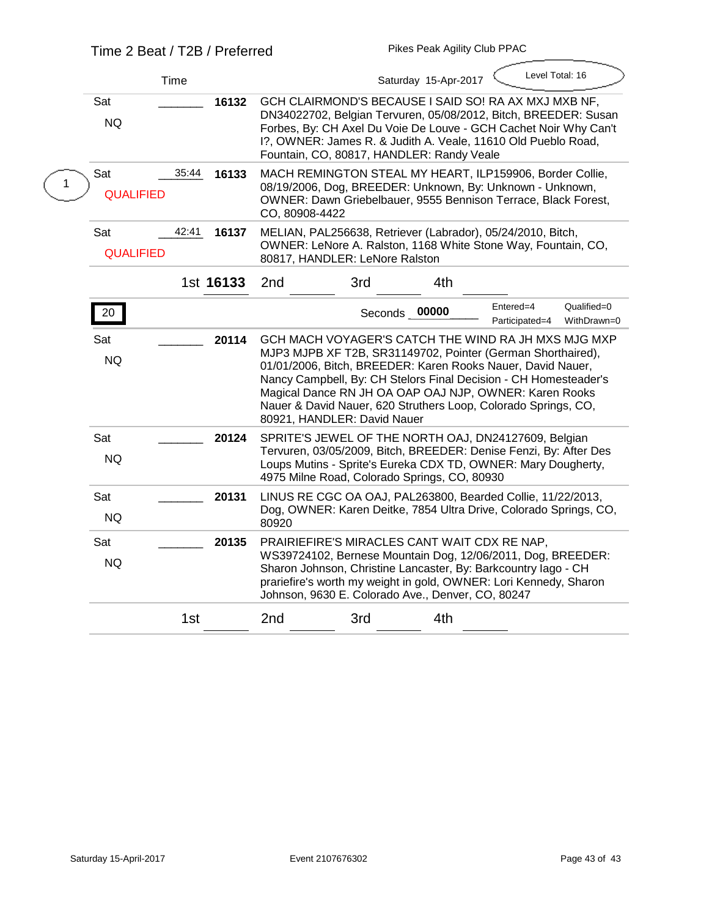Time 2 Beat / T2B / Preferred

Pikes Peak Agility Club PPAC

Saturday 15-Apr-2017

Level Total: 16

| | Time | | |
|---|---|---|---|
| Sat<br>NQ | _______ | **16132** | GCH CLAIRMOND'S BECAUSE I SAID SO! RA AX MXJ MXB NF, DN34022702, Belgian Tervuren, 05/08/2012, Bitch, BREEDER: Susan Forbes, By: CH Axel Du Voie De Louve - GCH Cachet Noir Why Can't I?, OWNER: James R. & Judith A. Veale, 11610 Old Pueblo Road, Fountain, CO, 80817, HANDLER: Randy Veale |
| 1 Sat<br>QUALIFIED | 35:44 | **16133** | MACH REMINGTON STEAL MY HEART, ILP159906, Border Collie, 08/19/2006, Dog, BREEDER: Unknown, By: Unknown - Unknown, OWNER: Dawn Griebelbauer, 9555 Bennison Terrace, Black Forest, CO, 80908-4422 |
| Sat<br>QUALIFIED | 42:41 | **16137** | MELIAN, PAL256638, Retriever (Labrador), 05/24/2010, Bitch, OWNER: LeNore A. Ralston, 1168 White Stone Way, Fountain, CO, 80817, HANDLER: LeNore Ralston |

1st **16133** 2nd _______ 3rd _______ 4th _______

**20**

Seconds **00000**

Entered=4 Qualified=0 Participated=4 WithDrawn=0

| | | | |
|---|---|---|---|
| Sat<br>NQ | _______ | **20114** | GCH MACH VOYAGER'S CATCH THE WIND RA JH MXS MJG MXP MJP3 MJPB XF T2B, SR31149702, Pointer (German Shorthaired), 01/01/2006, Bitch, BREEDER: Karen Rooks Nauer, David Nauer, Nancy Campbell, By: CH Stelors Final Decision - CH Homesteader's Magical Dance RN JH OA OAP OAJ NJP, OWNER: Karen Rooks Nauer & David Nauer, 620 Struthers Loop, Colorado Springs, CO, 80921, HANDLER: David Nauer |
| Sat<br>NQ | _______ | **20124** | SPRITE'S JEWEL OF THE NORTH OAJ, DN24127609, Belgian Tervuren, 03/05/2009, Bitch, BREEDER: Denise Fenzi, By: After Des Loups Mutins - Sprite's Eureka CDX TD, OWNER: Mary Dougherty, 4975 Milne Road, Colorado Springs, CO, 80930 |
| Sat<br>NQ | _______ | **20131** | LINUS RE CGC OA OAJ, PAL263800, Bearded Collie, 11/22/2013, Dog, OWNER: Karen Deitke, 7854 Ultra Drive, Colorado Springs, CO, 80920 |
| Sat<br>NQ | _______ | **20135** | PRAIRIEFIRE'S MIRACLES CANT WAIT CDX RE NAP, WS39724102, Bernese Mountain Dog, 12/06/2011, Dog, BREEDER: Sharon Johnson, Christine Lancaster, By: Barkcountry Iago - CH prariefire's worth my weight in gold, OWNER: Lori Kennedy, Sharon Johnson, 9630 E. Colorado Ave., Denver, CO, 80247 |

1st _______ 2nd _______ 3rd _______ 4th _______